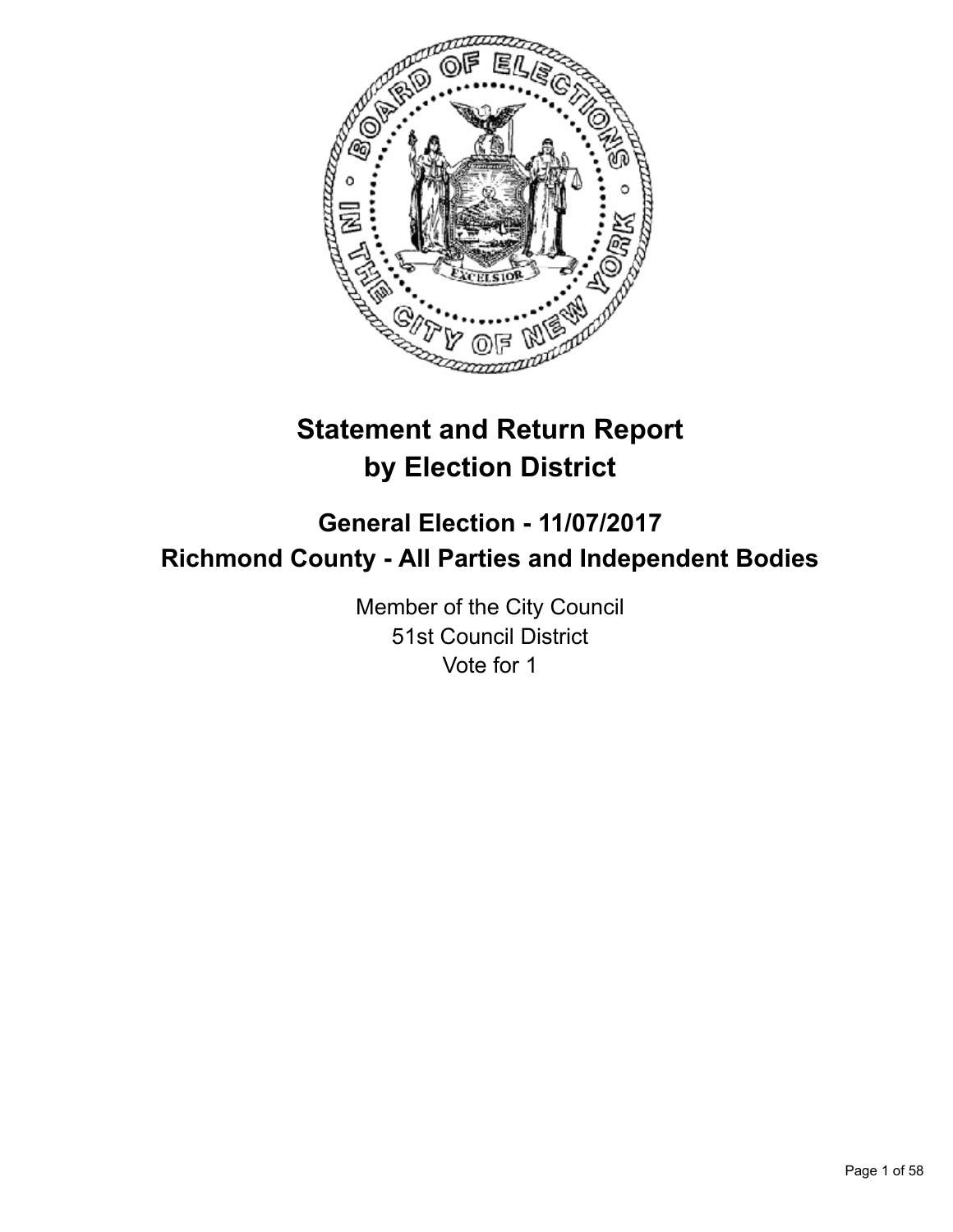# Statement and Return Report by Election District

## General Election - 11/07/2017
## Richmond County - All Parties and Independent Bodies

Member of the City Council
51st Council District
Vote for 1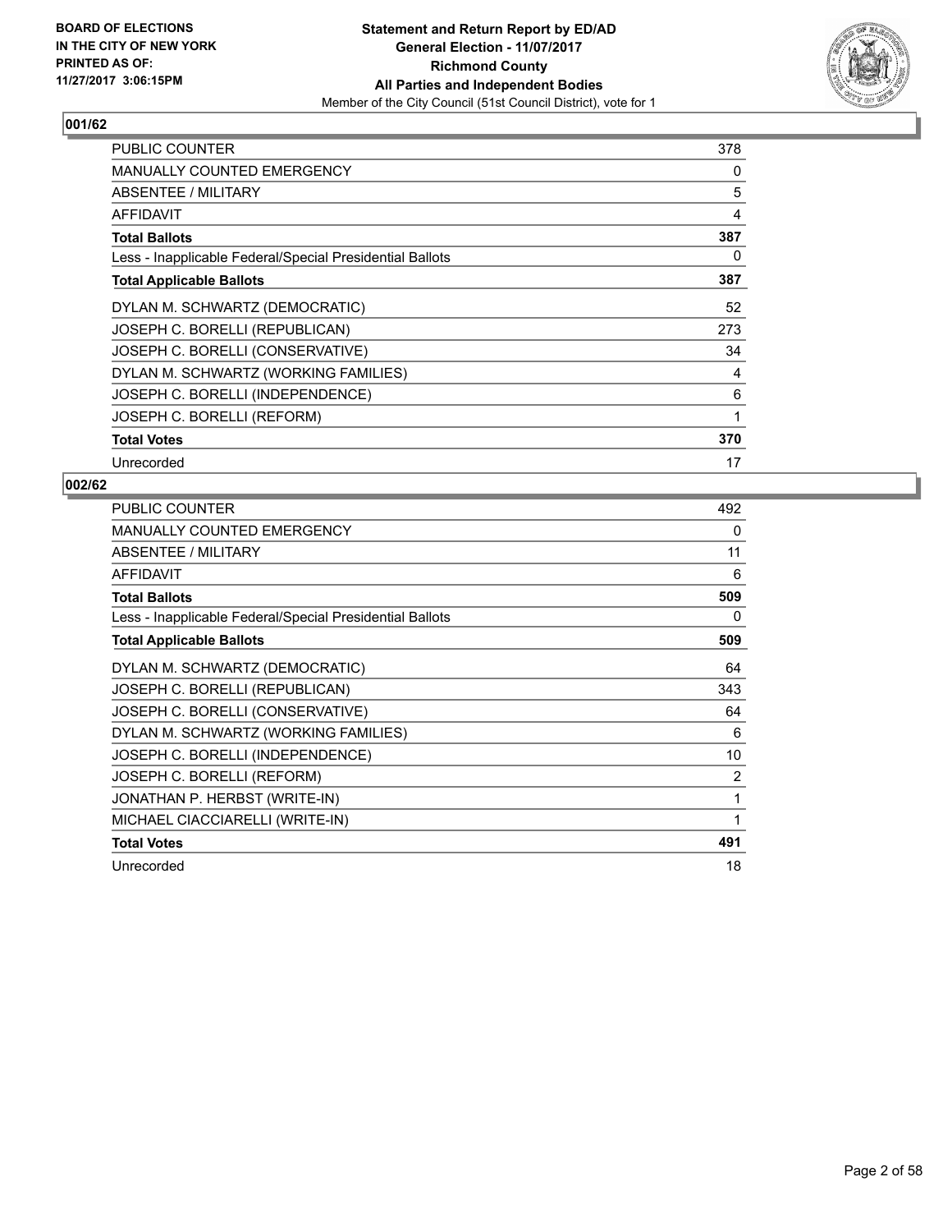BOARD OF ELECTIONS
IN THE CITY OF NEW YORK
PRINTED AS OF:
11/27/2017 3:06:15PM

**Statement and Return Report by ED/AD**
**General Election - 11/07/2017**
**Richmond County**
**All Parties and Independent Bodies**
Member of the City Council (51st Council District), vote for 1

## 001/62

| | |
|---|---|
| PUBLIC COUNTER | 378 |
| MANUALLY COUNTED EMERGENCY | 0 |
| ABSENTEE / MILITARY | 5 |
| AFFIDAVIT | 4 |
| **Total Ballots** | **387** |
| Less - Inapplicable Federal/Special Presidential Ballots | 0 |
| **Total Applicable Ballots** | **387** |
| DYLAN M. SCHWARTZ (DEMOCRATIC) | 52 |
| JOSEPH C. BORELLI (REPUBLICAN) | 273 |
| JOSEPH C. BORELLI (CONSERVATIVE) | 34 |
| DYLAN M. SCHWARTZ (WORKING FAMILIES) | 4 |
| JOSEPH C. BORELLI (INDEPENDENCE) | 6 |
| JOSEPH C. BORELLI (REFORM) | 1 |
| **Total Votes** | **370** |
| Unrecorded | 17 |

## 002/62

| | |
|---|---|
| PUBLIC COUNTER | 492 |
| MANUALLY COUNTED EMERGENCY | 0 |
| ABSENTEE / MILITARY | 11 |
| AFFIDAVIT | 6 |
| **Total Ballots** | **509** |
| Less - Inapplicable Federal/Special Presidential Ballots | 0 |
| **Total Applicable Ballots** | **509** |
| DYLAN M. SCHWARTZ (DEMOCRATIC) | 64 |
| JOSEPH C. BORELLI (REPUBLICAN) | 343 |
| JOSEPH C. BORELLI (CONSERVATIVE) | 64 |
| DYLAN M. SCHWARTZ (WORKING FAMILIES) | 6 |
| JOSEPH C. BORELLI (INDEPENDENCE) | 10 |
| JOSEPH C. BORELLI (REFORM) | 2 |
| JONATHAN P. HERBST (WRITE-IN) | 1 |
| MICHAEL CIACCIARELLI (WRITE-IN) | 1 |
| **Total Votes** | **491** |
| Unrecorded | 18 |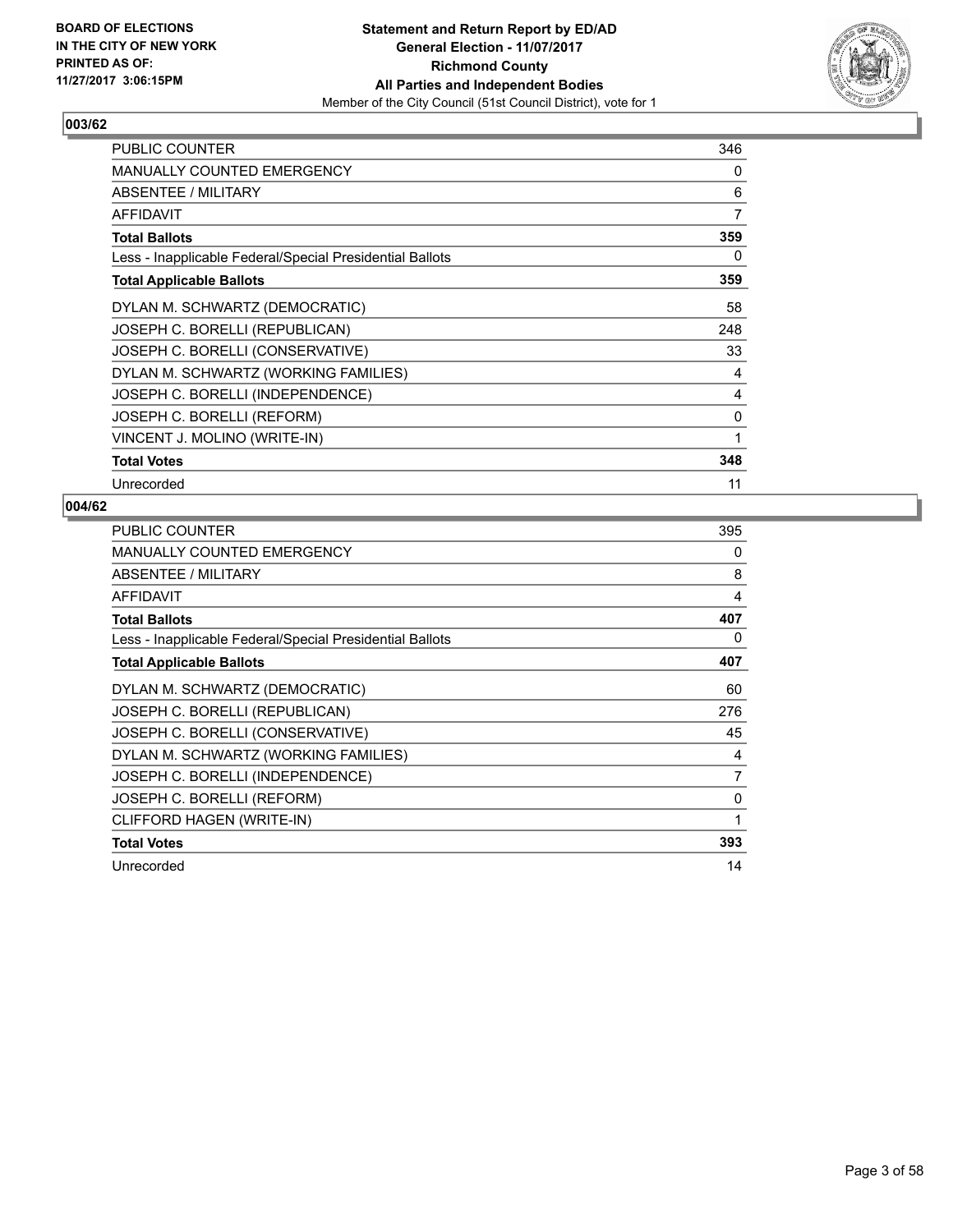**BOARD OF ELECTIONS IN THE CITY OF NEW YORK PRINTED AS OF: 11/27/2017 3:06:15PM**

**Statement and Return Report by ED/AD**
**General Election - 11/07/2017**
**Richmond County**
**All Parties and Independent Bodies**
Member of the City Council (51st Council District), vote for 1

## 003/62

| | |
|---|---|
| PUBLIC COUNTER | 346 |
| MANUALLY COUNTED EMERGENCY | 0 |
| ABSENTEE / MILITARY | 6 |
| AFFIDAVIT | 7 |
| **Total Ballots** | **359** |
| Less - Inapplicable Federal/Special Presidential Ballots | 0 |
| **Total Applicable Ballots** | **359** |
| DYLAN M. SCHWARTZ (DEMOCRATIC) | 58 |
| JOSEPH C. BORELLI (REPUBLICAN) | 248 |
| JOSEPH C. BORELLI (CONSERVATIVE) | 33 |
| DYLAN M. SCHWARTZ (WORKING FAMILIES) | 4 |
| JOSEPH C. BORELLI (INDEPENDENCE) | 4 |
| JOSEPH C. BORELLI (REFORM) | 0 |
| VINCENT J. MOLINO (WRITE-IN) | 1 |
| **Total Votes** | **348** |
| Unrecorded | 11 |

## 004/62

| | |
|---|---|
| PUBLIC COUNTER | 395 |
| MANUALLY COUNTED EMERGENCY | 0 |
| ABSENTEE / MILITARY | 8 |
| AFFIDAVIT | 4 |
| **Total Ballots** | **407** |
| Less - Inapplicable Federal/Special Presidential Ballots | 0 |
| **Total Applicable Ballots** | **407** |
| DYLAN M. SCHWARTZ (DEMOCRATIC) | 60 |
| JOSEPH C. BORELLI (REPUBLICAN) | 276 |
| JOSEPH C. BORELLI (CONSERVATIVE) | 45 |
| DYLAN M. SCHWARTZ (WORKING FAMILIES) | 4 |
| JOSEPH C. BORELLI (INDEPENDENCE) | 7 |
| JOSEPH C. BORELLI (REFORM) | 0 |
| CLIFFORD HAGEN (WRITE-IN) | 1 |
| **Total Votes** | **393** |
| Unrecorded | 14 |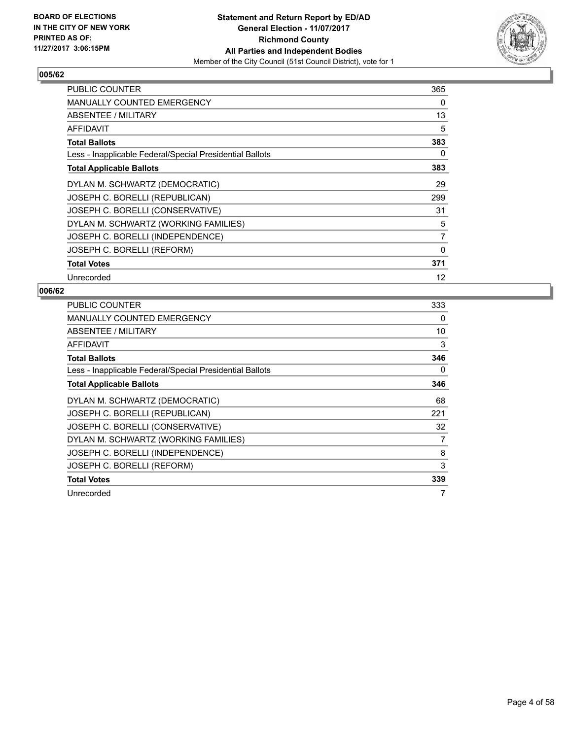**BOARD OF ELECTIONS IN THE CITY OF NEW YORK PRINTED AS OF: 11/27/2017 3:06:15PM**

**Statement and Return Report by ED/AD General Election - 11/07/2017 Richmond County All Parties and Independent Bodies**

Member of the City Council (51st Council District), vote for 1

## 005/62

| | |
|---|---|
| PUBLIC COUNTER | 365 |
| MANUALLY COUNTED EMERGENCY | 0 |
| ABSENTEE / MILITARY | 13 |
| AFFIDAVIT | 5 |
| **Total Ballots** | **383** |
| Less - Inapplicable Federal/Special Presidential Ballots | 0 |
| **Total Applicable Ballots** | **383** |
| DYLAN M. SCHWARTZ (DEMOCRATIC) | 29 |
| JOSEPH C. BORELLI (REPUBLICAN) | 299 |
| JOSEPH C. BORELLI (CONSERVATIVE) | 31 |
| DYLAN M. SCHWARTZ (WORKING FAMILIES) | 5 |
| JOSEPH C. BORELLI (INDEPENDENCE) | 7 |
| JOSEPH C. BORELLI (REFORM) | 0 |
| **Total Votes** | **371** |
| Unrecorded | 12 |

## 006/62

| | |
|---|---|
| PUBLIC COUNTER | 333 |
| MANUALLY COUNTED EMERGENCY | 0 |
| ABSENTEE / MILITARY | 10 |
| AFFIDAVIT | 3 |
| **Total Ballots** | **346** |
| Less - Inapplicable Federal/Special Presidential Ballots | 0 |
| **Total Applicable Ballots** | **346** |
| DYLAN M. SCHWARTZ (DEMOCRATIC) | 68 |
| JOSEPH C. BORELLI (REPUBLICAN) | 221 |
| JOSEPH C. BORELLI (CONSERVATIVE) | 32 |
| DYLAN M. SCHWARTZ (WORKING FAMILIES) | 7 |
| JOSEPH C. BORELLI (INDEPENDENCE) | 8 |
| JOSEPH C. BORELLI (REFORM) | 3 |
| **Total Votes** | **339** |
| Unrecorded | 7 |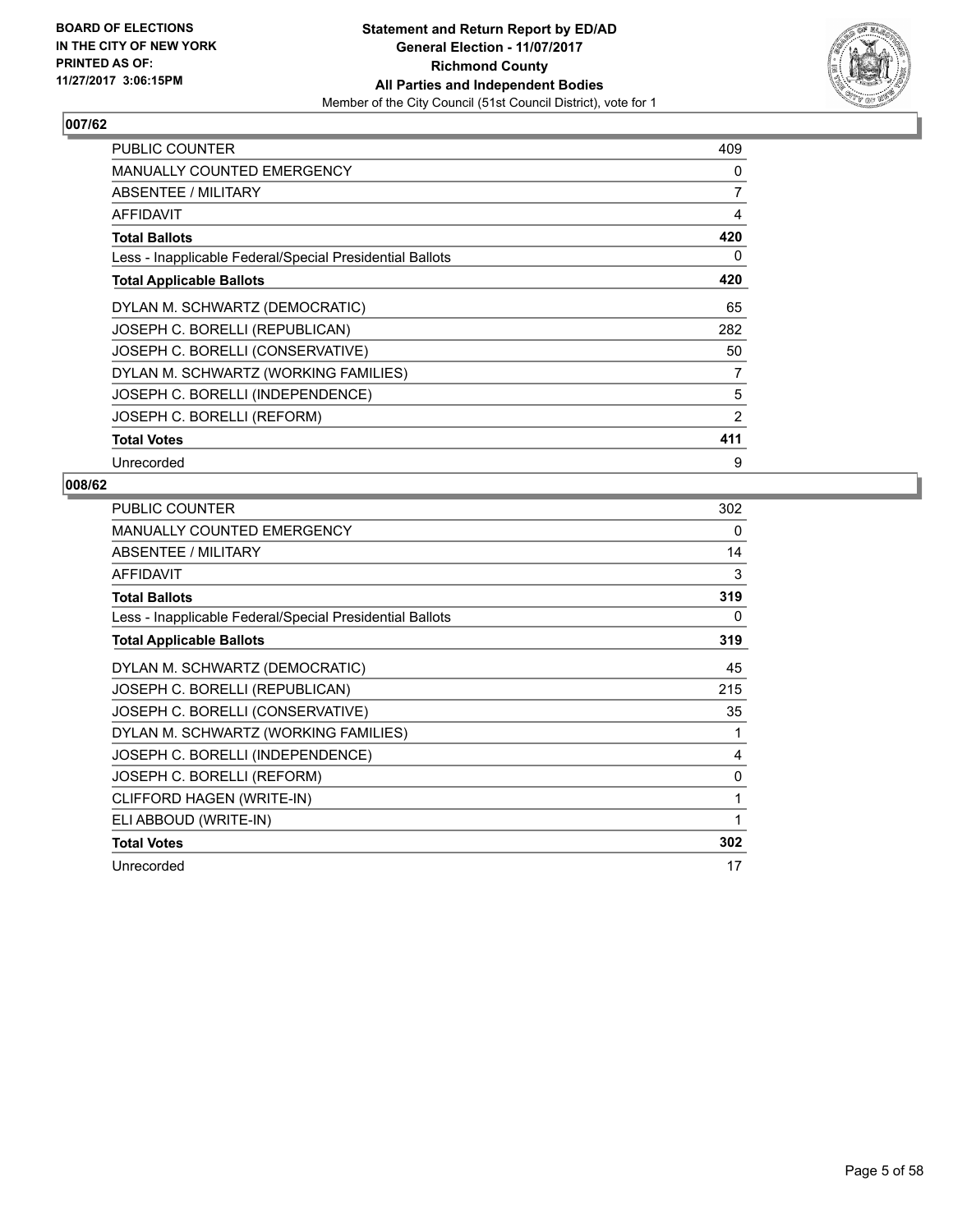## 007/62

| | |
|---|---|
| PUBLIC COUNTER | 409 |
| MANUALLY COUNTED EMERGENCY | 0 |
| ABSENTEE / MILITARY | 7 |
| AFFIDAVIT | 4 |
| **Total Ballots** | **420** |
| Less - Inapplicable Federal/Special Presidential Ballots | 0 |
| **Total Applicable Ballots** | **420** |
| DYLAN M. SCHWARTZ (DEMOCRATIC) | 65 |
| JOSEPH C. BORELLI (REPUBLICAN) | 282 |
| JOSEPH C. BORELLI (CONSERVATIVE) | 50 |
| DYLAN M. SCHWARTZ (WORKING FAMILIES) | 7 |
| JOSEPH C. BORELLI (INDEPENDENCE) | 5 |
| JOSEPH C. BORELLI (REFORM) | 2 |
| **Total Votes** | **411** |
| Unrecorded | 9 |

## 008/62

| | |
|---|---|
| PUBLIC COUNTER | 302 |
| MANUALLY COUNTED EMERGENCY | 0 |
| ABSENTEE / MILITARY | 14 |
| AFFIDAVIT | 3 |
| **Total Ballots** | **319** |
| Less - Inapplicable Federal/Special Presidential Ballots | 0 |
| **Total Applicable Ballots** | **319** |
| DYLAN M. SCHWARTZ (DEMOCRATIC) | 45 |
| JOSEPH C. BORELLI (REPUBLICAN) | 215 |
| JOSEPH C. BORELLI (CONSERVATIVE) | 35 |
| DYLAN M. SCHWARTZ (WORKING FAMILIES) | 1 |
| JOSEPH C. BORELLI (INDEPENDENCE) | 4 |
| JOSEPH C. BORELLI (REFORM) | 0 |
| CLIFFORD HAGEN (WRITE-IN) | 1 |
| ELI ABBOUD (WRITE-IN) | 1 |
| **Total Votes** | **302** |
| Unrecorded | 17 |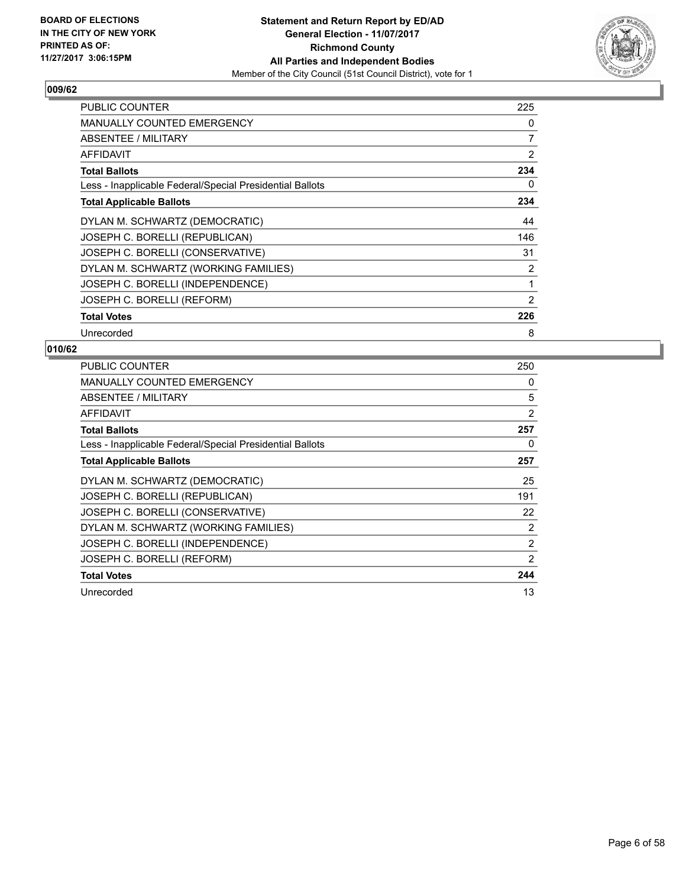**Statement and Return Report by ED/AD**
**General Election - 11/07/2017**
**Richmond County**
**All Parties and Independent Bodies**
Member of the City Council (51st Council District), vote for 1

BOARD OF ELECTIONS IN THE CITY OF NEW YORK PRINTED AS OF: 11/27/2017 3:06:15PM

## 009/62

| | |
|---|---|
| PUBLIC COUNTER | 225 |
| MANUALLY COUNTED EMERGENCY | 0 |
| ABSENTEE / MILITARY | 7 |
| AFFIDAVIT | 2 |
| **Total Ballots** | **234** |
| Less - Inapplicable Federal/Special Presidential Ballots | 0 |
| **Total Applicable Ballots** | **234** |
| DYLAN M. SCHWARTZ (DEMOCRATIC) | 44 |
| JOSEPH C. BORELLI (REPUBLICAN) | 146 |
| JOSEPH C. BORELLI (CONSERVATIVE) | 31 |
| DYLAN M. SCHWARTZ (WORKING FAMILIES) | 2 |
| JOSEPH C. BORELLI (INDEPENDENCE) | 1 |
| JOSEPH C. BORELLI (REFORM) | 2 |
| **Total Votes** | **226** |
| Unrecorded | 8 |

## 010/62

| | |
|---|---|
| PUBLIC COUNTER | 250 |
| MANUALLY COUNTED EMERGENCY | 0 |
| ABSENTEE / MILITARY | 5 |
| AFFIDAVIT | 2 |
| **Total Ballots** | **257** |
| Less - Inapplicable Federal/Special Presidential Ballots | 0 |
| **Total Applicable Ballots** | **257** |
| DYLAN M. SCHWARTZ (DEMOCRATIC) | 25 |
| JOSEPH C. BORELLI (REPUBLICAN) | 191 |
| JOSEPH C. BORELLI (CONSERVATIVE) | 22 |
| DYLAN M. SCHWARTZ (WORKING FAMILIES) | 2 |
| JOSEPH C. BORELLI (INDEPENDENCE) | 2 |
| JOSEPH C. BORELLI (REFORM) | 2 |
| **Total Votes** | **244** |
| Unrecorded | 13 |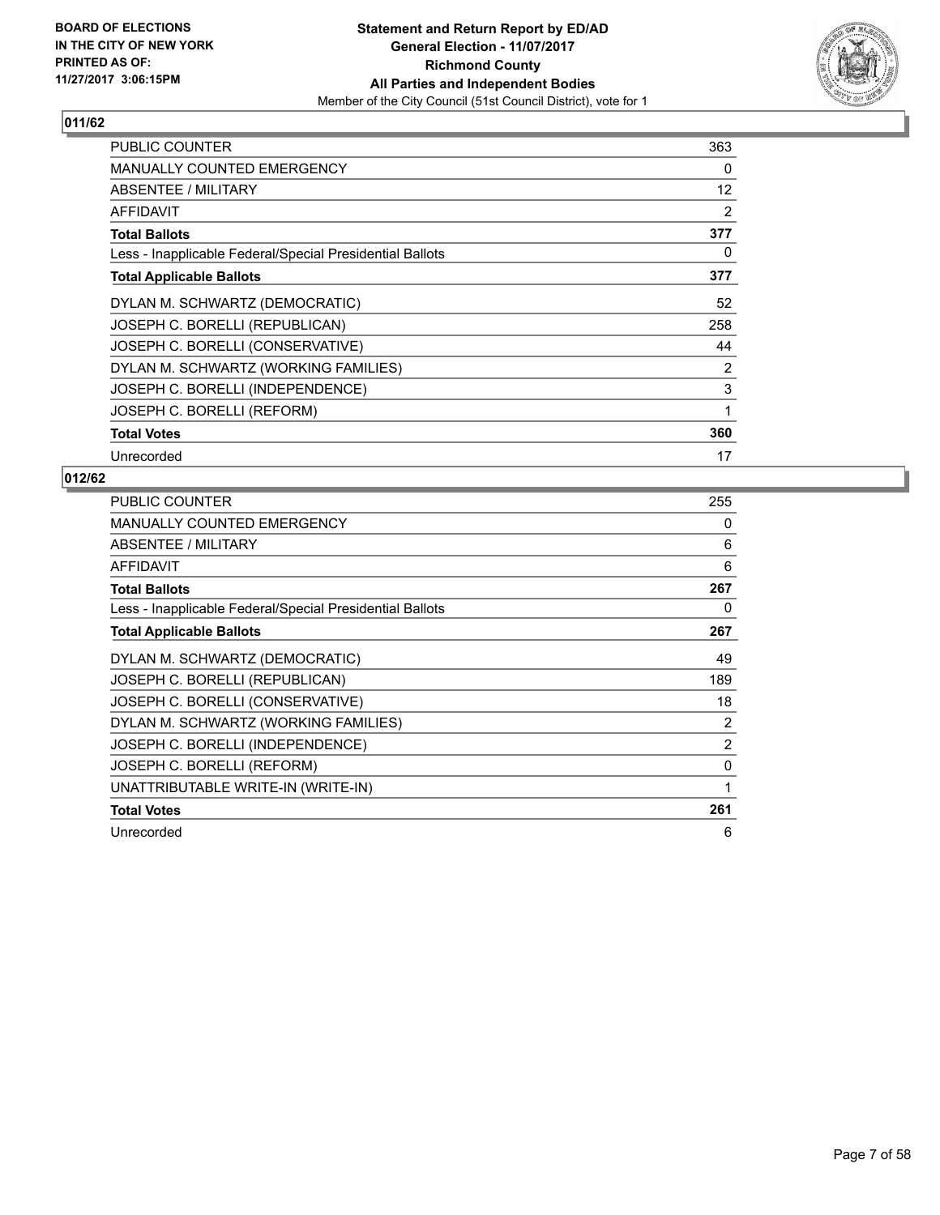BOARD OF ELECTIONS
IN THE CITY OF NEW YORK
PRINTED AS OF:
11/27/2017 3:06:15PM

**Statement and Return Report by ED/AD**
**General Election - 11/07/2017**
**Richmond County**
**All Parties and Independent Bodies**
Member of the City Council (51st Council District), vote for 1

## 011/62

| | |
|---|---|
| PUBLIC COUNTER | 363 |
| MANUALLY COUNTED EMERGENCY | 0 |
| ABSENTEE / MILITARY | 12 |
| AFFIDAVIT | 2 |
| **Total Ballots** | **377** |
| Less - Inapplicable Federal/Special Presidential Ballots | 0 |
| **Total Applicable Ballots** | **377** |
| DYLAN M. SCHWARTZ (DEMOCRATIC) | 52 |
| JOSEPH C. BORELLI (REPUBLICAN) | 258 |
| JOSEPH C. BORELLI (CONSERVATIVE) | 44 |
| DYLAN M. SCHWARTZ (WORKING FAMILIES) | 2 |
| JOSEPH C. BORELLI (INDEPENDENCE) | 3 |
| JOSEPH C. BORELLI (REFORM) | 1 |
| **Total Votes** | **360** |
| Unrecorded | 17 |

## 012/62

| | |
|---|---|
| PUBLIC COUNTER | 255 |
| MANUALLY COUNTED EMERGENCY | 0 |
| ABSENTEE / MILITARY | 6 |
| AFFIDAVIT | 6 |
| **Total Ballots** | **267** |
| Less - Inapplicable Federal/Special Presidential Ballots | 0 |
| **Total Applicable Ballots** | **267** |
| DYLAN M. SCHWARTZ (DEMOCRATIC) | 49 |
| JOSEPH C. BORELLI (REPUBLICAN) | 189 |
| JOSEPH C. BORELLI (CONSERVATIVE) | 18 |
| DYLAN M. SCHWARTZ (WORKING FAMILIES) | 2 |
| JOSEPH C. BORELLI (INDEPENDENCE) | 2 |
| JOSEPH C. BORELLI (REFORM) | 0 |
| UNATTRIBUTABLE WRITE-IN (WRITE-IN) | 1 |
| **Total Votes** | **261** |
| Unrecorded | 6 |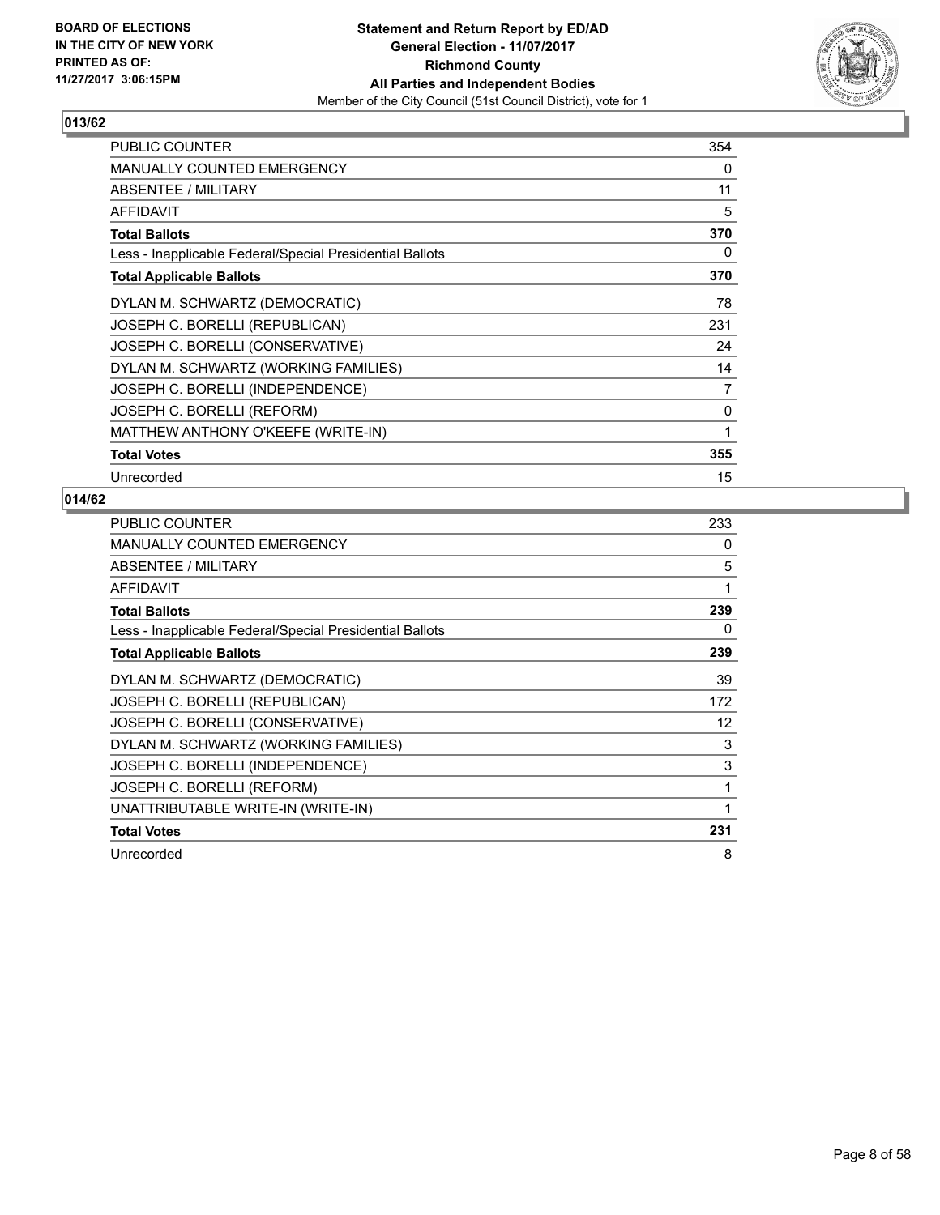BOARD OF ELECTIONS
IN THE CITY OF NEW YORK
PRINTED AS OF:
11/27/2017 3:06:15PM

**Statement and Return Report by ED/AD**
**General Election - 11/07/2017**
**Richmond County**
**All Parties and Independent Bodies**
Member of the City Council (51st Council District), vote for 1

## 013/62

| | |
|---|---|
| PUBLIC COUNTER | 354 |
| MANUALLY COUNTED EMERGENCY | 0 |
| ABSENTEE / MILITARY | 11 |
| AFFIDAVIT | 5 |
| **Total Ballots** | **370** |
| Less - Inapplicable Federal/Special Presidential Ballots | 0 |
| **Total Applicable Ballots** | **370** |
| DYLAN M. SCHWARTZ (DEMOCRATIC) | 78 |
| JOSEPH C. BORELLI (REPUBLICAN) | 231 |
| JOSEPH C. BORELLI (CONSERVATIVE) | 24 |
| DYLAN M. SCHWARTZ (WORKING FAMILIES) | 14 |
| JOSEPH C. BORELLI (INDEPENDENCE) | 7 |
| JOSEPH C. BORELLI (REFORM) | 0 |
| MATTHEW ANTHONY O'KEEFE (WRITE-IN) | 1 |
| **Total Votes** | **355** |
| Unrecorded | 15 |

## 014/62

| | |
|---|---|
| PUBLIC COUNTER | 233 |
| MANUALLY COUNTED EMERGENCY | 0 |
| ABSENTEE / MILITARY | 5 |
| AFFIDAVIT | 1 |
| **Total Ballots** | **239** |
| Less - Inapplicable Federal/Special Presidential Ballots | 0 |
| **Total Applicable Ballots** | **239** |
| DYLAN M. SCHWARTZ (DEMOCRATIC) | 39 |
| JOSEPH C. BORELLI (REPUBLICAN) | 172 |
| JOSEPH C. BORELLI (CONSERVATIVE) | 12 |
| DYLAN M. SCHWARTZ (WORKING FAMILIES) | 3 |
| JOSEPH C. BORELLI (INDEPENDENCE) | 3 |
| JOSEPH C. BORELLI (REFORM) | 1 |
| UNATTRIBUTABLE WRITE-IN (WRITE-IN) | 1 |
| **Total Votes** | **231** |
| Unrecorded | 8 |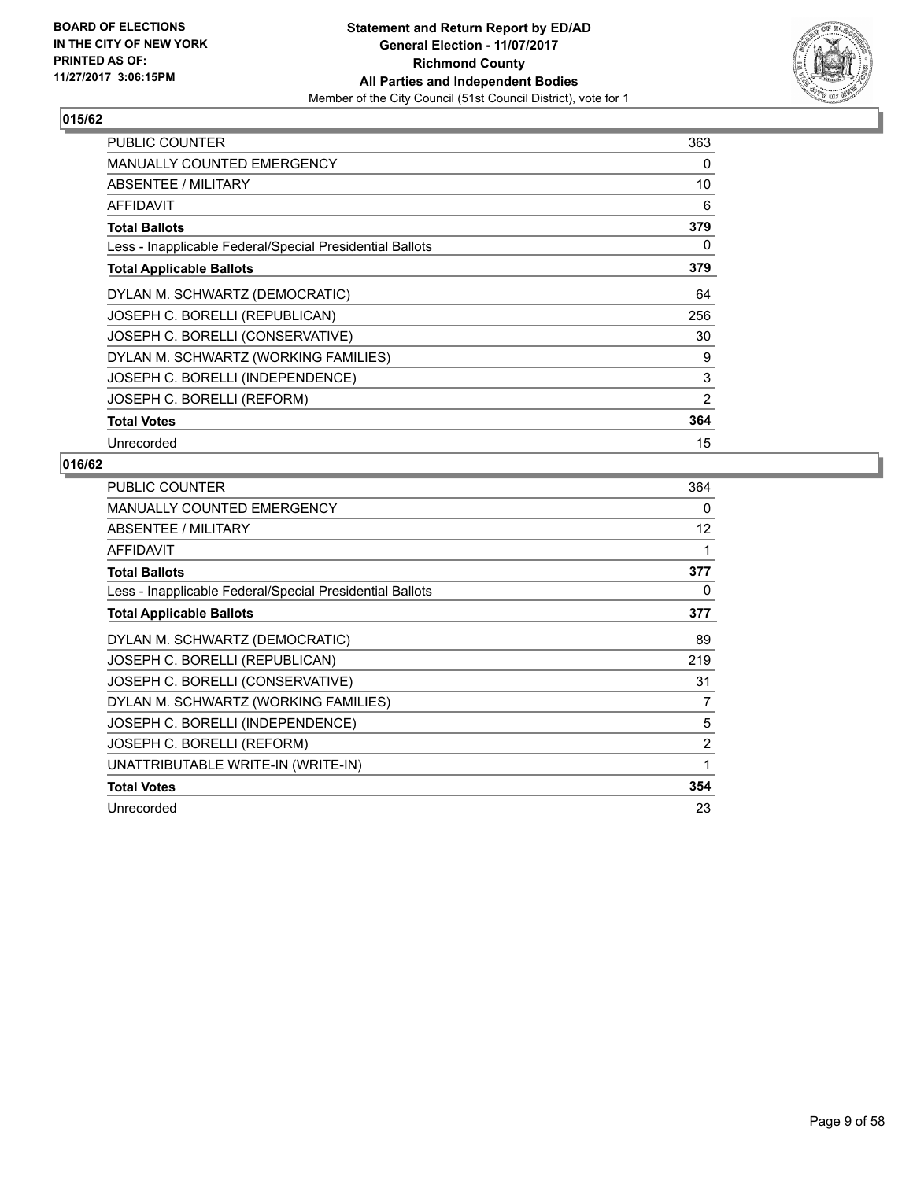**BOARD OF ELECTIONS IN THE CITY OF NEW YORK PRINTED AS OF: 11/27/2017 3:06:15PM**

**Statement and Return Report by ED/AD General Election - 11/07/2017 Richmond County All Parties and Independent Bodies**

Member of the City Council (51st Council District), vote for 1

## 015/62

| | |
|---|---|
| PUBLIC COUNTER | 363 |
| MANUALLY COUNTED EMERGENCY | 0 |
| ABSENTEE / MILITARY | 10 |
| AFFIDAVIT | 6 |
| **Total Ballots** | **379** |
| Less - Inapplicable Federal/Special Presidential Ballots | 0 |
| **Total Applicable Ballots** | **379** |
| DYLAN M. SCHWARTZ (DEMOCRATIC) | 64 |
| JOSEPH C. BORELLI (REPUBLICAN) | 256 |
| JOSEPH C. BORELLI (CONSERVATIVE) | 30 |
| DYLAN M. SCHWARTZ (WORKING FAMILIES) | 9 |
| JOSEPH C. BORELLI (INDEPENDENCE) | 3 |
| JOSEPH C. BORELLI (REFORM) | 2 |
| **Total Votes** | **364** |
| Unrecorded | 15 |

## 016/62

| | |
|---|---|
| PUBLIC COUNTER | 364 |
| MANUALLY COUNTED EMERGENCY | 0 |
| ABSENTEE / MILITARY | 12 |
| AFFIDAVIT | 1 |
| **Total Ballots** | **377** |
| Less - Inapplicable Federal/Special Presidential Ballots | 0 |
| **Total Applicable Ballots** | **377** |
| DYLAN M. SCHWARTZ (DEMOCRATIC) | 89 |
| JOSEPH C. BORELLI (REPUBLICAN) | 219 |
| JOSEPH C. BORELLI (CONSERVATIVE) | 31 |
| DYLAN M. SCHWARTZ (WORKING FAMILIES) | 7 |
| JOSEPH C. BORELLI (INDEPENDENCE) | 5 |
| JOSEPH C. BORELLI (REFORM) | 2 |
| UNATTRIBUTABLE WRITE-IN (WRITE-IN) | 1 |
| **Total Votes** | **354** |
| Unrecorded | 23 |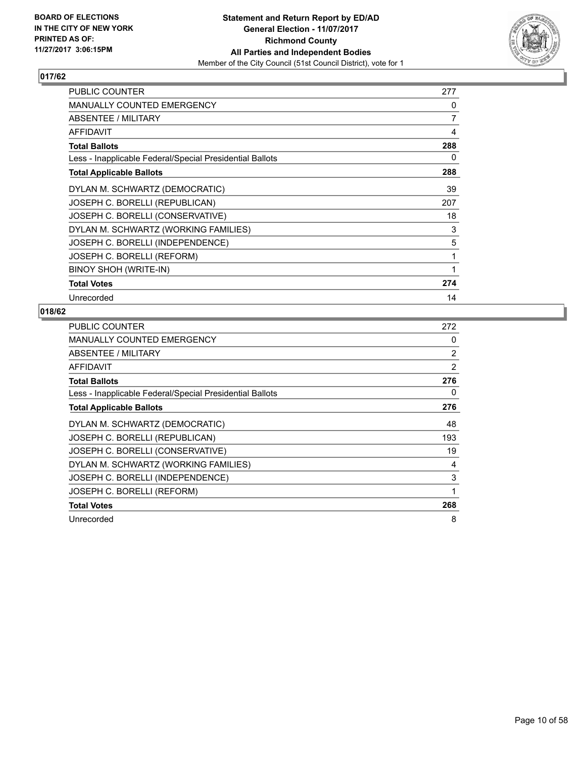BOARD OF ELECTIONS
IN THE CITY OF NEW YORK
PRINTED AS OF:
11/27/2017 3:06:15PM

**Statement and Return Report by ED/AD**
**General Election - 11/07/2017**
**Richmond County**
**All Parties and Independent Bodies**
Member of the City Council (51st Council District), vote for 1

## 017/62

| | |
|---|---|
| PUBLIC COUNTER | 277 |
| MANUALLY COUNTED EMERGENCY | 0 |
| ABSENTEE / MILITARY | 7 |
| AFFIDAVIT | 4 |
| **Total Ballots** | **288** |
| Less - Inapplicable Federal/Special Presidential Ballots | 0 |
| **Total Applicable Ballots** | **288** |
| DYLAN M. SCHWARTZ (DEMOCRATIC) | 39 |
| JOSEPH C. BORELLI (REPUBLICAN) | 207 |
| JOSEPH C. BORELLI (CONSERVATIVE) | 18 |
| DYLAN M. SCHWARTZ (WORKING FAMILIES) | 3 |
| JOSEPH C. BORELLI (INDEPENDENCE) | 5 |
| JOSEPH C. BORELLI (REFORM) | 1 |
| BINOY SHOH (WRITE-IN) | 1 |
| **Total Votes** | **274** |
| Unrecorded | 14 |

## 018/62

| | |
|---|---|
| PUBLIC COUNTER | 272 |
| MANUALLY COUNTED EMERGENCY | 0 |
| ABSENTEE / MILITARY | 2 |
| AFFIDAVIT | 2 |
| **Total Ballots** | **276** |
| Less - Inapplicable Federal/Special Presidential Ballots | 0 |
| **Total Applicable Ballots** | **276** |
| DYLAN M. SCHWARTZ (DEMOCRATIC) | 48 |
| JOSEPH C. BORELLI (REPUBLICAN) | 193 |
| JOSEPH C. BORELLI (CONSERVATIVE) | 19 |
| DYLAN M. SCHWARTZ (WORKING FAMILIES) | 4 |
| JOSEPH C. BORELLI (INDEPENDENCE) | 3 |
| JOSEPH C. BORELLI (REFORM) | 1 |
| **Total Votes** | **268** |
| Unrecorded | 8 |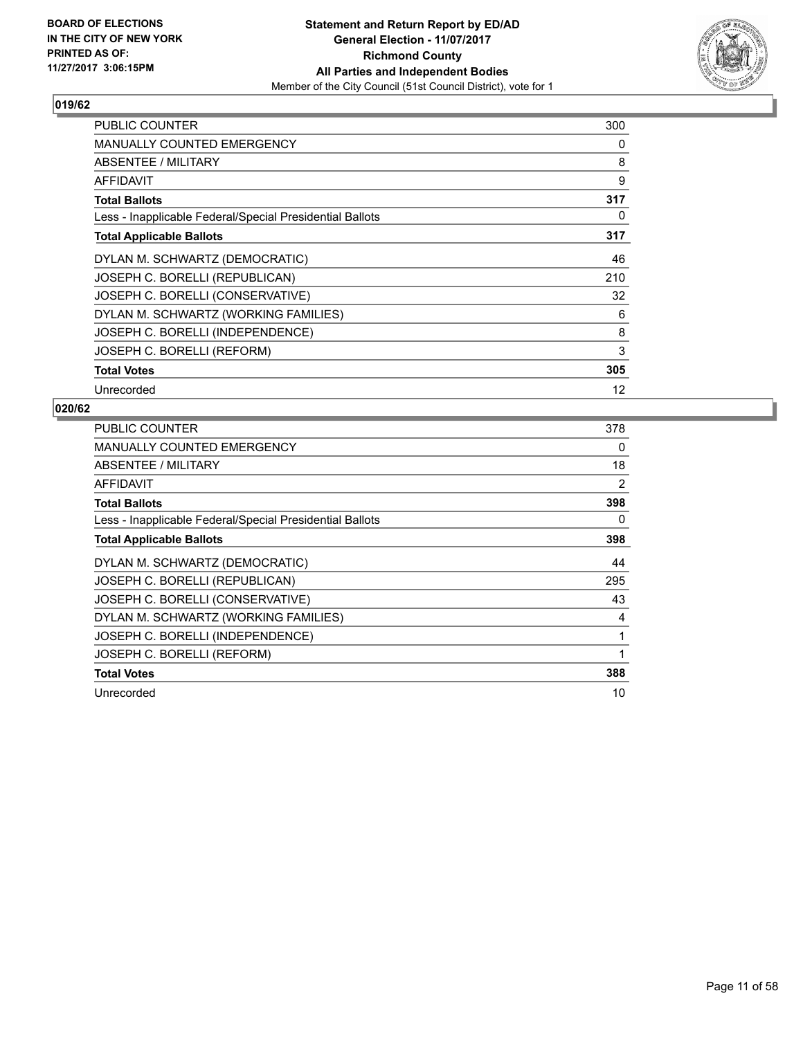**BOARD OF ELECTIONS IN THE CITY OF NEW YORK PRINTED AS OF: 11/27/2017 3:06:15PM**

**Statement and Return Report by ED/AD General Election - 11/07/2017 Richmond County All Parties and Independent Bodies**

Member of the City Council (51st Council District), vote for 1

### 019/62

| | |
|---|---|
| PUBLIC COUNTER | 300 |
| MANUALLY COUNTED EMERGENCY | 0 |
| ABSENTEE / MILITARY | 8 |
| AFFIDAVIT | 9 |
| **Total Ballots** | **317** |
| Less - Inapplicable Federal/Special Presidential Ballots | 0 |
| **Total Applicable Ballots** | **317** |
| DYLAN M. SCHWARTZ (DEMOCRATIC) | 46 |
| JOSEPH C. BORELLI (REPUBLICAN) | 210 |
| JOSEPH C. BORELLI (CONSERVATIVE) | 32 |
| DYLAN M. SCHWARTZ (WORKING FAMILIES) | 6 |
| JOSEPH C. BORELLI (INDEPENDENCE) | 8 |
| JOSEPH C. BORELLI (REFORM) | 3 |
| **Total Votes** | **305** |
| Unrecorded | 12 |

### 020/62

| | |
|---|---|
| PUBLIC COUNTER | 378 |
| MANUALLY COUNTED EMERGENCY | 0 |
| ABSENTEE / MILITARY | 18 |
| AFFIDAVIT | 2 |
| **Total Ballots** | **398** |
| Less - Inapplicable Federal/Special Presidential Ballots | 0 |
| **Total Applicable Ballots** | **398** |
| DYLAN M. SCHWARTZ (DEMOCRATIC) | 44 |
| JOSEPH C. BORELLI (REPUBLICAN) | 295 |
| JOSEPH C. BORELLI (CONSERVATIVE) | 43 |
| DYLAN M. SCHWARTZ (WORKING FAMILIES) | 4 |
| JOSEPH C. BORELLI (INDEPENDENCE) | 1 |
| JOSEPH C. BORELLI (REFORM) | 1 |
| **Total Votes** | **388** |
| Unrecorded | 10 |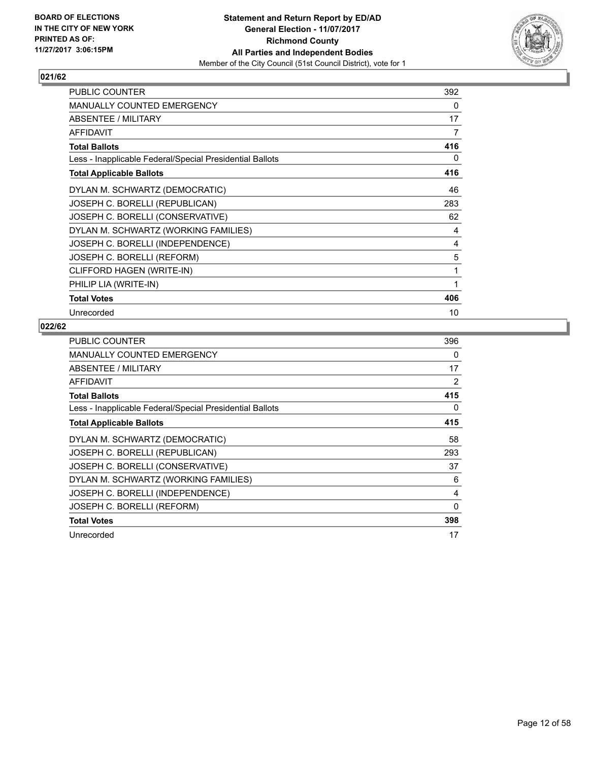**Statement and Return Report by ED/AD**
**General Election - 11/07/2017**
**Richmond County**
**All Parties and Independent Bodies**
Member of the City Council (51st Council District), vote for 1

BOARD OF ELECTIONS
IN THE CITY OF NEW YORK
PRINTED AS OF:
11/27/2017 3:06:15PM

## 021/62

| | |
|---|---|
| PUBLIC COUNTER | 392 |
| MANUALLY COUNTED EMERGENCY | 0 |
| ABSENTEE / MILITARY | 17 |
| AFFIDAVIT | 7 |
| **Total Ballots** | **416** |
| Less - Inapplicable Federal/Special Presidential Ballots | 0 |
| **Total Applicable Ballots** | **416** |
| DYLAN M. SCHWARTZ (DEMOCRATIC) | 46 |
| JOSEPH C. BORELLI (REPUBLICAN) | 283 |
| JOSEPH C. BORELLI (CONSERVATIVE) | 62 |
| DYLAN M. SCHWARTZ (WORKING FAMILIES) | 4 |
| JOSEPH C. BORELLI (INDEPENDENCE) | 4 |
| JOSEPH C. BORELLI (REFORM) | 5 |
| CLIFFORD HAGEN (WRITE-IN) | 1 |
| PHILIP LIA (WRITE-IN) | 1 |
| **Total Votes** | **406** |
| Unrecorded | 10 |

## 022/62

| | |
|---|---|
| PUBLIC COUNTER | 396 |
| MANUALLY COUNTED EMERGENCY | 0 |
| ABSENTEE / MILITARY | 17 |
| AFFIDAVIT | 2 |
| **Total Ballots** | **415** |
| Less - Inapplicable Federal/Special Presidential Ballots | 0 |
| **Total Applicable Ballots** | **415** |
| DYLAN M. SCHWARTZ (DEMOCRATIC) | 58 |
| JOSEPH C. BORELLI (REPUBLICAN) | 293 |
| JOSEPH C. BORELLI (CONSERVATIVE) | 37 |
| DYLAN M. SCHWARTZ (WORKING FAMILIES) | 6 |
| JOSEPH C. BORELLI (INDEPENDENCE) | 4 |
| JOSEPH C. BORELLI (REFORM) | 0 |
| **Total Votes** | **398** |
| Unrecorded | 17 |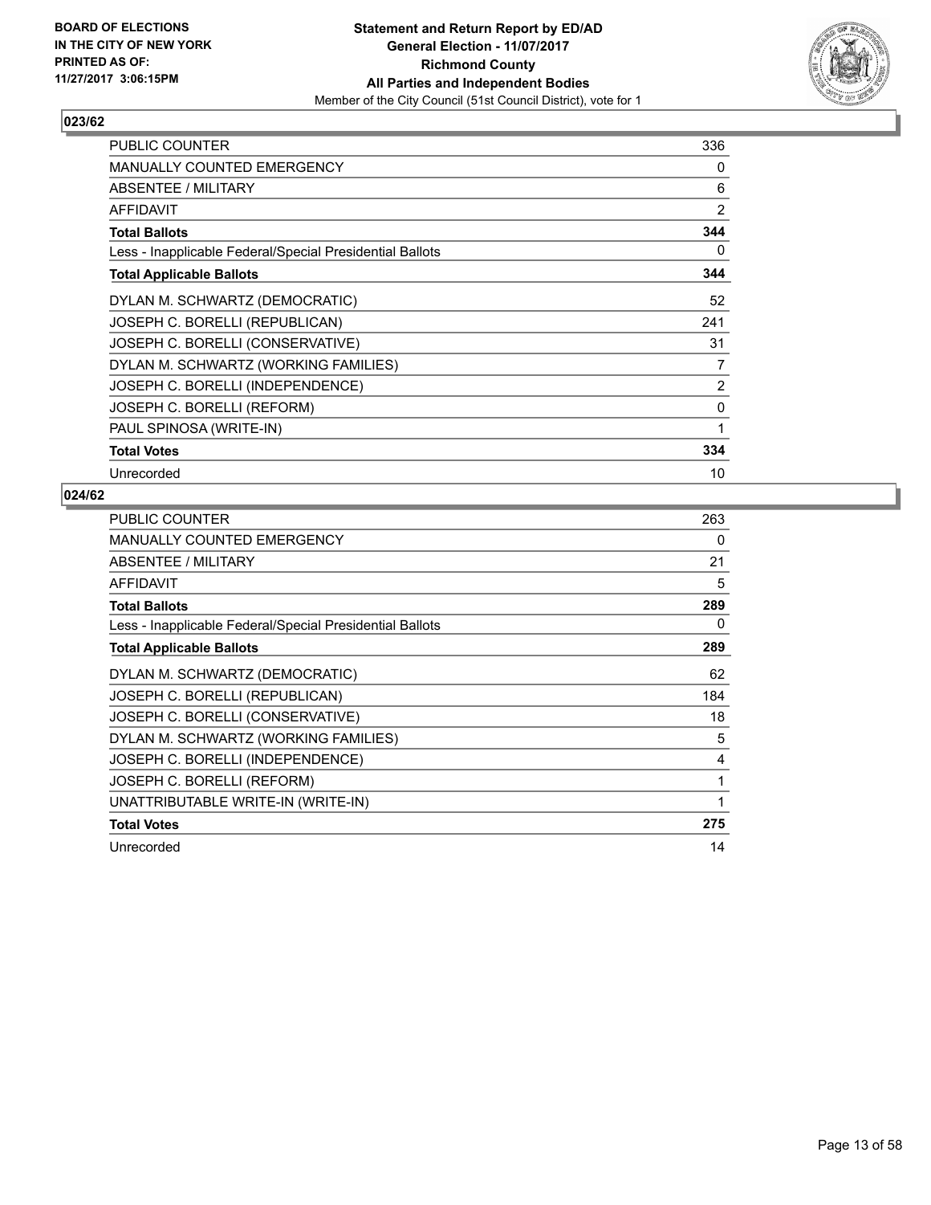## 023/62

| | |
|---|---|
| PUBLIC COUNTER | 336 |
| MANUALLY COUNTED EMERGENCY | 0 |
| ABSENTEE / MILITARY | 6 |
| AFFIDAVIT | 2 |
| **Total Ballots** | **344** |
| Less - Inapplicable Federal/Special Presidential Ballots | 0 |
| **Total Applicable Ballots** | **344** |
| DYLAN M. SCHWARTZ (DEMOCRATIC) | 52 |
| JOSEPH C. BORELLI (REPUBLICAN) | 241 |
| JOSEPH C. BORELLI (CONSERVATIVE) | 31 |
| DYLAN M. SCHWARTZ (WORKING FAMILIES) | 7 |
| JOSEPH C. BORELLI (INDEPENDENCE) | 2 |
| JOSEPH C. BORELLI (REFORM) | 0 |
| PAUL SPINOSA (WRITE-IN) | 1 |
| **Total Votes** | **334** |
| Unrecorded | 10 |

## 024/62

| | |
|---|---|
| PUBLIC COUNTER | 263 |
| MANUALLY COUNTED EMERGENCY | 0 |
| ABSENTEE / MILITARY | 21 |
| AFFIDAVIT | 5 |
| **Total Ballots** | **289** |
| Less - Inapplicable Federal/Special Presidential Ballots | 0 |
| **Total Applicable Ballots** | **289** |
| DYLAN M. SCHWARTZ (DEMOCRATIC) | 62 |
| JOSEPH C. BORELLI (REPUBLICAN) | 184 |
| JOSEPH C. BORELLI (CONSERVATIVE) | 18 |
| DYLAN M. SCHWARTZ (WORKING FAMILIES) | 5 |
| JOSEPH C. BORELLI (INDEPENDENCE) | 4 |
| JOSEPH C. BORELLI (REFORM) | 1 |
| UNATTRIBUTABLE WRITE-IN (WRITE-IN) | 1 |
| **Total Votes** | **275** |
| Unrecorded | 14 |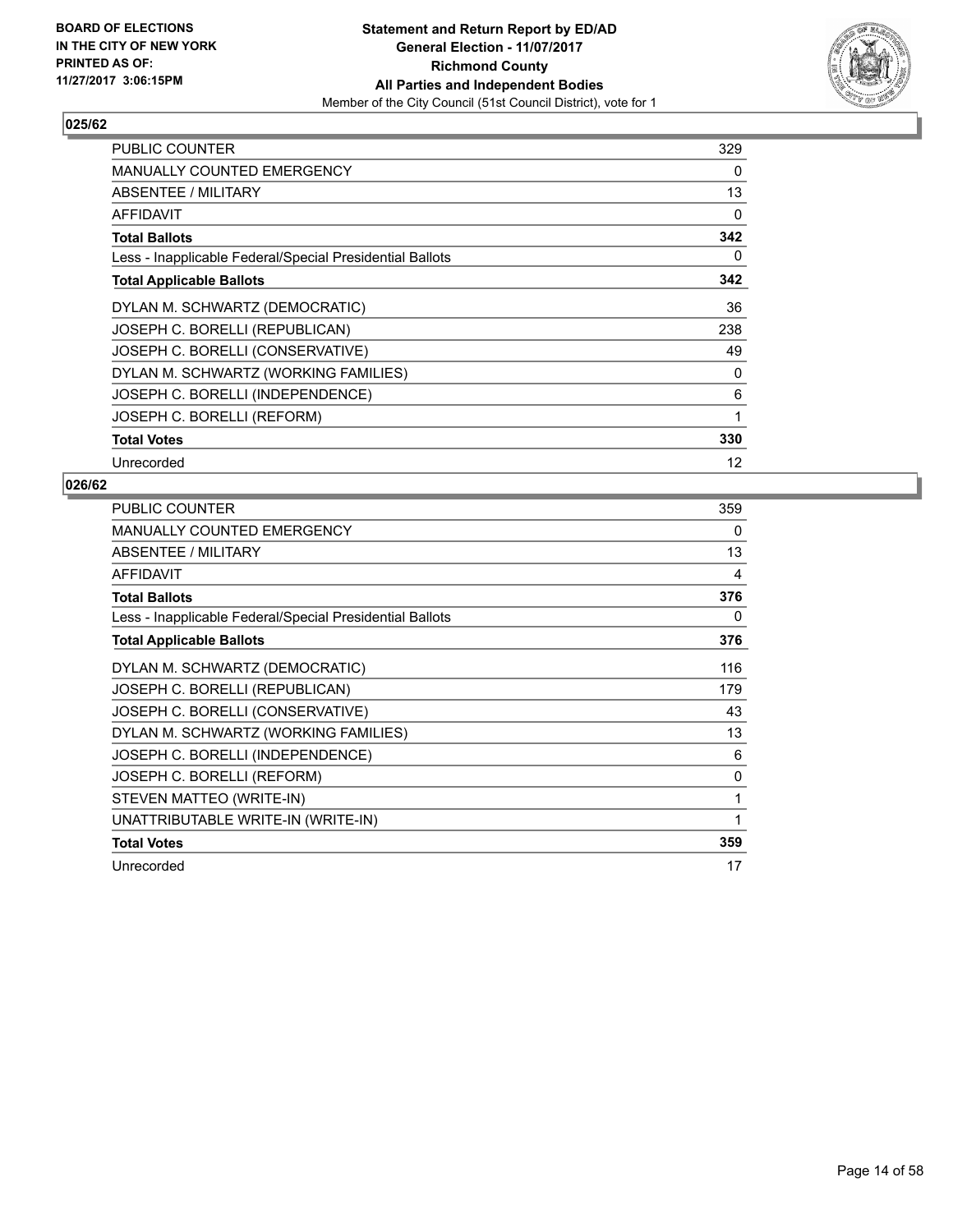BOARD OF ELECTIONS
IN THE CITY OF NEW YORK
PRINTED AS OF:
11/27/2017 3:06:15PM

**Statement and Return Report by ED/AD**
**General Election - 11/07/2017**
**Richmond County**
**All Parties and Independent Bodies**
Member of the City Council (51st Council District), vote for 1

## 025/62

| | |
|---|---|
| PUBLIC COUNTER | 329 |
| MANUALLY COUNTED EMERGENCY | 0 |
| ABSENTEE / MILITARY | 13 |
| AFFIDAVIT | 0 |
| **Total Ballots** | **342** |
| Less - Inapplicable Federal/Special Presidential Ballots | 0 |
| **Total Applicable Ballots** | **342** |
| DYLAN M. SCHWARTZ (DEMOCRATIC) | 36 |
| JOSEPH C. BORELLI (REPUBLICAN) | 238 |
| JOSEPH C. BORELLI (CONSERVATIVE) | 49 |
| DYLAN M. SCHWARTZ (WORKING FAMILIES) | 0 |
| JOSEPH C. BORELLI (INDEPENDENCE) | 6 |
| JOSEPH C. BORELLI (REFORM) | 1 |
| **Total Votes** | **330** |
| Unrecorded | 12 |

## 026/62

| | |
|---|---|
| PUBLIC COUNTER | 359 |
| MANUALLY COUNTED EMERGENCY | 0 |
| ABSENTEE / MILITARY | 13 |
| AFFIDAVIT | 4 |
| **Total Ballots** | **376** |
| Less - Inapplicable Federal/Special Presidential Ballots | 0 |
| **Total Applicable Ballots** | **376** |
| DYLAN M. SCHWARTZ (DEMOCRATIC) | 116 |
| JOSEPH C. BORELLI (REPUBLICAN) | 179 |
| JOSEPH C. BORELLI (CONSERVATIVE) | 43 |
| DYLAN M. SCHWARTZ (WORKING FAMILIES) | 13 |
| JOSEPH C. BORELLI (INDEPENDENCE) | 6 |
| JOSEPH C. BORELLI (REFORM) | 0 |
| STEVEN MATTEO (WRITE-IN) | 1 |
| UNATTRIBUTABLE WRITE-IN (WRITE-IN) | 1 |
| **Total Votes** | **359** |
| Unrecorded | 17 |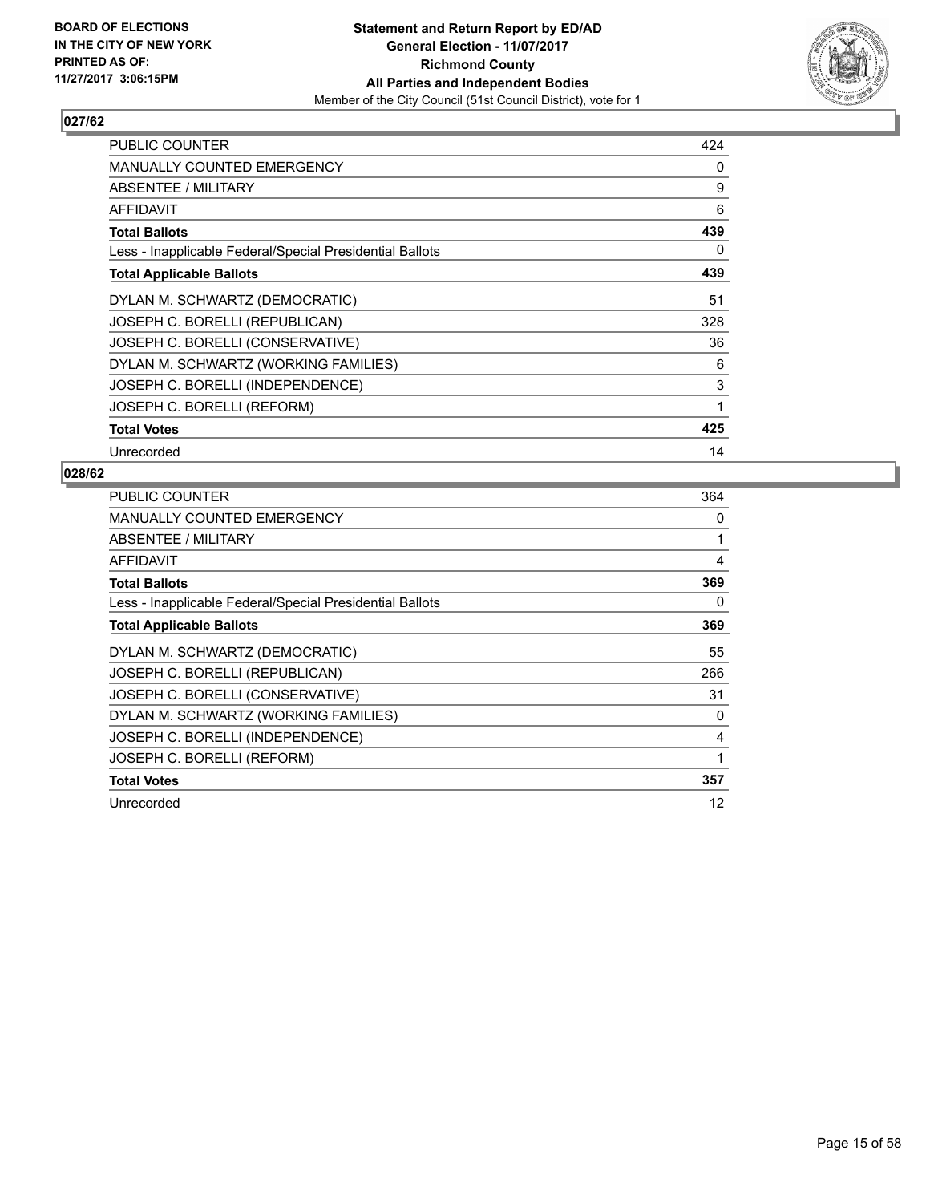**BOARD OF ELECTIONS IN THE CITY OF NEW YORK PRINTED AS OF: 11/27/2017 3:06:15PM**

**Statement and Return Report by ED/AD General Election - 11/07/2017 Richmond County All Parties and Independent Bodies**

Member of the City Council (51st Council District), vote for 1

## 027/62

| | |
|---|---|
| PUBLIC COUNTER | 424 |
| MANUALLY COUNTED EMERGENCY | 0 |
| ABSENTEE / MILITARY | 9 |
| AFFIDAVIT | 6 |
| **Total Ballots** | **439** |
| Less - Inapplicable Federal/Special Presidential Ballots | 0 |
| **Total Applicable Ballots** | **439** |
| DYLAN M. SCHWARTZ (DEMOCRATIC) | 51 |
| JOSEPH C. BORELLI (REPUBLICAN) | 328 |
| JOSEPH C. BORELLI (CONSERVATIVE) | 36 |
| DYLAN M. SCHWARTZ (WORKING FAMILIES) | 6 |
| JOSEPH C. BORELLI (INDEPENDENCE) | 3 |
| JOSEPH C. BORELLI (REFORM) | 1 |
| **Total Votes** | **425** |
| Unrecorded | 14 |

## 028/62

| | |
|---|---|
| PUBLIC COUNTER | 364 |
| MANUALLY COUNTED EMERGENCY | 0 |
| ABSENTEE / MILITARY | 1 |
| AFFIDAVIT | 4 |
| **Total Ballots** | **369** |
| Less - Inapplicable Federal/Special Presidential Ballots | 0 |
| **Total Applicable Ballots** | **369** |
| DYLAN M. SCHWARTZ (DEMOCRATIC) | 55 |
| JOSEPH C. BORELLI (REPUBLICAN) | 266 |
| JOSEPH C. BORELLI (CONSERVATIVE) | 31 |
| DYLAN M. SCHWARTZ (WORKING FAMILIES) | 0 |
| JOSEPH C. BORELLI (INDEPENDENCE) | 4 |
| JOSEPH C. BORELLI (REFORM) | 1 |
| **Total Votes** | **357** |
| Unrecorded | 12 |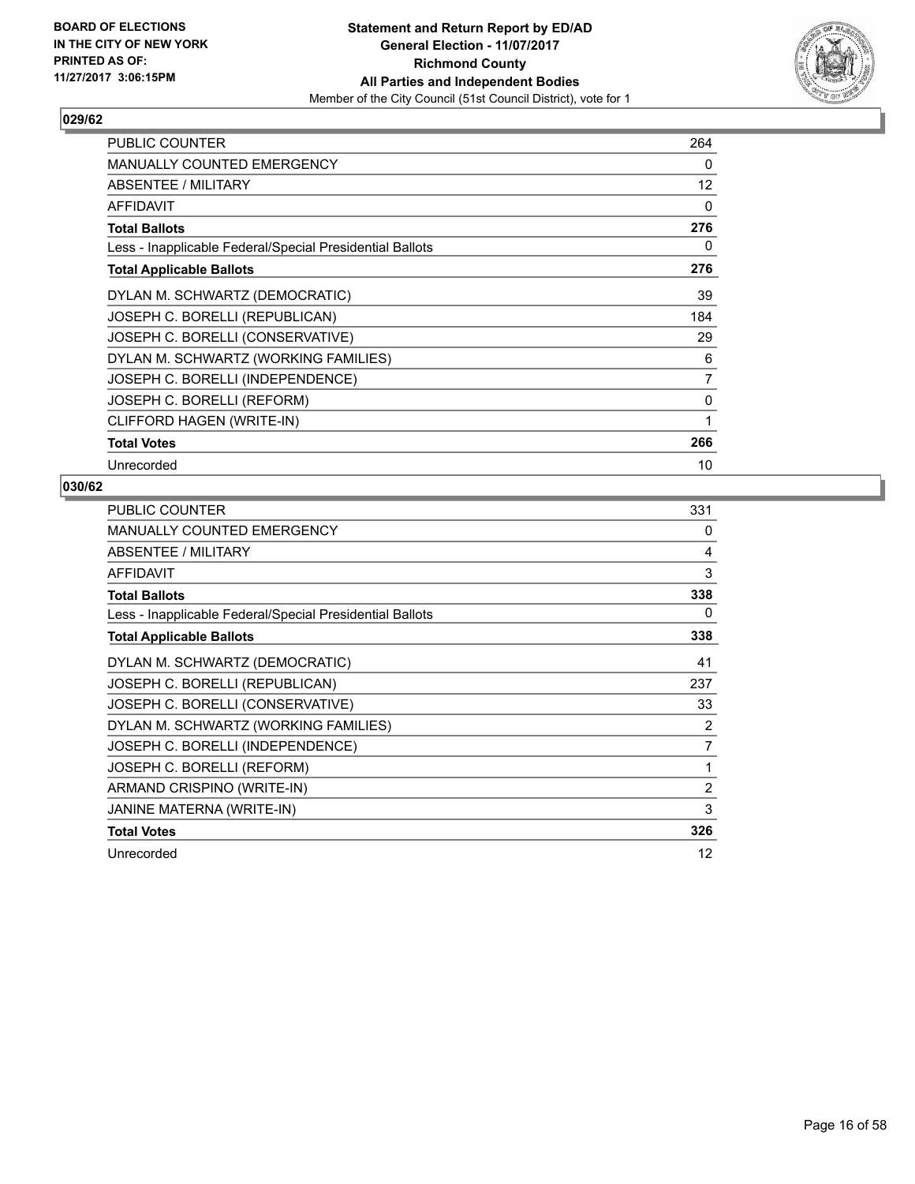BOARD OF ELECTIONS
IN THE CITY OF NEW YORK
PRINTED AS OF:
11/27/2017 3:06:15PM

**Statement and Return Report by ED/AD**
**General Election - 11/07/2017**
**Richmond County**
**All Parties and Independent Bodies**
Member of the City Council (51st Council District), vote for 1

## 029/62

| | |
|---|---|
| PUBLIC COUNTER | 264 |
| MANUALLY COUNTED EMERGENCY | 0 |
| ABSENTEE / MILITARY | 12 |
| AFFIDAVIT | 0 |
| **Total Ballots** | **276** |
| Less - Inapplicable Federal/Special Presidential Ballots | 0 |
| **Total Applicable Ballots** | **276** |
| DYLAN M. SCHWARTZ (DEMOCRATIC) | 39 |
| JOSEPH C. BORELLI (REPUBLICAN) | 184 |
| JOSEPH C. BORELLI (CONSERVATIVE) | 29 |
| DYLAN M. SCHWARTZ (WORKING FAMILIES) | 6 |
| JOSEPH C. BORELLI (INDEPENDENCE) | 7 |
| JOSEPH C. BORELLI (REFORM) | 0 |
| CLIFFORD HAGEN (WRITE-IN) | 1 |
| **Total Votes** | **266** |
| Unrecorded | 10 |

## 030/62

| | |
|---|---|
| PUBLIC COUNTER | 331 |
| MANUALLY COUNTED EMERGENCY | 0 |
| ABSENTEE / MILITARY | 4 |
| AFFIDAVIT | 3 |
| **Total Ballots** | **338** |
| Less - Inapplicable Federal/Special Presidential Ballots | 0 |
| **Total Applicable Ballots** | **338** |
| DYLAN M. SCHWARTZ (DEMOCRATIC) | 41 |
| JOSEPH C. BORELLI (REPUBLICAN) | 237 |
| JOSEPH C. BORELLI (CONSERVATIVE) | 33 |
| DYLAN M. SCHWARTZ (WORKING FAMILIES) | 2 |
| JOSEPH C. BORELLI (INDEPENDENCE) | 7 |
| JOSEPH C. BORELLI (REFORM) | 1 |
| ARMAND CRISPINO (WRITE-IN) | 2 |
| JANINE MATERNA (WRITE-IN) | 3 |
| **Total Votes** | **326** |
| Unrecorded | 12 |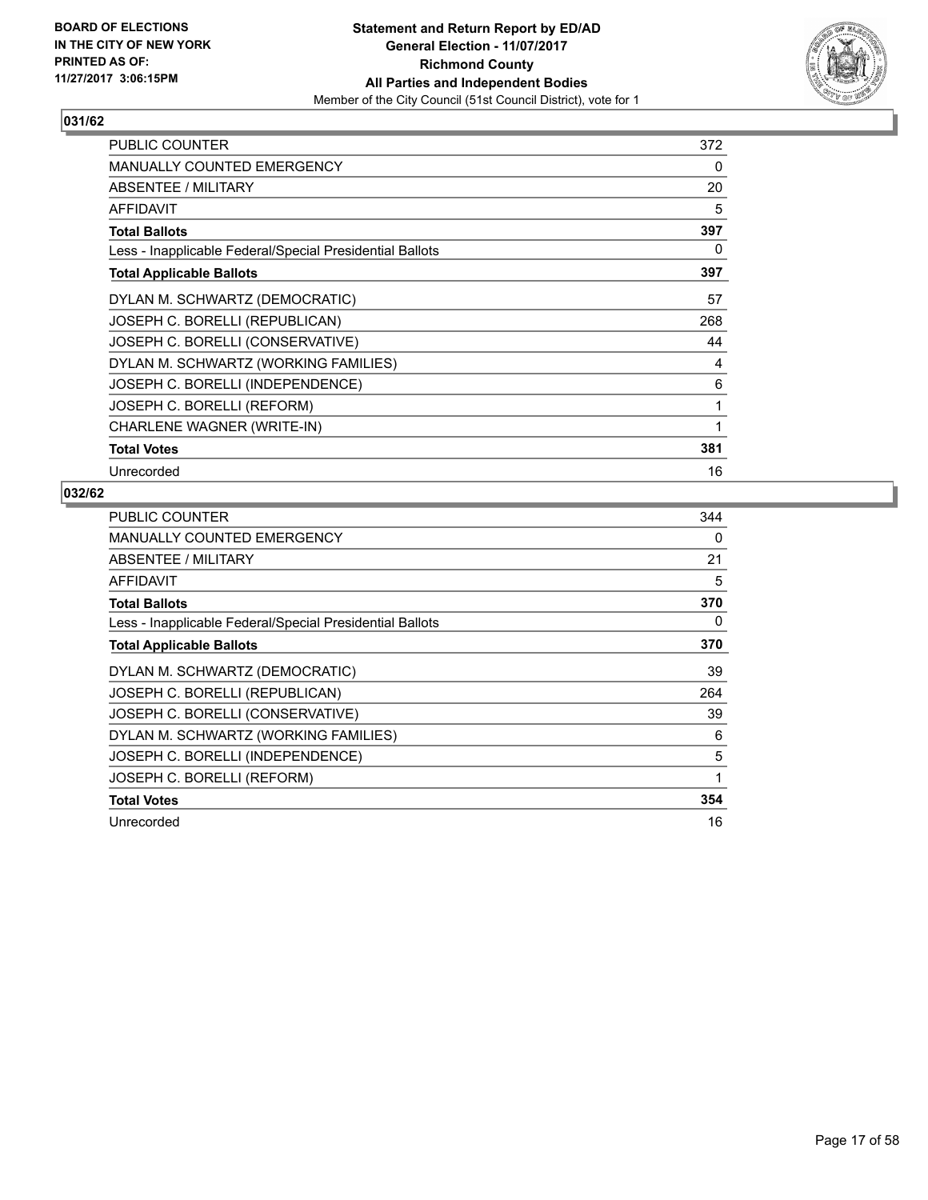BOARD OF ELECTIONS
IN THE CITY OF NEW YORK
PRINTED AS OF:
11/27/2017 3:06:15PM

**Statement and Return Report by ED/AD**
**General Election - 11/07/2017**
**Richmond County**
**All Parties and Independent Bodies**
Member of the City Council (51st Council District), vote for 1

## 031/62

| | |
|---|---|
| PUBLIC COUNTER | 372 |
| MANUALLY COUNTED EMERGENCY | 0 |
| ABSENTEE / MILITARY | 20 |
| AFFIDAVIT | 5 |
| **Total Ballots** | **397** |
| Less - Inapplicable Federal/Special Presidential Ballots | 0 |
| **Total Applicable Ballots** | **397** |
| DYLAN M. SCHWARTZ (DEMOCRATIC) | 57 |
| JOSEPH C. BORELLI (REPUBLICAN) | 268 |
| JOSEPH C. BORELLI (CONSERVATIVE) | 44 |
| DYLAN M. SCHWARTZ (WORKING FAMILIES) | 4 |
| JOSEPH C. BORELLI (INDEPENDENCE) | 6 |
| JOSEPH C. BORELLI (REFORM) | 1 |
| CHARLENE WAGNER (WRITE-IN) | 1 |
| **Total Votes** | **381** |
| Unrecorded | 16 |

## 032/62

| | |
|---|---|
| PUBLIC COUNTER | 344 |
| MANUALLY COUNTED EMERGENCY | 0 |
| ABSENTEE / MILITARY | 21 |
| AFFIDAVIT | 5 |
| **Total Ballots** | **370** |
| Less - Inapplicable Federal/Special Presidential Ballots | 0 |
| **Total Applicable Ballots** | **370** |
| DYLAN M. SCHWARTZ (DEMOCRATIC) | 39 |
| JOSEPH C. BORELLI (REPUBLICAN) | 264 |
| JOSEPH C. BORELLI (CONSERVATIVE) | 39 |
| DYLAN M. SCHWARTZ (WORKING FAMILIES) | 6 |
| JOSEPH C. BORELLI (INDEPENDENCE) | 5 |
| JOSEPH C. BORELLI (REFORM) | 1 |
| **Total Votes** | **354** |
| Unrecorded | 16 |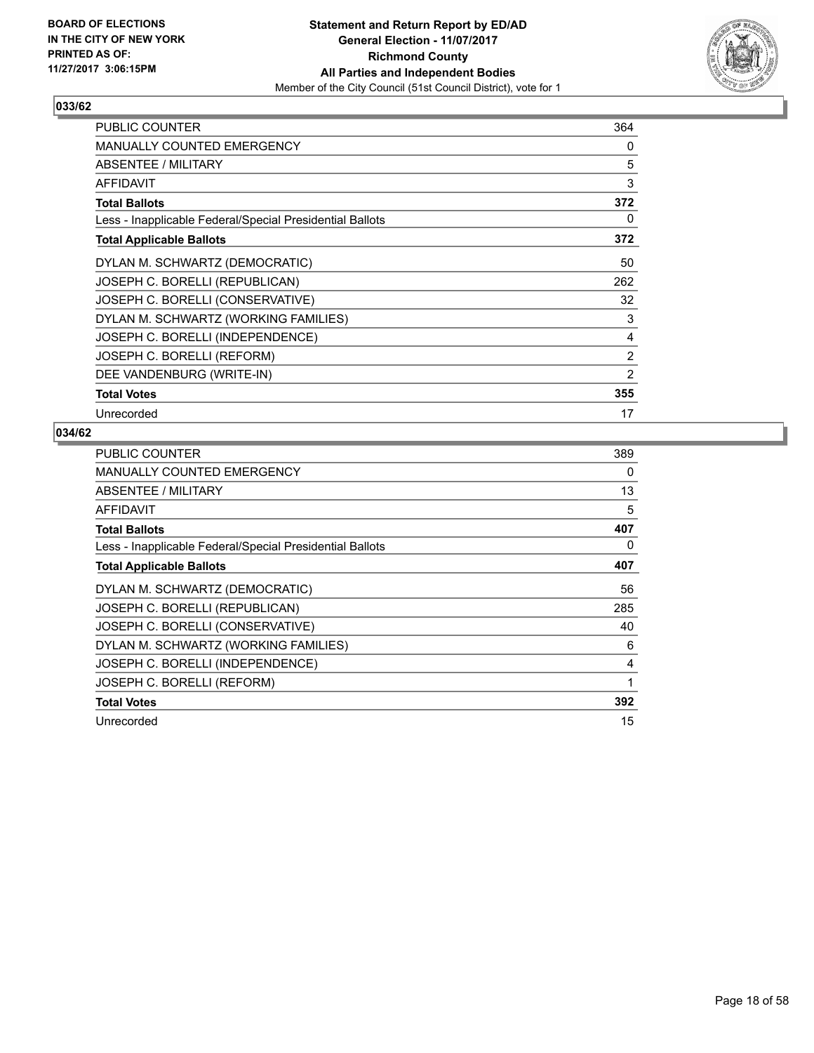**BOARD OF ELECTIONS IN THE CITY OF NEW YORK PRINTED AS OF: 11/27/2017 3:06:15PM**

**Statement and Return Report by ED/AD**
**General Election - 11/07/2017**
**Richmond County**
**All Parties and Independent Bodies**
Member of the City Council (51st Council District), vote for 1

## 033/62

| | |
|---|---|
| PUBLIC COUNTER | 364 |
| MANUALLY COUNTED EMERGENCY | 0 |
| ABSENTEE / MILITARY | 5 |
| AFFIDAVIT | 3 |
| **Total Ballots** | **372** |
| Less - Inapplicable Federal/Special Presidential Ballots | 0 |
| **Total Applicable Ballots** | **372** |
| DYLAN M. SCHWARTZ (DEMOCRATIC) | 50 |
| JOSEPH C. BORELLI (REPUBLICAN) | 262 |
| JOSEPH C. BORELLI (CONSERVATIVE) | 32 |
| DYLAN M. SCHWARTZ (WORKING FAMILIES) | 3 |
| JOSEPH C. BORELLI (INDEPENDENCE) | 4 |
| JOSEPH C. BORELLI (REFORM) | 2 |
| DEE VANDENBURG (WRITE-IN) | 2 |
| **Total Votes** | **355** |
| Unrecorded | 17 |

## 034/62

| | |
|---|---|
| PUBLIC COUNTER | 389 |
| MANUALLY COUNTED EMERGENCY | 0 |
| ABSENTEE / MILITARY | 13 |
| AFFIDAVIT | 5 |
| **Total Ballots** | **407** |
| Less - Inapplicable Federal/Special Presidential Ballots | 0 |
| **Total Applicable Ballots** | **407** |
| DYLAN M. SCHWARTZ (DEMOCRATIC) | 56 |
| JOSEPH C. BORELLI (REPUBLICAN) | 285 |
| JOSEPH C. BORELLI (CONSERVATIVE) | 40 |
| DYLAN M. SCHWARTZ (WORKING FAMILIES) | 6 |
| JOSEPH C. BORELLI (INDEPENDENCE) | 4 |
| JOSEPH C. BORELLI (REFORM) | 1 |
| **Total Votes** | **392** |
| Unrecorded | 15 |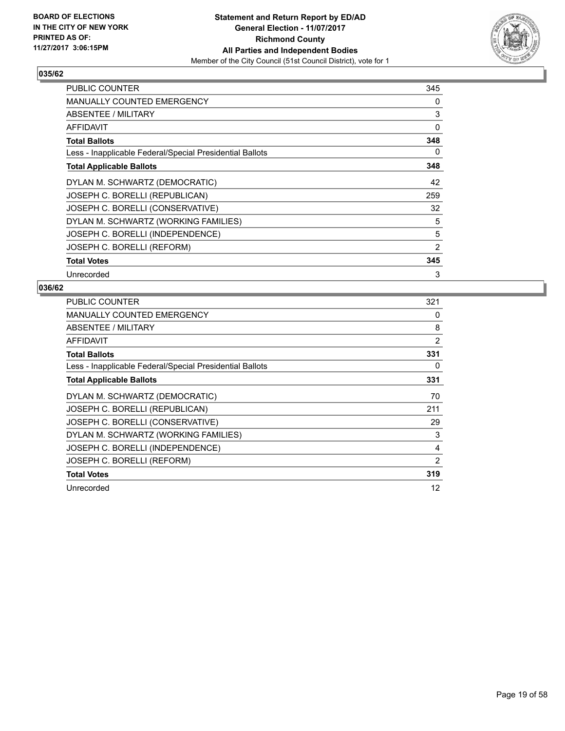**BOARD OF ELECTIONS IN THE CITY OF NEW YORK PRINTED AS OF: 11/27/2017 3:06:15PM**

**Statement and Return Report by ED/AD General Election - 11/07/2017 Richmond County All Parties and Independent Bodies**

Member of the City Council (51st Council District), vote for 1

## 035/62

| | |
|---|---|
| PUBLIC COUNTER | 345 |
| MANUALLY COUNTED EMERGENCY | 0 |
| ABSENTEE / MILITARY | 3 |
| AFFIDAVIT | 0 |
| **Total Ballots** | **348** |
| Less - Inapplicable Federal/Special Presidential Ballots | 0 |
| **Total Applicable Ballots** | **348** |
| DYLAN M. SCHWARTZ (DEMOCRATIC) | 42 |
| JOSEPH C. BORELLI (REPUBLICAN) | 259 |
| JOSEPH C. BORELLI (CONSERVATIVE) | 32 |
| DYLAN M. SCHWARTZ (WORKING FAMILIES) | 5 |
| JOSEPH C. BORELLI (INDEPENDENCE) | 5 |
| JOSEPH C. BORELLI (REFORM) | 2 |
| **Total Votes** | **345** |
| Unrecorded | 3 |

## 036/62

| | |
|---|---|
| PUBLIC COUNTER | 321 |
| MANUALLY COUNTED EMERGENCY | 0 |
| ABSENTEE / MILITARY | 8 |
| AFFIDAVIT | 2 |
| **Total Ballots** | **331** |
| Less - Inapplicable Federal/Special Presidential Ballots | 0 |
| **Total Applicable Ballots** | **331** |
| DYLAN M. SCHWARTZ (DEMOCRATIC) | 70 |
| JOSEPH C. BORELLI (REPUBLICAN) | 211 |
| JOSEPH C. BORELLI (CONSERVATIVE) | 29 |
| DYLAN M. SCHWARTZ (WORKING FAMILIES) | 3 |
| JOSEPH C. BORELLI (INDEPENDENCE) | 4 |
| JOSEPH C. BORELLI (REFORM) | 2 |
| **Total Votes** | **319** |
| Unrecorded | 12 |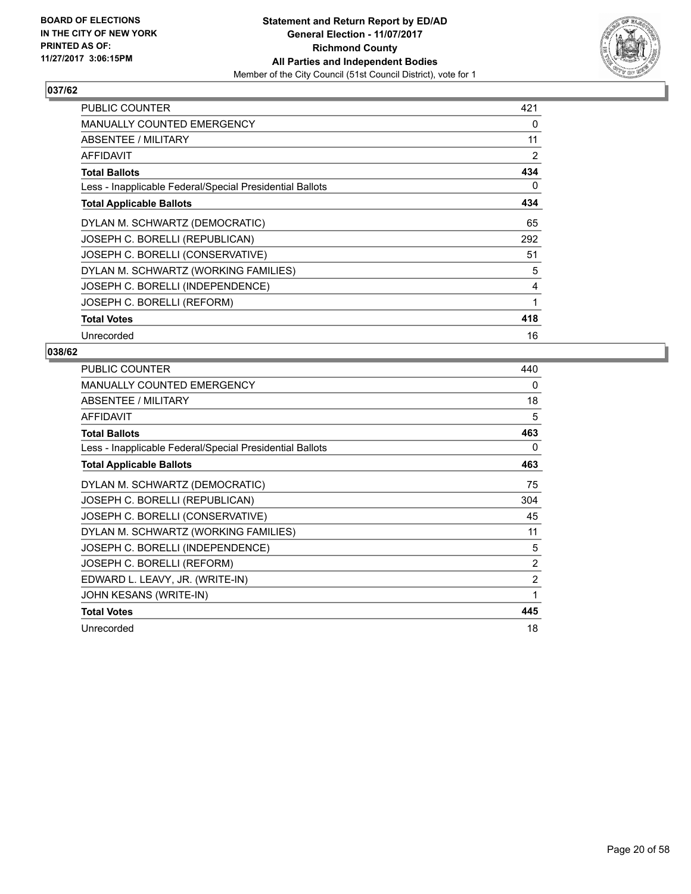BOARD OF ELECTIONS
IN THE CITY OF NEW YORK
PRINTED AS OF:
11/27/2017 3:06:15PM

**Statement and Return Report by ED/AD**
**General Election - 11/07/2017**
**Richmond County**
**All Parties and Independent Bodies**
Member of the City Council (51st Council District), vote for 1

## 037/62

| | |
|---|---|
| PUBLIC COUNTER | 421 |
| MANUALLY COUNTED EMERGENCY | 0 |
| ABSENTEE / MILITARY | 11 |
| AFFIDAVIT | 2 |
| **Total Ballots** | **434** |
| Less - Inapplicable Federal/Special Presidential Ballots | 0 |
| **Total Applicable Ballots** | **434** |
| DYLAN M. SCHWARTZ (DEMOCRATIC) | 65 |
| JOSEPH C. BORELLI (REPUBLICAN) | 292 |
| JOSEPH C. BORELLI (CONSERVATIVE) | 51 |
| DYLAN M. SCHWARTZ (WORKING FAMILIES) | 5 |
| JOSEPH C. BORELLI (INDEPENDENCE) | 4 |
| JOSEPH C. BORELLI (REFORM) | 1 |
| **Total Votes** | **418** |
| Unrecorded | 16 |

## 038/62

| | |
|---|---|
| PUBLIC COUNTER | 440 |
| MANUALLY COUNTED EMERGENCY | 0 |
| ABSENTEE / MILITARY | 18 |
| AFFIDAVIT | 5 |
| **Total Ballots** | **463** |
| Less - Inapplicable Federal/Special Presidential Ballots | 0 |
| **Total Applicable Ballots** | **463** |
| DYLAN M. SCHWARTZ (DEMOCRATIC) | 75 |
| JOSEPH C. BORELLI (REPUBLICAN) | 304 |
| JOSEPH C. BORELLI (CONSERVATIVE) | 45 |
| DYLAN M. SCHWARTZ (WORKING FAMILIES) | 11 |
| JOSEPH C. BORELLI (INDEPENDENCE) | 5 |
| JOSEPH C. BORELLI (REFORM) | 2 |
| EDWARD L. LEAVY, JR. (WRITE-IN) | 2 |
| JOHN KESANS (WRITE-IN) | 1 |
| **Total Votes** | **445** |
| Unrecorded | 18 |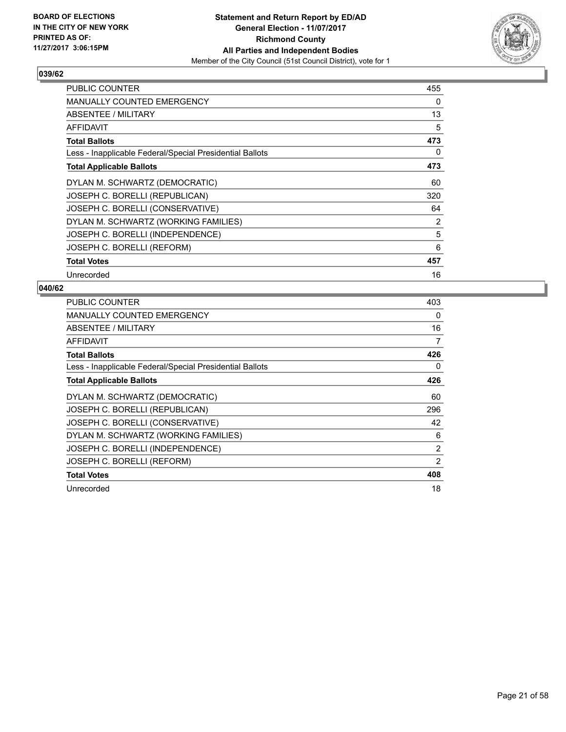**BOARD OF ELECTIONS IN THE CITY OF NEW YORK PRINTED AS OF: 11/27/2017 3:06:15PM**

**Statement and Return Report by ED/AD**
**General Election - 11/07/2017**
**Richmond County**
**All Parties and Independent Bodies**
Member of the City Council (51st Council District), vote for 1

## 039/62

| | |
|---|---|
| PUBLIC COUNTER | 455 |
| MANUALLY COUNTED EMERGENCY | 0 |
| ABSENTEE / MILITARY | 13 |
| AFFIDAVIT | 5 |
| **Total Ballots** | **473** |
| Less - Inapplicable Federal/Special Presidential Ballots | 0 |
| **Total Applicable Ballots** | **473** |
| DYLAN M. SCHWARTZ (DEMOCRATIC) | 60 |
| JOSEPH C. BORELLI (REPUBLICAN) | 320 |
| JOSEPH C. BORELLI (CONSERVATIVE) | 64 |
| DYLAN M. SCHWARTZ (WORKING FAMILIES) | 2 |
| JOSEPH C. BORELLI (INDEPENDENCE) | 5 |
| JOSEPH C. BORELLI (REFORM) | 6 |
| **Total Votes** | **457** |
| Unrecorded | 16 |

## 040/62

| | |
|---|---|
| PUBLIC COUNTER | 403 |
| MANUALLY COUNTED EMERGENCY | 0 |
| ABSENTEE / MILITARY | 16 |
| AFFIDAVIT | 7 |
| **Total Ballots** | **426** |
| Less - Inapplicable Federal/Special Presidential Ballots | 0 |
| **Total Applicable Ballots** | **426** |
| DYLAN M. SCHWARTZ (DEMOCRATIC) | 60 |
| JOSEPH C. BORELLI (REPUBLICAN) | 296 |
| JOSEPH C. BORELLI (CONSERVATIVE) | 42 |
| DYLAN M. SCHWARTZ (WORKING FAMILIES) | 6 |
| JOSEPH C. BORELLI (INDEPENDENCE) | 2 |
| JOSEPH C. BORELLI (REFORM) | 2 |
| **Total Votes** | **408** |
| Unrecorded | 18 |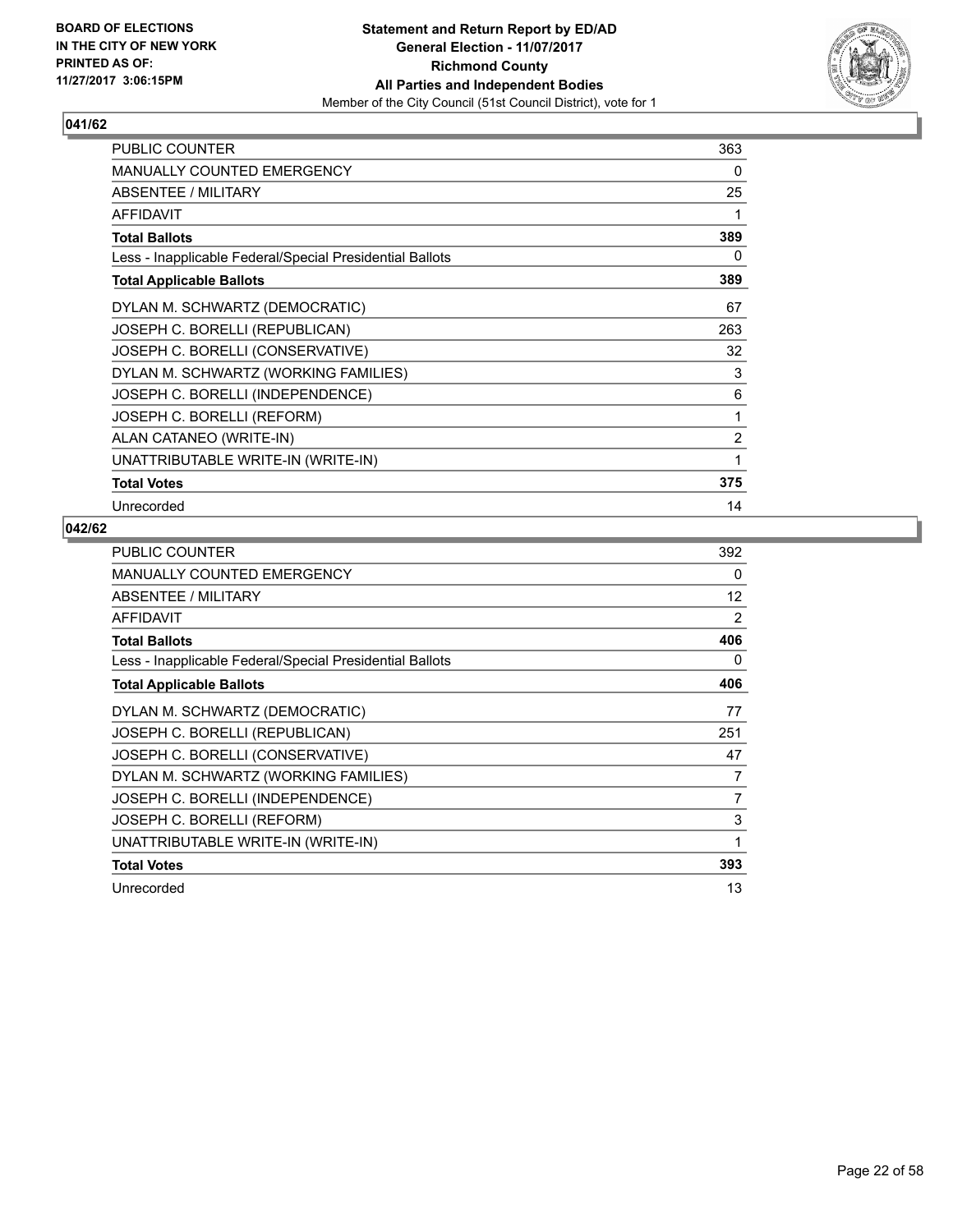BOARD OF ELECTIONS
IN THE CITY OF NEW YORK
PRINTED AS OF:
11/27/2017 3:06:15PM

**Statement and Return Report by ED/AD**
**General Election - 11/07/2017**
**Richmond County**
**All Parties and Independent Bodies**
Member of the City Council (51st Council District), vote for 1

## 041/62

| | |
|---|---|
| PUBLIC COUNTER | 363 |
| MANUALLY COUNTED EMERGENCY | 0 |
| ABSENTEE / MILITARY | 25 |
| AFFIDAVIT | 1 |
| **Total Ballots** | **389** |
| Less - Inapplicable Federal/Special Presidential Ballots | 0 |
| **Total Applicable Ballots** | **389** |
| DYLAN M. SCHWARTZ (DEMOCRATIC) | 67 |
| JOSEPH C. BORELLI (REPUBLICAN) | 263 |
| JOSEPH C. BORELLI (CONSERVATIVE) | 32 |
| DYLAN M. SCHWARTZ (WORKING FAMILIES) | 3 |
| JOSEPH C. BORELLI (INDEPENDENCE) | 6 |
| JOSEPH C. BORELLI (REFORM) | 1 |
| ALAN CATANEO (WRITE-IN) | 2 |
| UNATTRIBUTABLE WRITE-IN (WRITE-IN) | 1 |
| **Total Votes** | **375** |
| Unrecorded | 14 |

## 042/62

| | |
|---|---|
| PUBLIC COUNTER | 392 |
| MANUALLY COUNTED EMERGENCY | 0 |
| ABSENTEE / MILITARY | 12 |
| AFFIDAVIT | 2 |
| **Total Ballots** | **406** |
| Less - Inapplicable Federal/Special Presidential Ballots | 0 |
| **Total Applicable Ballots** | **406** |
| DYLAN M. SCHWARTZ (DEMOCRATIC) | 77 |
| JOSEPH C. BORELLI (REPUBLICAN) | 251 |
| JOSEPH C. BORELLI (CONSERVATIVE) | 47 |
| DYLAN M. SCHWARTZ (WORKING FAMILIES) | 7 |
| JOSEPH C. BORELLI (INDEPENDENCE) | 7 |
| JOSEPH C. BORELLI (REFORM) | 3 |
| UNATTRIBUTABLE WRITE-IN (WRITE-IN) | 1 |
| **Total Votes** | **393** |
| Unrecorded | 13 |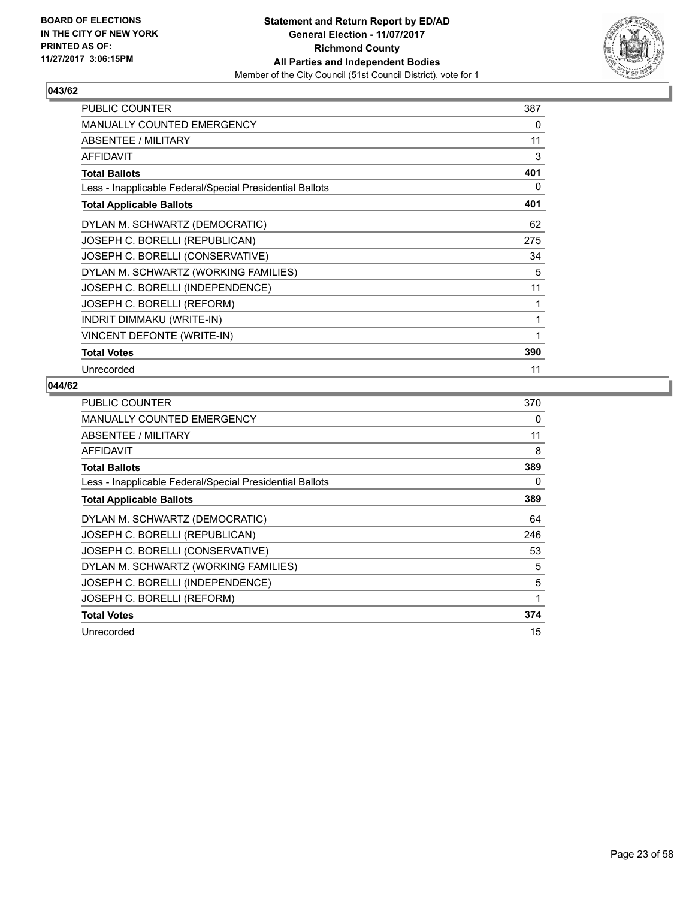**BOARD OF ELECTIONS IN THE CITY OF NEW YORK PRINTED AS OF: 11/27/2017 3:06:15PM**

**Statement and Return Report by ED/AD**
**General Election - 11/07/2017**
**Richmond County**
**All Parties and Independent Bodies**
Member of the City Council (51st Council District), vote for 1

## 043/62

| | |
|---|---|
| PUBLIC COUNTER | 387 |
| MANUALLY COUNTED EMERGENCY | 0 |
| ABSENTEE / MILITARY | 11 |
| AFFIDAVIT | 3 |
| **Total Ballots** | **401** |
| Less - Inapplicable Federal/Special Presidential Ballots | 0 |
| **Total Applicable Ballots** | **401** |
| DYLAN M. SCHWARTZ (DEMOCRATIC) | 62 |
| JOSEPH C. BORELLI (REPUBLICAN) | 275 |
| JOSEPH C. BORELLI (CONSERVATIVE) | 34 |
| DYLAN M. SCHWARTZ (WORKING FAMILIES) | 5 |
| JOSEPH C. BORELLI (INDEPENDENCE) | 11 |
| JOSEPH C. BORELLI (REFORM) | 1 |
| INDRIT DIMMAKU (WRITE-IN) | 1 |
| VINCENT DEFONTE (WRITE-IN) | 1 |
| **Total Votes** | **390** |
| Unrecorded | 11 |

## 044/62

| | |
|---|---|
| PUBLIC COUNTER | 370 |
| MANUALLY COUNTED EMERGENCY | 0 |
| ABSENTEE / MILITARY | 11 |
| AFFIDAVIT | 8 |
| **Total Ballots** | **389** |
| Less - Inapplicable Federal/Special Presidential Ballots | 0 |
| **Total Applicable Ballots** | **389** |
| DYLAN M. SCHWARTZ (DEMOCRATIC) | 64 |
| JOSEPH C. BORELLI (REPUBLICAN) | 246 |
| JOSEPH C. BORELLI (CONSERVATIVE) | 53 |
| DYLAN M. SCHWARTZ (WORKING FAMILIES) | 5 |
| JOSEPH C. BORELLI (INDEPENDENCE) | 5 |
| JOSEPH C. BORELLI (REFORM) | 1 |
| **Total Votes** | **374** |
| Unrecorded | 15 |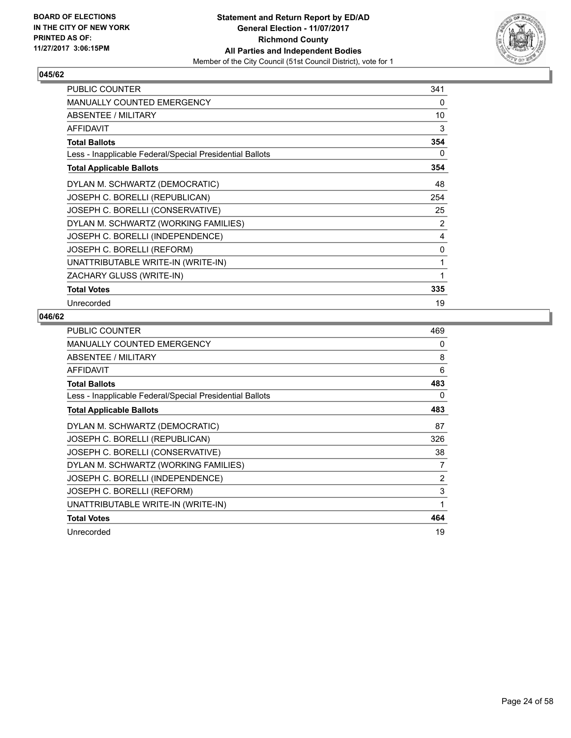BOARD OF ELECTIONS
IN THE CITY OF NEW YORK
PRINTED AS OF:
11/27/2017 3:06:15PM

**Statement and Return Report by ED/AD**
**General Election - 11/07/2017**
**Richmond County**
**All Parties and Independent Bodies**
Member of the City Council (51st Council District), vote for 1

## 045/62

| | |
|---|---|
| PUBLIC COUNTER | 341 |
| MANUALLY COUNTED EMERGENCY | 0 |
| ABSENTEE / MILITARY | 10 |
| AFFIDAVIT | 3 |
| **Total Ballots** | **354** |
| Less - Inapplicable Federal/Special Presidential Ballots | 0 |
| **Total Applicable Ballots** | **354** |
| DYLAN M. SCHWARTZ (DEMOCRATIC) | 48 |
| JOSEPH C. BORELLI (REPUBLICAN) | 254 |
| JOSEPH C. BORELLI (CONSERVATIVE) | 25 |
| DYLAN M. SCHWARTZ (WORKING FAMILIES) | 2 |
| JOSEPH C. BORELLI (INDEPENDENCE) | 4 |
| JOSEPH C. BORELLI (REFORM) | 0 |
| UNATTRIBUTABLE WRITE-IN (WRITE-IN) | 1 |
| ZACHARY GLUSS (WRITE-IN) | 1 |
| **Total Votes** | **335** |
| Unrecorded | 19 |

## 046/62

| | |
|---|---|
| PUBLIC COUNTER | 469 |
| MANUALLY COUNTED EMERGENCY | 0 |
| ABSENTEE / MILITARY | 8 |
| AFFIDAVIT | 6 |
| **Total Ballots** | **483** |
| Less - Inapplicable Federal/Special Presidential Ballots | 0 |
| **Total Applicable Ballots** | **483** |
| DYLAN M. SCHWARTZ (DEMOCRATIC) | 87 |
| JOSEPH C. BORELLI (REPUBLICAN) | 326 |
| JOSEPH C. BORELLI (CONSERVATIVE) | 38 |
| DYLAN M. SCHWARTZ (WORKING FAMILIES) | 7 |
| JOSEPH C. BORELLI (INDEPENDENCE) | 2 |
| JOSEPH C. BORELLI (REFORM) | 3 |
| UNATTRIBUTABLE WRITE-IN (WRITE-IN) | 1 |
| **Total Votes** | **464** |
| Unrecorded | 19 |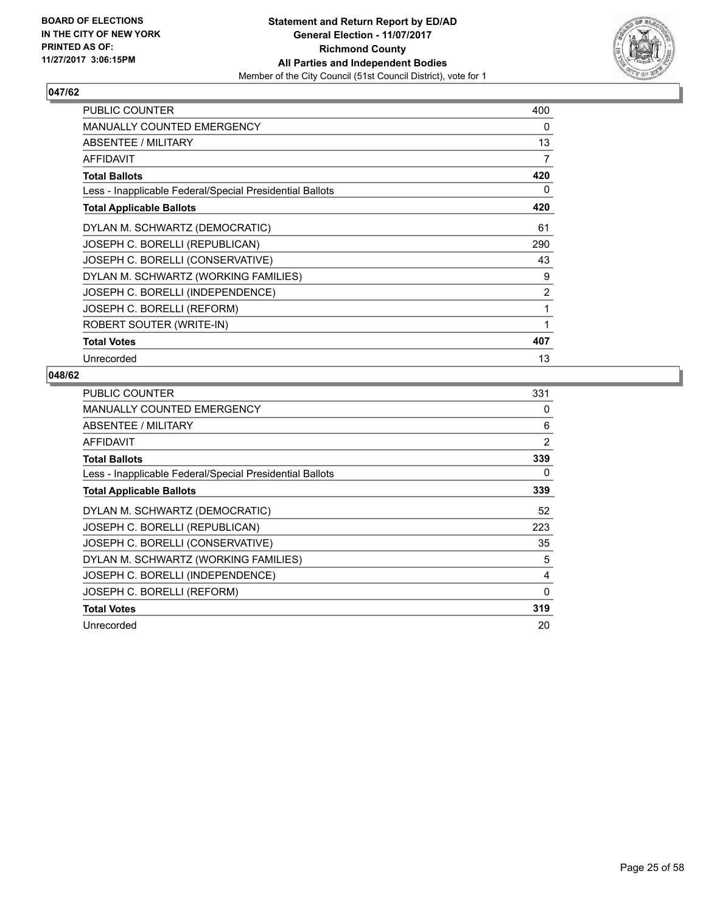**Statement and Return Report by ED/AD**
**General Election - 11/07/2017**
**Richmond County**
**All Parties and Independent Bodies**
Member of the City Council (51st Council District), vote for 1

BOARD OF ELECTIONS IN THE CITY OF NEW YORK PRINTED AS OF: 11/27/2017 3:06:15PM

## 047/62

| | |
|---|---|
| PUBLIC COUNTER | 400 |
| MANUALLY COUNTED EMERGENCY | 0 |
| ABSENTEE / MILITARY | 13 |
| AFFIDAVIT | 7 |
| **Total Ballots** | **420** |
| Less - Inapplicable Federal/Special Presidential Ballots | 0 |
| **Total Applicable Ballots** | **420** |
| DYLAN M. SCHWARTZ (DEMOCRATIC) | 61 |
| JOSEPH C. BORELLI (REPUBLICAN) | 290 |
| JOSEPH C. BORELLI (CONSERVATIVE) | 43 |
| DYLAN M. SCHWARTZ (WORKING FAMILIES) | 9 |
| JOSEPH C. BORELLI (INDEPENDENCE) | 2 |
| JOSEPH C. BORELLI (REFORM) | 1 |
| ROBERT SOUTER (WRITE-IN) | 1 |
| **Total Votes** | **407** |
| Unrecorded | 13 |

## 048/62

| | |
|---|---|
| PUBLIC COUNTER | 331 |
| MANUALLY COUNTED EMERGENCY | 0 |
| ABSENTEE / MILITARY | 6 |
| AFFIDAVIT | 2 |
| **Total Ballots** | **339** |
| Less - Inapplicable Federal/Special Presidential Ballots | 0 |
| **Total Applicable Ballots** | **339** |
| DYLAN M. SCHWARTZ (DEMOCRATIC) | 52 |
| JOSEPH C. BORELLI (REPUBLICAN) | 223 |
| JOSEPH C. BORELLI (CONSERVATIVE) | 35 |
| DYLAN M. SCHWARTZ (WORKING FAMILIES) | 5 |
| JOSEPH C. BORELLI (INDEPENDENCE) | 4 |
| JOSEPH C. BORELLI (REFORM) | 0 |
| **Total Votes** | **319** |
| Unrecorded | 20 |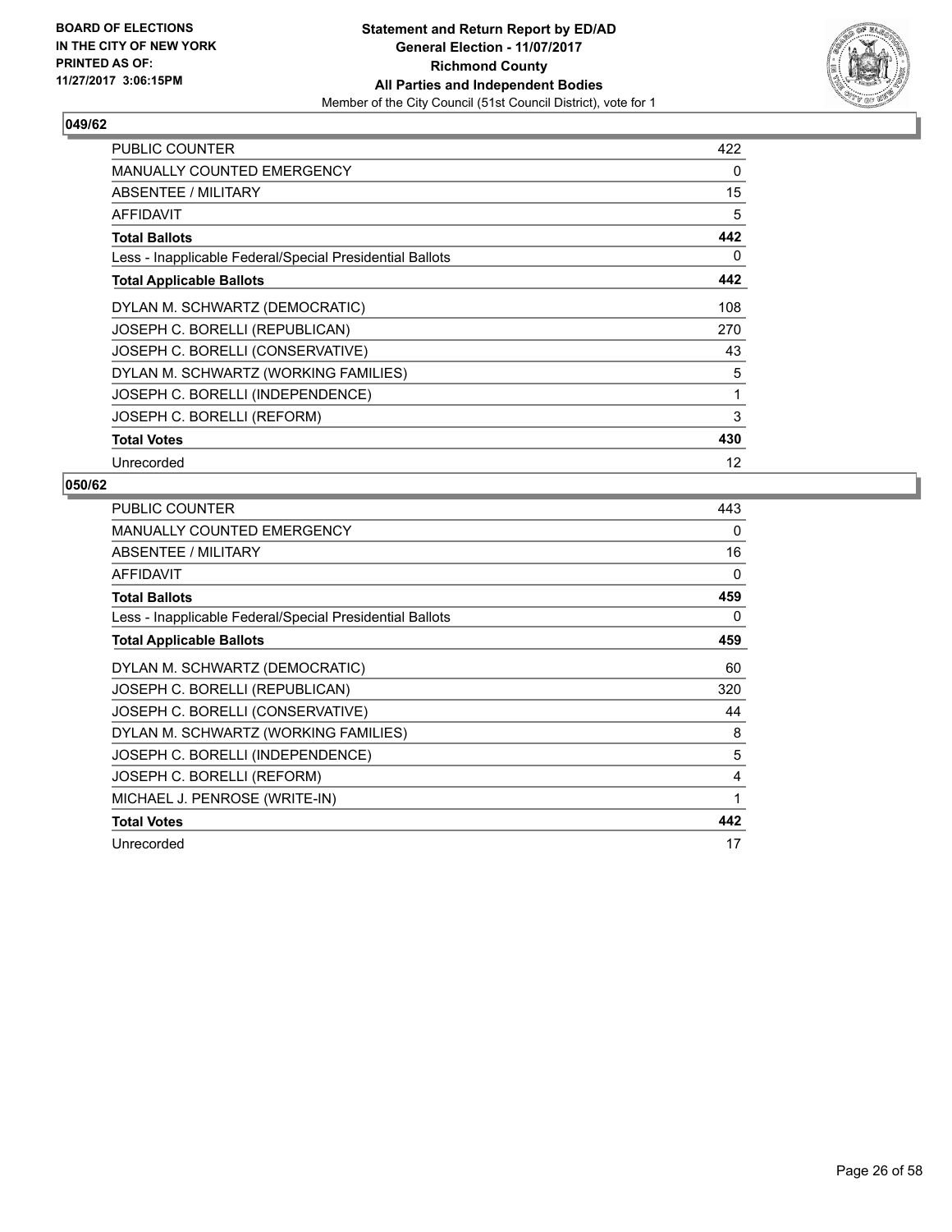BOARD OF ELECTIONS
IN THE CITY OF NEW YORK
PRINTED AS OF:
11/27/2017 3:06:15PM

**Statement and Return Report by ED/AD**
**General Election - 11/07/2017**
**Richmond County**
**All Parties and Independent Bodies**
Member of the City Council (51st Council District), vote for 1

## 049/62

| | |
|---|---|
| PUBLIC COUNTER | 422 |
| MANUALLY COUNTED EMERGENCY | 0 |
| ABSENTEE / MILITARY | 15 |
| AFFIDAVIT | 5 |
| **Total Ballots** | **442** |
| Less - Inapplicable Federal/Special Presidential Ballots | 0 |
| **Total Applicable Ballots** | **442** |
| DYLAN M. SCHWARTZ (DEMOCRATIC) | 108 |
| JOSEPH C. BORELLI (REPUBLICAN) | 270 |
| JOSEPH C. BORELLI (CONSERVATIVE) | 43 |
| DYLAN M. SCHWARTZ (WORKING FAMILIES) | 5 |
| JOSEPH C. BORELLI (INDEPENDENCE) | 1 |
| JOSEPH C. BORELLI (REFORM) | 3 |
| **Total Votes** | **430** |
| Unrecorded | 12 |

## 050/62

| | |
|---|---|
| PUBLIC COUNTER | 443 |
| MANUALLY COUNTED EMERGENCY | 0 |
| ABSENTEE / MILITARY | 16 |
| AFFIDAVIT | 0 |
| **Total Ballots** | **459** |
| Less - Inapplicable Federal/Special Presidential Ballots | 0 |
| **Total Applicable Ballots** | **459** |
| DYLAN M. SCHWARTZ (DEMOCRATIC) | 60 |
| JOSEPH C. BORELLI (REPUBLICAN) | 320 |
| JOSEPH C. BORELLI (CONSERVATIVE) | 44 |
| DYLAN M. SCHWARTZ (WORKING FAMILIES) | 8 |
| JOSEPH C. BORELLI (INDEPENDENCE) | 5 |
| JOSEPH C. BORELLI (REFORM) | 4 |
| MICHAEL J. PENROSE (WRITE-IN) | 1 |
| **Total Votes** | **442** |
| Unrecorded | 17 |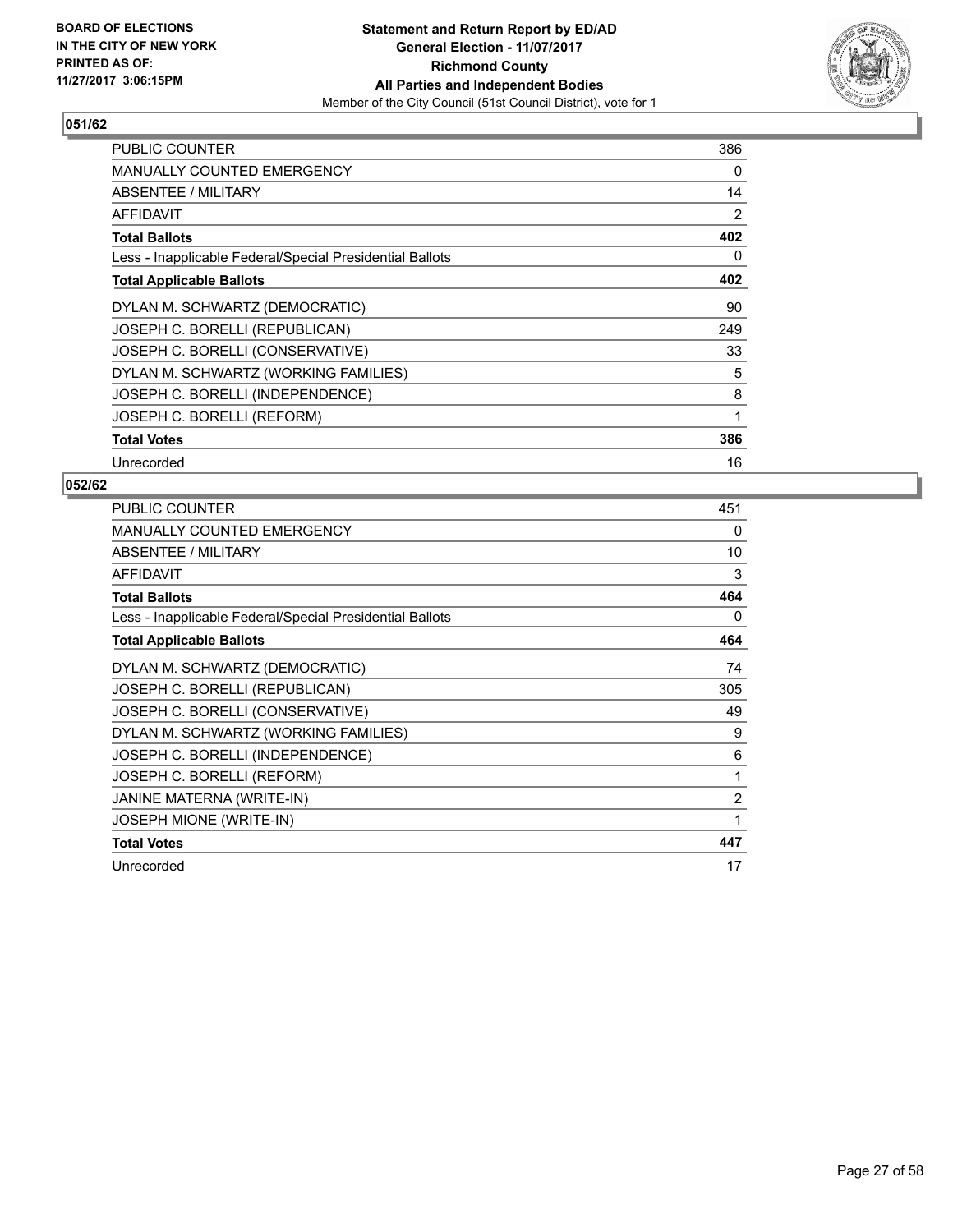BOARD OF ELECTIONS
IN THE CITY OF NEW YORK
PRINTED AS OF:
11/27/2017 3:06:15PM

**Statement and Return Report by ED/AD**
**General Election - 11/07/2017**
**Richmond County**
**All Parties and Independent Bodies**
Member of the City Council (51st Council District), vote for 1

## 051/62

| | |
|---|---|
| PUBLIC COUNTER | 386 |
| MANUALLY COUNTED EMERGENCY | 0 |
| ABSENTEE / MILITARY | 14 |
| AFFIDAVIT | 2 |
| **Total Ballots** | **402** |
| Less - Inapplicable Federal/Special Presidential Ballots | 0 |
| **Total Applicable Ballots** | **402** |
| DYLAN M. SCHWARTZ (DEMOCRATIC) | 90 |
| JOSEPH C. BORELLI (REPUBLICAN) | 249 |
| JOSEPH C. BORELLI (CONSERVATIVE) | 33 |
| DYLAN M. SCHWARTZ (WORKING FAMILIES) | 5 |
| JOSEPH C. BORELLI (INDEPENDENCE) | 8 |
| JOSEPH C. BORELLI (REFORM) | 1 |
| **Total Votes** | **386** |
| Unrecorded | 16 |

## 052/62

| | |
|---|---|
| PUBLIC COUNTER | 451 |
| MANUALLY COUNTED EMERGENCY | 0 |
| ABSENTEE / MILITARY | 10 |
| AFFIDAVIT | 3 |
| **Total Ballots** | **464** |
| Less - Inapplicable Federal/Special Presidential Ballots | 0 |
| **Total Applicable Ballots** | **464** |
| DYLAN M. SCHWARTZ (DEMOCRATIC) | 74 |
| JOSEPH C. BORELLI (REPUBLICAN) | 305 |
| JOSEPH C. BORELLI (CONSERVATIVE) | 49 |
| DYLAN M. SCHWARTZ (WORKING FAMILIES) | 9 |
| JOSEPH C. BORELLI (INDEPENDENCE) | 6 |
| JOSEPH C. BORELLI (REFORM) | 1 |
| JANINE MATERNA (WRITE-IN) | 2 |
| JOSEPH MIONE (WRITE-IN) | 1 |
| **Total Votes** | **447** |
| Unrecorded | 17 |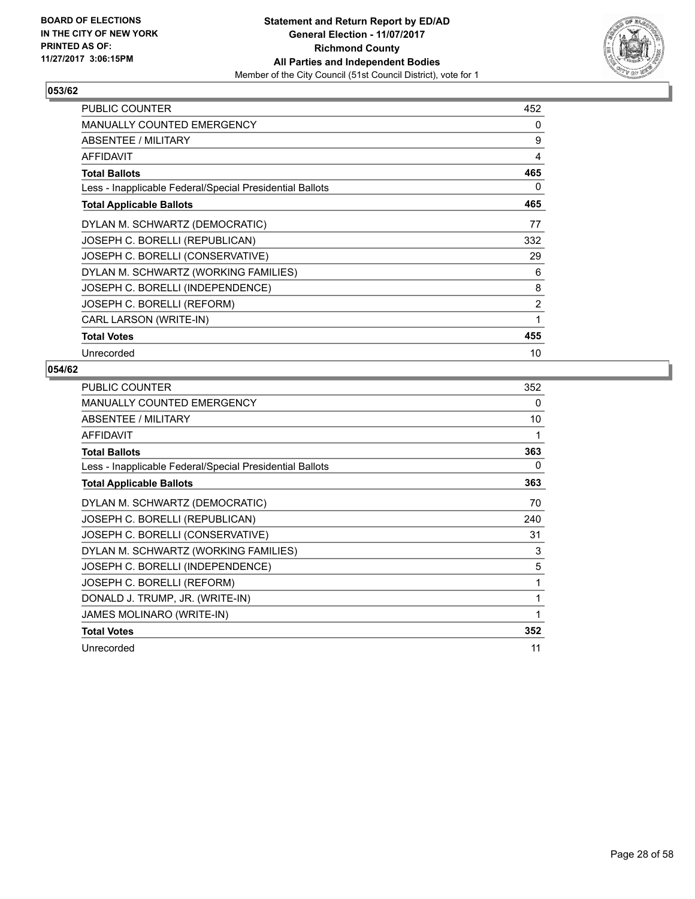**BOARD OF ELECTIONS IN THE CITY OF NEW YORK PRINTED AS OF: 11/27/2017 3:06:15PM**

**Statement and Return Report by ED/AD General Election - 11/07/2017 Richmond County All Parties and Independent Bodies**
Member of the City Council (51st Council District), vote for 1

## 053/62

| PUBLIC COUNTER | 452 |
|---|---|
| MANUALLY COUNTED EMERGENCY | 0 |
| ABSENTEE / MILITARY | 9 |
| AFFIDAVIT | 4 |
| **Total Ballots** | **465** |
| Less - Inapplicable Federal/Special Presidential Ballots | 0 |
| **Total Applicable Ballots** | **465** |
| DYLAN M. SCHWARTZ (DEMOCRATIC) | 77 |
| JOSEPH C. BORELLI (REPUBLICAN) | 332 |
| JOSEPH C. BORELLI (CONSERVATIVE) | 29 |
| DYLAN M. SCHWARTZ (WORKING FAMILIES) | 6 |
| JOSEPH C. BORELLI (INDEPENDENCE) | 8 |
| JOSEPH C. BORELLI (REFORM) | 2 |
| CARL LARSON (WRITE-IN) | 1 |
| **Total Votes** | **455** |
| Unrecorded | 10 |

## 054/62

| PUBLIC COUNTER | 352 |
|---|---|
| MANUALLY COUNTED EMERGENCY | 0 |
| ABSENTEE / MILITARY | 10 |
| AFFIDAVIT | 1 |
| **Total Ballots** | **363** |
| Less - Inapplicable Federal/Special Presidential Ballots | 0 |
| **Total Applicable Ballots** | **363** |
| DYLAN M. SCHWARTZ (DEMOCRATIC) | 70 |
| JOSEPH C. BORELLI (REPUBLICAN) | 240 |
| JOSEPH C. BORELLI (CONSERVATIVE) | 31 |
| DYLAN M. SCHWARTZ (WORKING FAMILIES) | 3 |
| JOSEPH C. BORELLI (INDEPENDENCE) | 5 |
| JOSEPH C. BORELLI (REFORM) | 1 |
| DONALD J. TRUMP, JR. (WRITE-IN) | 1 |
| JAMES MOLINARO (WRITE-IN) | 1 |
| **Total Votes** | **352** |
| Unrecorded | 11 |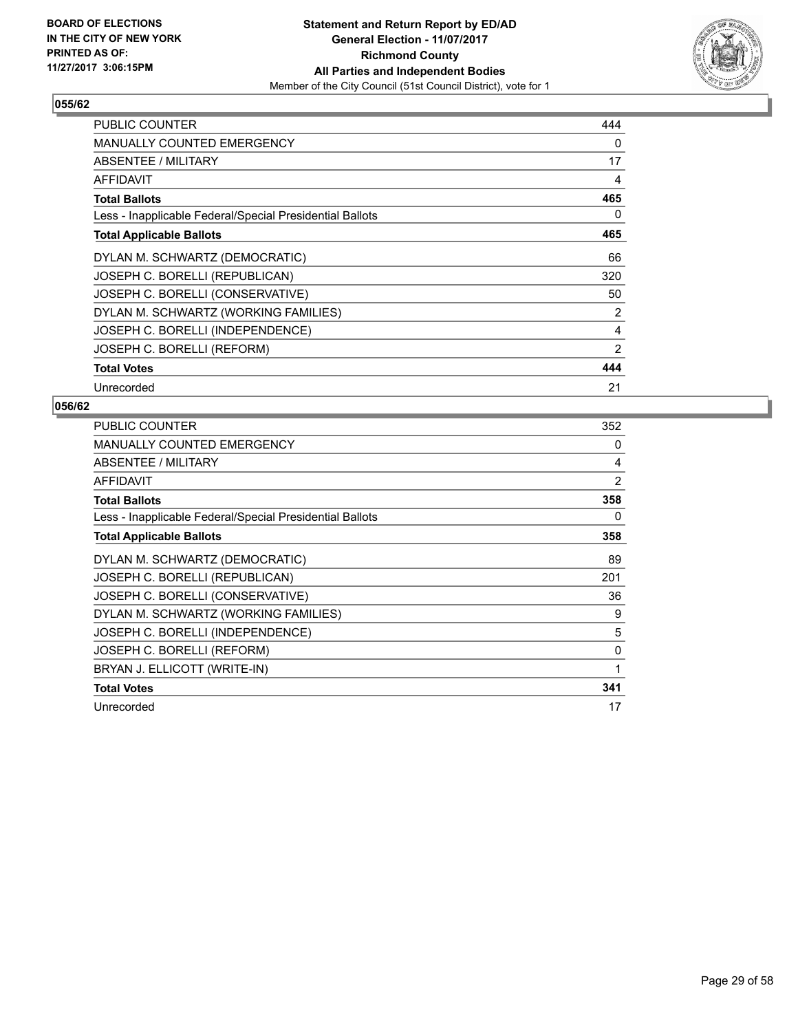**BOARD OF ELECTIONS IN THE CITY OF NEW YORK PRINTED AS OF: 11/27/2017 3:06:15PM**

**Statement and Return Report by ED/AD General Election - 11/07/2017 Richmond County All Parties and Independent Bodies**
Member of the City Council (51st Council District), vote for 1

## 055/62

| | |
|---|---|
| PUBLIC COUNTER | 444 |
| MANUALLY COUNTED EMERGENCY | 0 |
| ABSENTEE / MILITARY | 17 |
| AFFIDAVIT | 4 |
| **Total Ballots** | **465** |
| Less - Inapplicable Federal/Special Presidential Ballots | 0 |
| **Total Applicable Ballots** | **465** |
| DYLAN M. SCHWARTZ (DEMOCRATIC) | 66 |
| JOSEPH C. BORELLI (REPUBLICAN) | 320 |
| JOSEPH C. BORELLI (CONSERVATIVE) | 50 |
| DYLAN M. SCHWARTZ (WORKING FAMILIES) | 2 |
| JOSEPH C. BORELLI (INDEPENDENCE) | 4 |
| JOSEPH C. BORELLI (REFORM) | 2 |
| **Total Votes** | **444** |
| Unrecorded | 21 |

## 056/62

| | |
|---|---|
| PUBLIC COUNTER | 352 |
| MANUALLY COUNTED EMERGENCY | 0 |
| ABSENTEE / MILITARY | 4 |
| AFFIDAVIT | 2 |
| **Total Ballots** | **358** |
| Less - Inapplicable Federal/Special Presidential Ballots | 0 |
| **Total Applicable Ballots** | **358** |
| DYLAN M. SCHWARTZ (DEMOCRATIC) | 89 |
| JOSEPH C. BORELLI (REPUBLICAN) | 201 |
| JOSEPH C. BORELLI (CONSERVATIVE) | 36 |
| DYLAN M. SCHWARTZ (WORKING FAMILIES) | 9 |
| JOSEPH C. BORELLI (INDEPENDENCE) | 5 |
| JOSEPH C. BORELLI (REFORM) | 0 |
| BRYAN J. ELLICOTT (WRITE-IN) | 1 |
| **Total Votes** | **341** |
| Unrecorded | 17 |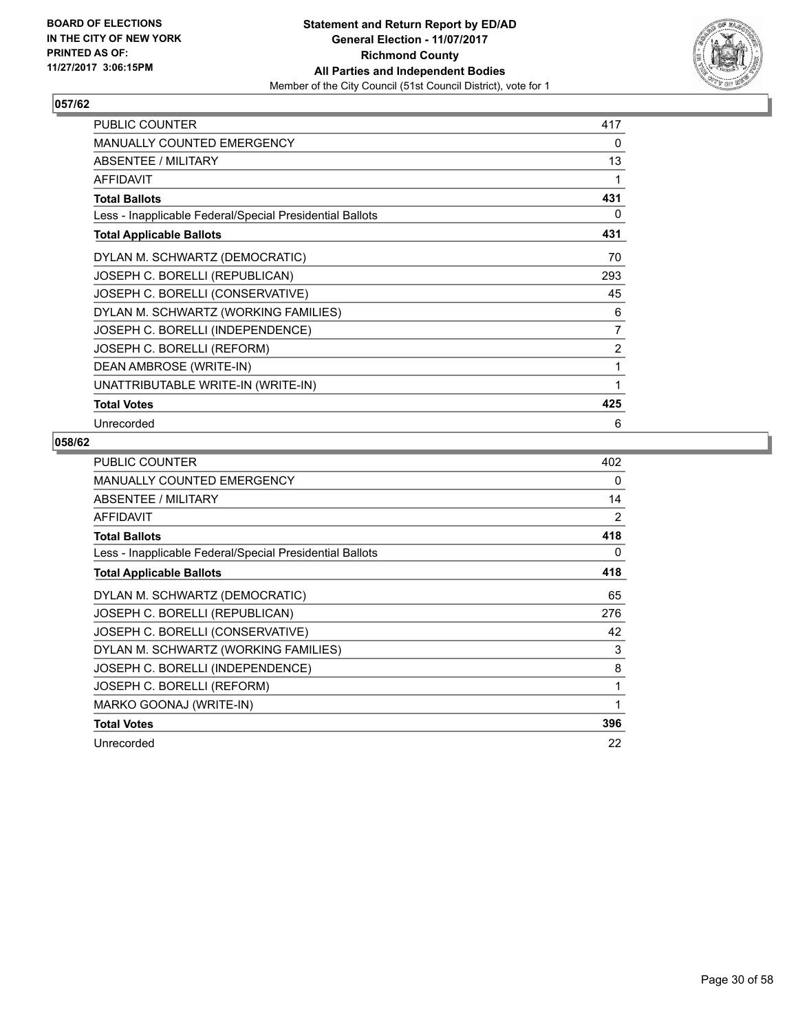BOARD OF ELECTIONS
IN THE CITY OF NEW YORK
PRINTED AS OF:
11/27/2017 3:06:15PM

**Statement and Return Report by ED/AD**
**General Election - 11/07/2017**
**Richmond County**
**All Parties and Independent Bodies**
Member of the City Council (51st Council District), vote for 1

## 057/62

| | |
|---|---|
| PUBLIC COUNTER | 417 |
| MANUALLY COUNTED EMERGENCY | 0 |
| ABSENTEE / MILITARY | 13 |
| AFFIDAVIT | 1 |
| **Total Ballots** | **431** |
| Less - Inapplicable Federal/Special Presidential Ballots | 0 |
| **Total Applicable Ballots** | **431** |
| DYLAN M. SCHWARTZ (DEMOCRATIC) | 70 |
| JOSEPH C. BORELLI (REPUBLICAN) | 293 |
| JOSEPH C. BORELLI (CONSERVATIVE) | 45 |
| DYLAN M. SCHWARTZ (WORKING FAMILIES) | 6 |
| JOSEPH C. BORELLI (INDEPENDENCE) | 7 |
| JOSEPH C. BORELLI (REFORM) | 2 |
| DEAN AMBROSE (WRITE-IN) | 1 |
| UNATTRIBUTABLE WRITE-IN (WRITE-IN) | 1 |
| **Total Votes** | **425** |
| Unrecorded | 6 |

## 058/62

| | |
|---|---|
| PUBLIC COUNTER | 402 |
| MANUALLY COUNTED EMERGENCY | 0 |
| ABSENTEE / MILITARY | 14 |
| AFFIDAVIT | 2 |
| **Total Ballots** | **418** |
| Less - Inapplicable Federal/Special Presidential Ballots | 0 |
| **Total Applicable Ballots** | **418** |
| DYLAN M. SCHWARTZ (DEMOCRATIC) | 65 |
| JOSEPH C. BORELLI (REPUBLICAN) | 276 |
| JOSEPH C. BORELLI (CONSERVATIVE) | 42 |
| DYLAN M. SCHWARTZ (WORKING FAMILIES) | 3 |
| JOSEPH C. BORELLI (INDEPENDENCE) | 8 |
| JOSEPH C. BORELLI (REFORM) | 1 |
| MARKO GOONAJ (WRITE-IN) | 1 |
| **Total Votes** | **396** |
| Unrecorded | 22 |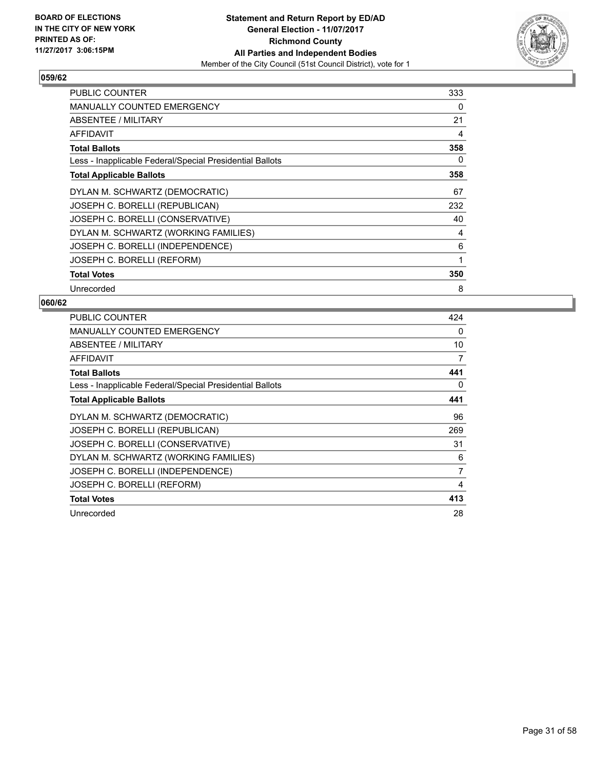BOARD OF ELECTIONS
IN THE CITY OF NEW YORK
PRINTED AS OF:
11/27/2017 3:06:15PM

**Statement and Return Report by ED/AD**
**General Election - 11/07/2017**
**Richmond County**
**All Parties and Independent Bodies**
Member of the City Council (51st Council District), vote for 1

## 059/62

| | |
|---|---|
| PUBLIC COUNTER | 333 |
| MANUALLY COUNTED EMERGENCY | 0 |
| ABSENTEE / MILITARY | 21 |
| AFFIDAVIT | 4 |
| **Total Ballots** | **358** |
| Less - Inapplicable Federal/Special Presidential Ballots | 0 |
| **Total Applicable Ballots** | **358** |
| DYLAN M. SCHWARTZ (DEMOCRATIC) | 67 |
| JOSEPH C. BORELLI (REPUBLICAN) | 232 |
| JOSEPH C. BORELLI (CONSERVATIVE) | 40 |
| DYLAN M. SCHWARTZ (WORKING FAMILIES) | 4 |
| JOSEPH C. BORELLI (INDEPENDENCE) | 6 |
| JOSEPH C. BORELLI (REFORM) | 1 |
| **Total Votes** | **350** |
| Unrecorded | 8 |

## 060/62

| | |
|---|---|
| PUBLIC COUNTER | 424 |
| MANUALLY COUNTED EMERGENCY | 0 |
| ABSENTEE / MILITARY | 10 |
| AFFIDAVIT | 7 |
| **Total Ballots** | **441** |
| Less - Inapplicable Federal/Special Presidential Ballots | 0 |
| **Total Applicable Ballots** | **441** |
| DYLAN M. SCHWARTZ (DEMOCRATIC) | 96 |
| JOSEPH C. BORELLI (REPUBLICAN) | 269 |
| JOSEPH C. BORELLI (CONSERVATIVE) | 31 |
| DYLAN M. SCHWARTZ (WORKING FAMILIES) | 6 |
| JOSEPH C. BORELLI (INDEPENDENCE) | 7 |
| JOSEPH C. BORELLI (REFORM) | 4 |
| **Total Votes** | **413** |
| Unrecorded | 28 |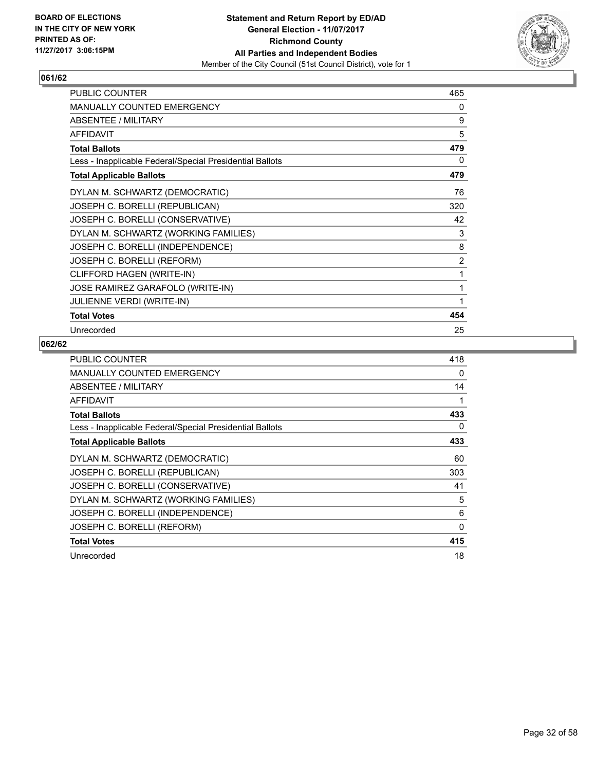BOARD OF ELECTIONS
IN THE CITY OF NEW YORK
PRINTED AS OF:
11/27/2017 3:06:15PM

**Statement and Return Report by ED/AD**
**General Election - 11/07/2017**
**Richmond County**
**All Parties and Independent Bodies**
Member of the City Council (51st Council District), vote for 1

## 061/62

| | |
|---|---|
| PUBLIC COUNTER | 465 |
| MANUALLY COUNTED EMERGENCY | 0 |
| ABSENTEE / MILITARY | 9 |
| AFFIDAVIT | 5 |
| **Total Ballots** | **479** |
| Less - Inapplicable Federal/Special Presidential Ballots | 0 |
| **Total Applicable Ballots** | **479** |
| DYLAN M. SCHWARTZ (DEMOCRATIC) | 76 |
| JOSEPH C. BORELLI (REPUBLICAN) | 320 |
| JOSEPH C. BORELLI (CONSERVATIVE) | 42 |
| DYLAN M. SCHWARTZ (WORKING FAMILIES) | 3 |
| JOSEPH C. BORELLI (INDEPENDENCE) | 8 |
| JOSEPH C. BORELLI (REFORM) | 2 |
| CLIFFORD HAGEN (WRITE-IN) | 1 |
| JOSE RAMIREZ GARAFOLO (WRITE-IN) | 1 |
| JULIENNE VERDI (WRITE-IN) | 1 |
| **Total Votes** | **454** |
| Unrecorded | 25 |

## 062/62

| | |
|---|---|
| PUBLIC COUNTER | 418 |
| MANUALLY COUNTED EMERGENCY | 0 |
| ABSENTEE / MILITARY | 14 |
| AFFIDAVIT | 1 |
| **Total Ballots** | **433** |
| Less - Inapplicable Federal/Special Presidential Ballots | 0 |
| **Total Applicable Ballots** | **433** |
| DYLAN M. SCHWARTZ (DEMOCRATIC) | 60 |
| JOSEPH C. BORELLI (REPUBLICAN) | 303 |
| JOSEPH C. BORELLI (CONSERVATIVE) | 41 |
| DYLAN M. SCHWARTZ (WORKING FAMILIES) | 5 |
| JOSEPH C. BORELLI (INDEPENDENCE) | 6 |
| JOSEPH C. BORELLI (REFORM) | 0 |
| **Total Votes** | **415** |
| Unrecorded | 18 |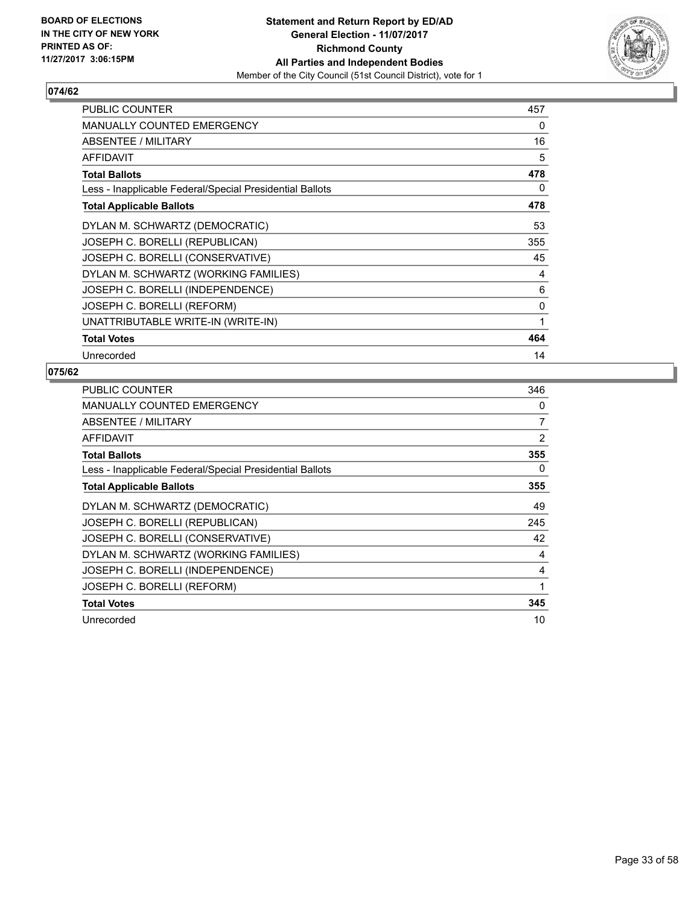BOARD OF ELECTIONS
IN THE CITY OF NEW YORK
PRINTED AS OF:
11/27/2017 3:06:15PM

**Statement and Return Report by ED/AD**
**General Election - 11/07/2017**
**Richmond County**
**All Parties and Independent Bodies**
Member of the City Council (51st Council District), vote for 1

## 074/62

| | |
|---|---|
| PUBLIC COUNTER | 457 |
| MANUALLY COUNTED EMERGENCY | 0 |
| ABSENTEE / MILITARY | 16 |
| AFFIDAVIT | 5 |
| **Total Ballots** | **478** |
| Less - Inapplicable Federal/Special Presidential Ballots | 0 |
| **Total Applicable Ballots** | **478** |
| DYLAN M. SCHWARTZ (DEMOCRATIC) | 53 |
| JOSEPH C. BORELLI (REPUBLICAN) | 355 |
| JOSEPH C. BORELLI (CONSERVATIVE) | 45 |
| DYLAN M. SCHWARTZ (WORKING FAMILIES) | 4 |
| JOSEPH C. BORELLI (INDEPENDENCE) | 6 |
| JOSEPH C. BORELLI (REFORM) | 0 |
| UNATTRIBUTABLE WRITE-IN (WRITE-IN) | 1 |
| **Total Votes** | **464** |
| Unrecorded | 14 |

## 075/62

| | |
|---|---|
| PUBLIC COUNTER | 346 |
| MANUALLY COUNTED EMERGENCY | 0 |
| ABSENTEE / MILITARY | 7 |
| AFFIDAVIT | 2 |
| **Total Ballots** | **355** |
| Less - Inapplicable Federal/Special Presidential Ballots | 0 |
| **Total Applicable Ballots** | **355** |
| DYLAN M. SCHWARTZ (DEMOCRATIC) | 49 |
| JOSEPH C. BORELLI (REPUBLICAN) | 245 |
| JOSEPH C. BORELLI (CONSERVATIVE) | 42 |
| DYLAN M. SCHWARTZ (WORKING FAMILIES) | 4 |
| JOSEPH C. BORELLI (INDEPENDENCE) | 4 |
| JOSEPH C. BORELLI (REFORM) | 1 |
| **Total Votes** | **345** |
| Unrecorded | 10 |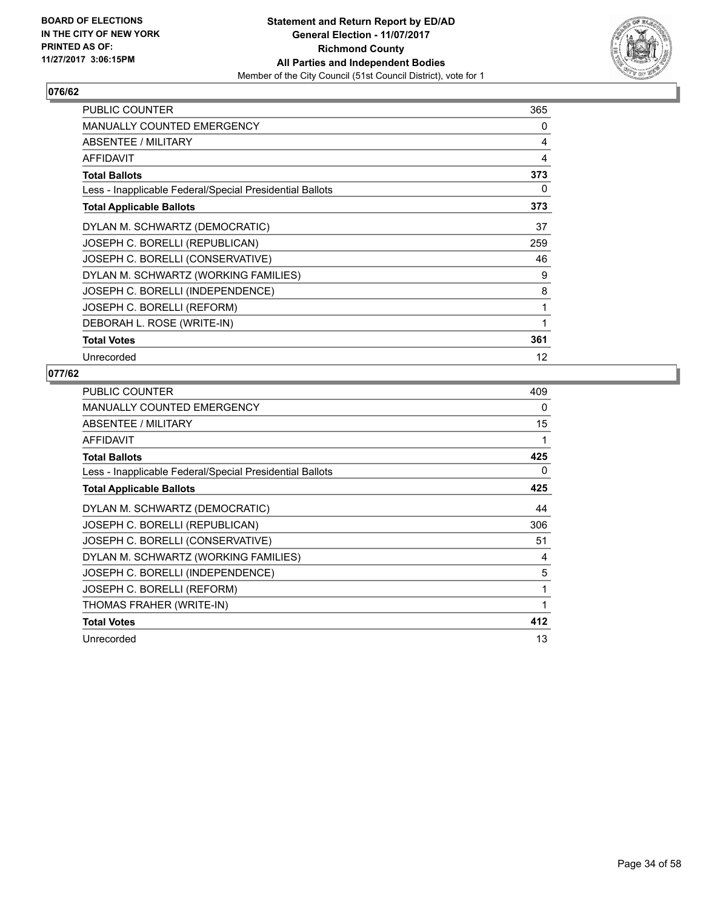BOARD OF ELECTIONS
IN THE CITY OF NEW YORK
PRINTED AS OF:
11/27/2017 3:06:15PM

**Statement and Return Report by ED/AD**
**General Election - 11/07/2017**
**Richmond County**
**All Parties and Independent Bodies**
Member of the City Council (51st Council District), vote for 1

## 076/62

| | |
|---|---|
| PUBLIC COUNTER | 365 |
| MANUALLY COUNTED EMERGENCY | 0 |
| ABSENTEE / MILITARY | 4 |
| AFFIDAVIT | 4 |
| **Total Ballots** | **373** |
| Less - Inapplicable Federal/Special Presidential Ballots | 0 |
| **Total Applicable Ballots** | **373** |
| DYLAN M. SCHWARTZ (DEMOCRATIC) | 37 |
| JOSEPH C. BORELLI (REPUBLICAN) | 259 |
| JOSEPH C. BORELLI (CONSERVATIVE) | 46 |
| DYLAN M. SCHWARTZ (WORKING FAMILIES) | 9 |
| JOSEPH C. BORELLI (INDEPENDENCE) | 8 |
| JOSEPH C. BORELLI (REFORM) | 1 |
| DEBORAH L. ROSE (WRITE-IN) | 1 |
| **Total Votes** | **361** |
| Unrecorded | 12 |

## 077/62

| | |
|---|---|
| PUBLIC COUNTER | 409 |
| MANUALLY COUNTED EMERGENCY | 0 |
| ABSENTEE / MILITARY | 15 |
| AFFIDAVIT | 1 |
| **Total Ballots** | **425** |
| Less - Inapplicable Federal/Special Presidential Ballots | 0 |
| **Total Applicable Ballots** | **425** |
| DYLAN M. SCHWARTZ (DEMOCRATIC) | 44 |
| JOSEPH C. BORELLI (REPUBLICAN) | 306 |
| JOSEPH C. BORELLI (CONSERVATIVE) | 51 |
| DYLAN M. SCHWARTZ (WORKING FAMILIES) | 4 |
| JOSEPH C. BORELLI (INDEPENDENCE) | 5 |
| JOSEPH C. BORELLI (REFORM) | 1 |
| THOMAS FRAHER (WRITE-IN) | 1 |
| **Total Votes** | **412** |
| Unrecorded | 13 |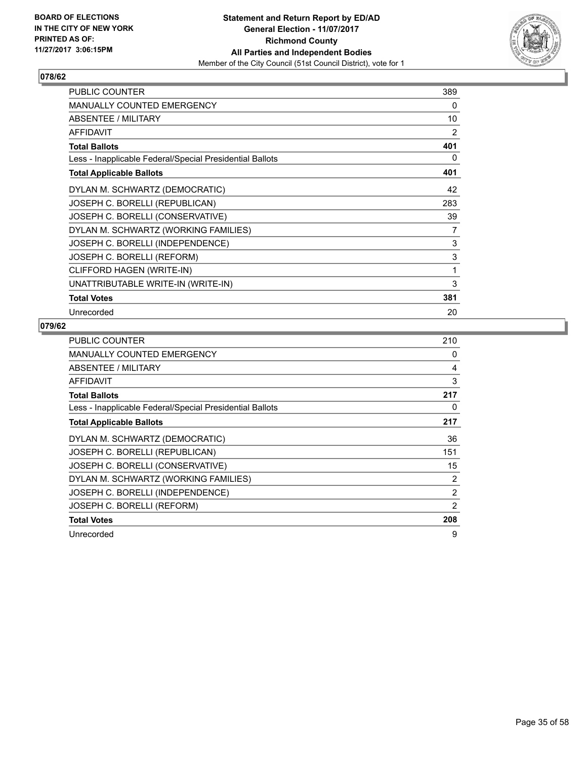**Statement and Return Report by ED/AD**
**General Election - 11/07/2017**
**Richmond County**
**All Parties and Independent Bodies**
Member of the City Council (51st Council District), vote for 1

BOARD OF ELECTIONS IN THE CITY OF NEW YORK PRINTED AS OF: 11/27/2017 3:06:15PM

## 078/62

| | |
|---|---|
| PUBLIC COUNTER | 389 |
| MANUALLY COUNTED EMERGENCY | 0 |
| ABSENTEE / MILITARY | 10 |
| AFFIDAVIT | 2 |
| **Total Ballots** | **401** |
| Less - Inapplicable Federal/Special Presidential Ballots | 0 |
| **Total Applicable Ballots** | **401** |
| DYLAN M. SCHWARTZ (DEMOCRATIC) | 42 |
| JOSEPH C. BORELLI (REPUBLICAN) | 283 |
| JOSEPH C. BORELLI (CONSERVATIVE) | 39 |
| DYLAN M. SCHWARTZ (WORKING FAMILIES) | 7 |
| JOSEPH C. BORELLI (INDEPENDENCE) | 3 |
| JOSEPH C. BORELLI (REFORM) | 3 |
| CLIFFORD HAGEN (WRITE-IN) | 1 |
| UNATTRIBUTABLE WRITE-IN (WRITE-IN) | 3 |
| **Total Votes** | **381** |
| Unrecorded | 20 |

## 079/62

| | |
|---|---|
| PUBLIC COUNTER | 210 |
| MANUALLY COUNTED EMERGENCY | 0 |
| ABSENTEE / MILITARY | 4 |
| AFFIDAVIT | 3 |
| **Total Ballots** | **217** |
| Less - Inapplicable Federal/Special Presidential Ballots | 0 |
| **Total Applicable Ballots** | **217** |
| DYLAN M. SCHWARTZ (DEMOCRATIC) | 36 |
| JOSEPH C. BORELLI (REPUBLICAN) | 151 |
| JOSEPH C. BORELLI (CONSERVATIVE) | 15 |
| DYLAN M. SCHWARTZ (WORKING FAMILIES) | 2 |
| JOSEPH C. BORELLI (INDEPENDENCE) | 2 |
| JOSEPH C. BORELLI (REFORM) | 2 |
| **Total Votes** | **208** |
| Unrecorded | 9 |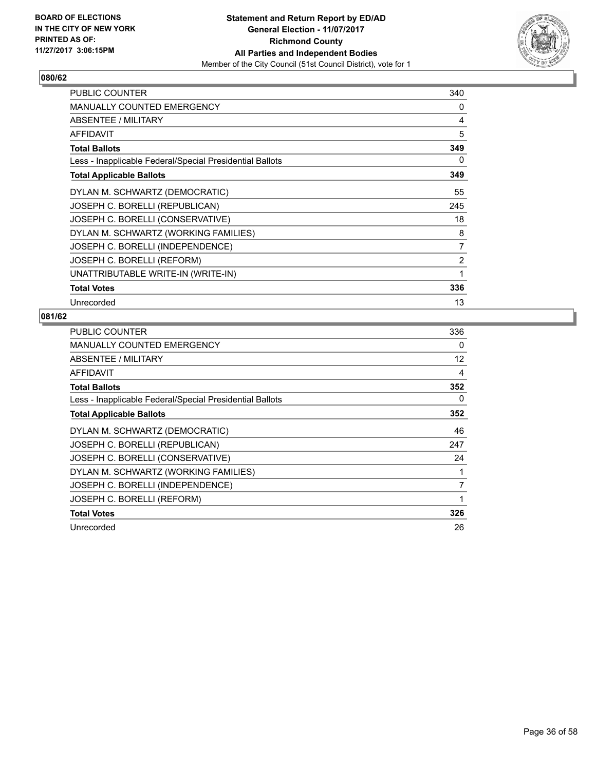BOARD OF ELECTIONS
IN THE CITY OF NEW YORK
PRINTED AS OF:
11/27/2017 3:06:15PM

**Statement and Return Report by ED/AD**
**General Election - 11/07/2017**
**Richmond County**
**All Parties and Independent Bodies**
Member of the City Council (51st Council District), vote for 1

## 080/62

| | |
|---|---|
| PUBLIC COUNTER | 340 |
| MANUALLY COUNTED EMERGENCY | 0 |
| ABSENTEE / MILITARY | 4 |
| AFFIDAVIT | 5 |
| **Total Ballots** | **349** |
| Less - Inapplicable Federal/Special Presidential Ballots | 0 |
| **Total Applicable Ballots** | **349** |
| DYLAN M. SCHWARTZ (DEMOCRATIC) | 55 |
| JOSEPH C. BORELLI (REPUBLICAN) | 245 |
| JOSEPH C. BORELLI (CONSERVATIVE) | 18 |
| DYLAN M. SCHWARTZ (WORKING FAMILIES) | 8 |
| JOSEPH C. BORELLI (INDEPENDENCE) | 7 |
| JOSEPH C. BORELLI (REFORM) | 2 |
| UNATTRIBUTABLE WRITE-IN (WRITE-IN) | 1 |
| **Total Votes** | **336** |
| Unrecorded | 13 |

## 081/62

| | |
|---|---|
| PUBLIC COUNTER | 336 |
| MANUALLY COUNTED EMERGENCY | 0 |
| ABSENTEE / MILITARY | 12 |
| AFFIDAVIT | 4 |
| **Total Ballots** | **352** |
| Less - Inapplicable Federal/Special Presidential Ballots | 0 |
| **Total Applicable Ballots** | **352** |
| DYLAN M. SCHWARTZ (DEMOCRATIC) | 46 |
| JOSEPH C. BORELLI (REPUBLICAN) | 247 |
| JOSEPH C. BORELLI (CONSERVATIVE) | 24 |
| DYLAN M. SCHWARTZ (WORKING FAMILIES) | 1 |
| JOSEPH C. BORELLI (INDEPENDENCE) | 7 |
| JOSEPH C. BORELLI (REFORM) | 1 |
| **Total Votes** | **326** |
| Unrecorded | 26 |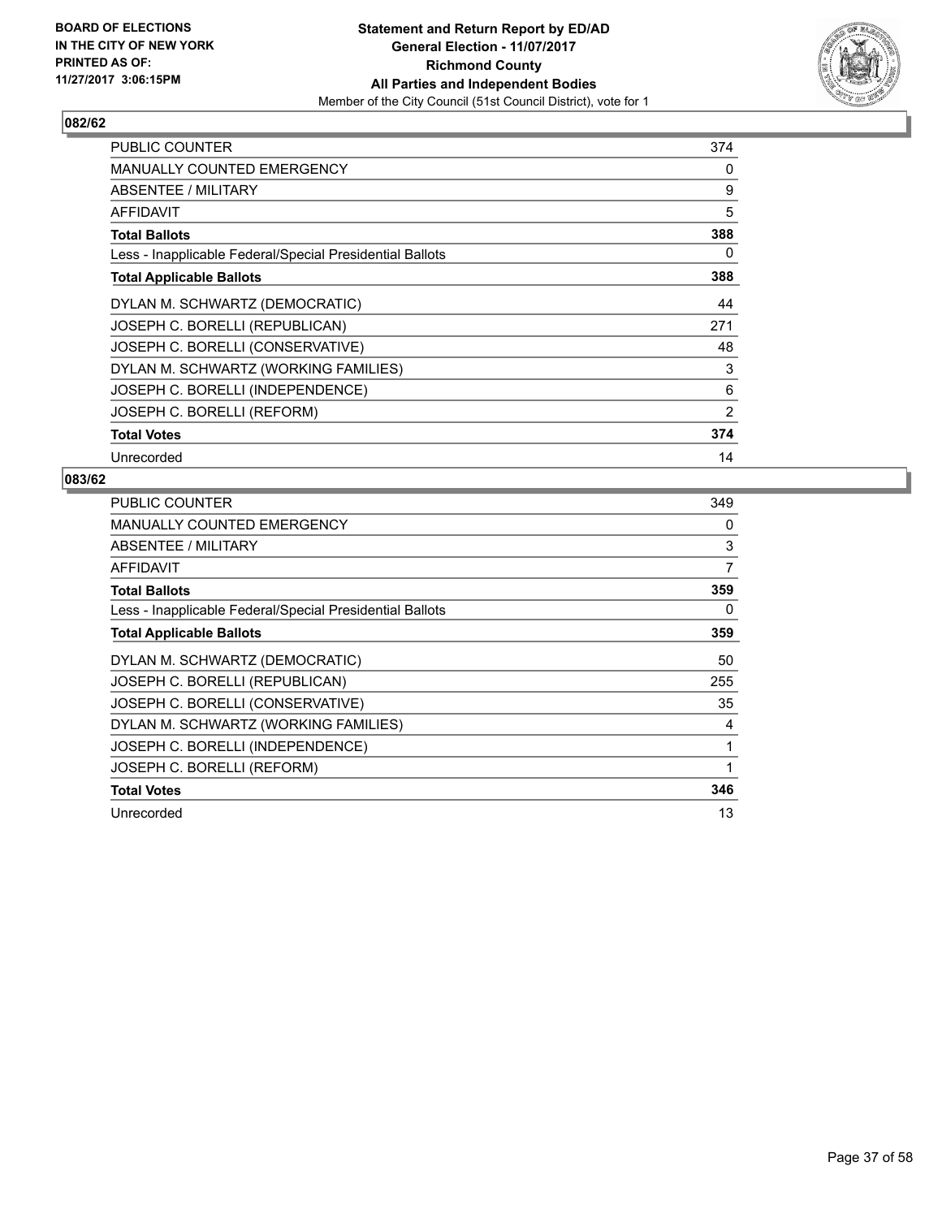**BOARD OF ELECTIONS IN THE CITY OF NEW YORK PRINTED AS OF: 11/27/2017 3:06:15PM**

**Statement and Return Report by ED/AD**
**General Election - 11/07/2017**
**Richmond County**
**All Parties and Independent Bodies**
Member of the City Council (51st Council District), vote for 1

## 082/62

| | |
|---|---|
| PUBLIC COUNTER | 374 |
| MANUALLY COUNTED EMERGENCY | 0 |
| ABSENTEE / MILITARY | 9 |
| AFFIDAVIT | 5 |
| **Total Ballots** | **388** |
| Less - Inapplicable Federal/Special Presidential Ballots | 0 |
| **Total Applicable Ballots** | **388** |
| DYLAN M. SCHWARTZ (DEMOCRATIC) | 44 |
| JOSEPH C. BORELLI (REPUBLICAN) | 271 |
| JOSEPH C. BORELLI (CONSERVATIVE) | 48 |
| DYLAN M. SCHWARTZ (WORKING FAMILIES) | 3 |
| JOSEPH C. BORELLI (INDEPENDENCE) | 6 |
| JOSEPH C. BORELLI (REFORM) | 2 |
| **Total Votes** | **374** |
| Unrecorded | 14 |

## 083/62

| | |
|---|---|
| PUBLIC COUNTER | 349 |
| MANUALLY COUNTED EMERGENCY | 0 |
| ABSENTEE / MILITARY | 3 |
| AFFIDAVIT | 7 |
| **Total Ballots** | **359** |
| Less - Inapplicable Federal/Special Presidential Ballots | 0 |
| **Total Applicable Ballots** | **359** |
| DYLAN M. SCHWARTZ (DEMOCRATIC) | 50 |
| JOSEPH C. BORELLI (REPUBLICAN) | 255 |
| JOSEPH C. BORELLI (CONSERVATIVE) | 35 |
| DYLAN M. SCHWARTZ (WORKING FAMILIES) | 4 |
| JOSEPH C. BORELLI (INDEPENDENCE) | 1 |
| JOSEPH C. BORELLI (REFORM) | 1 |
| **Total Votes** | **346** |
| Unrecorded | 13 |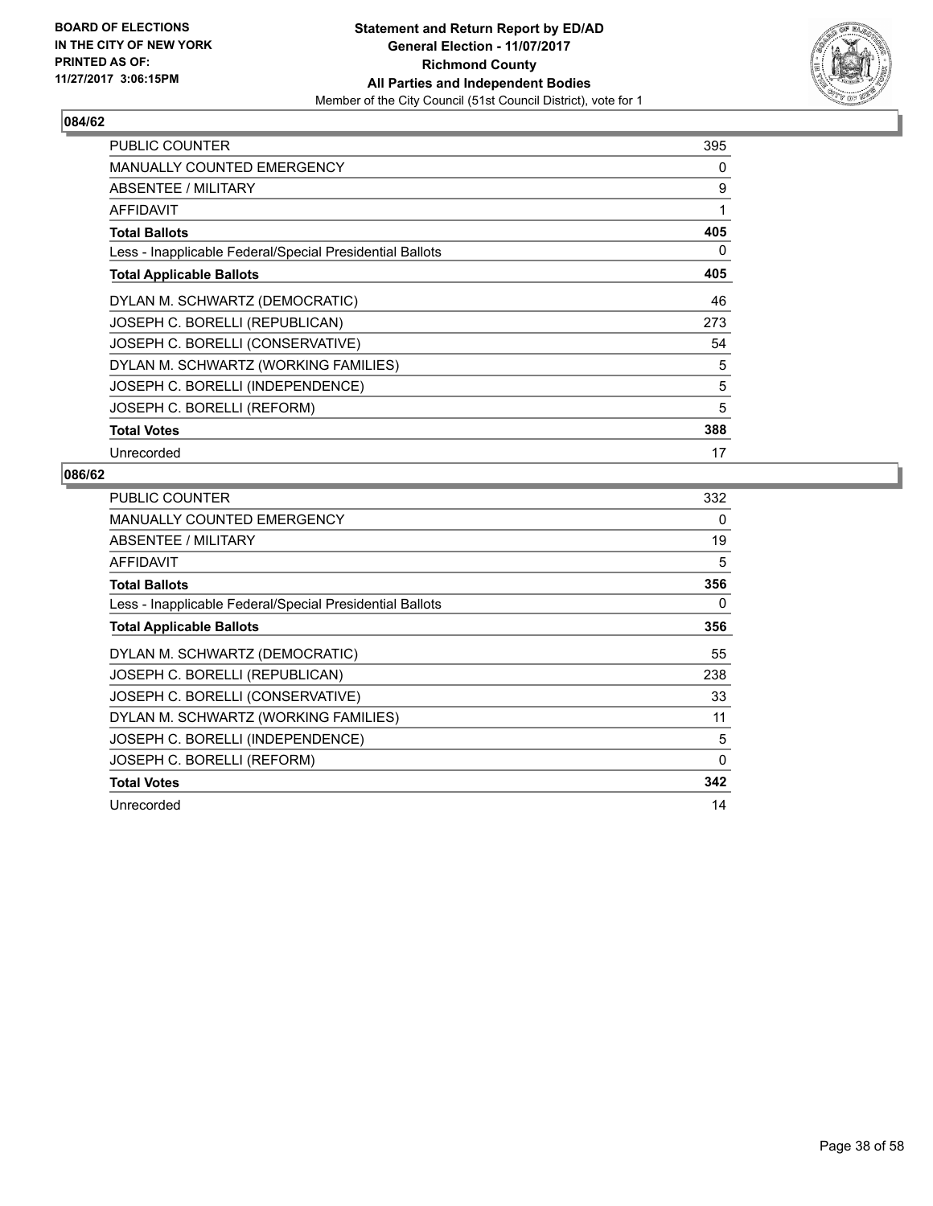**BOARD OF ELECTIONS IN THE CITY OF NEW YORK PRINTED AS OF: 11/27/2017 3:06:15PM**

**Statement and Return Report by ED/AD**
**General Election - 11/07/2017**
**Richmond County**
**All Parties and Independent Bodies**
Member of the City Council (51st Council District), vote for 1

## 084/62

| | |
|---|---|
| PUBLIC COUNTER | 395 |
| MANUALLY COUNTED EMERGENCY | 0 |
| ABSENTEE / MILITARY | 9 |
| AFFIDAVIT | 1 |
| **Total Ballots** | **405** |
| Less - Inapplicable Federal/Special Presidential Ballots | 0 |
| **Total Applicable Ballots** | **405** |
| DYLAN M. SCHWARTZ (DEMOCRATIC) | 46 |
| JOSEPH C. BORELLI (REPUBLICAN) | 273 |
| JOSEPH C. BORELLI (CONSERVATIVE) | 54 |
| DYLAN M. SCHWARTZ (WORKING FAMILIES) | 5 |
| JOSEPH C. BORELLI (INDEPENDENCE) | 5 |
| JOSEPH C. BORELLI (REFORM) | 5 |
| **Total Votes** | **388** |
| Unrecorded | 17 |

## 086/62

| | |
|---|---|
| PUBLIC COUNTER | 332 |
| MANUALLY COUNTED EMERGENCY | 0 |
| ABSENTEE / MILITARY | 19 |
| AFFIDAVIT | 5 |
| **Total Ballots** | **356** |
| Less - Inapplicable Federal/Special Presidential Ballots | 0 |
| **Total Applicable Ballots** | **356** |
| DYLAN M. SCHWARTZ (DEMOCRATIC) | 55 |
| JOSEPH C. BORELLI (REPUBLICAN) | 238 |
| JOSEPH C. BORELLI (CONSERVATIVE) | 33 |
| DYLAN M. SCHWARTZ (WORKING FAMILIES) | 11 |
| JOSEPH C. BORELLI (INDEPENDENCE) | 5 |
| JOSEPH C. BORELLI (REFORM) | 0 |
| **Total Votes** | **342** |
| Unrecorded | 14 |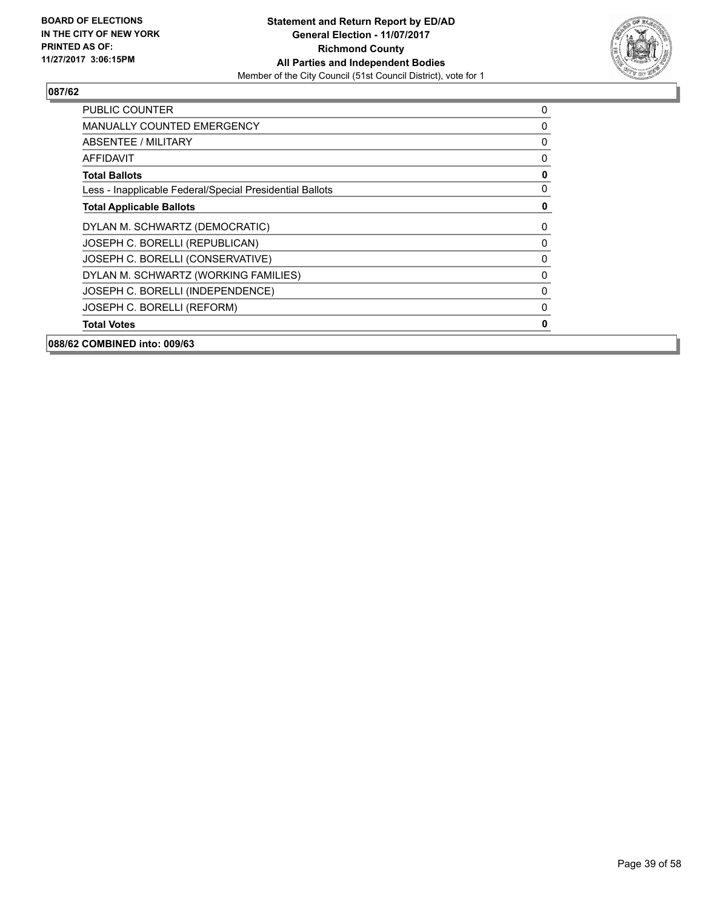**BOARD OF ELECTIONS IN THE CITY OF NEW YORK PRINTED AS OF: 11/27/2017 3:06:15PM**

**Statement and Return Report by ED/AD**
**General Election - 11/07/2017**
**Richmond County**
**All Parties and Independent Bodies**
Member of the City Council (51st Council District), vote for 1

**087/62**

| | |
|---|---|
| PUBLIC COUNTER | 0 |
| MANUALLY COUNTED EMERGENCY | 0 |
| ABSENTEE / MILITARY | 0 |
| AFFIDAVIT | 0 |
| **Total Ballots** | **0** |
| Less - Inapplicable Federal/Special Presidential Ballots | 0 |
| **Total Applicable Ballots** | **0** |
| DYLAN M. SCHWARTZ (DEMOCRATIC) | 0 |
| JOSEPH C. BORELLI (REPUBLICAN) | 0 |
| JOSEPH C. BORELLI (CONSERVATIVE) | 0 |
| DYLAN M. SCHWARTZ (WORKING FAMILIES) | 0 |
| JOSEPH C. BORELLI (INDEPENDENCE) | 0 |
| JOSEPH C. BORELLI (REFORM) | 0 |
| **Total Votes** | **0** |

**088/62 COMBINED into: 009/63**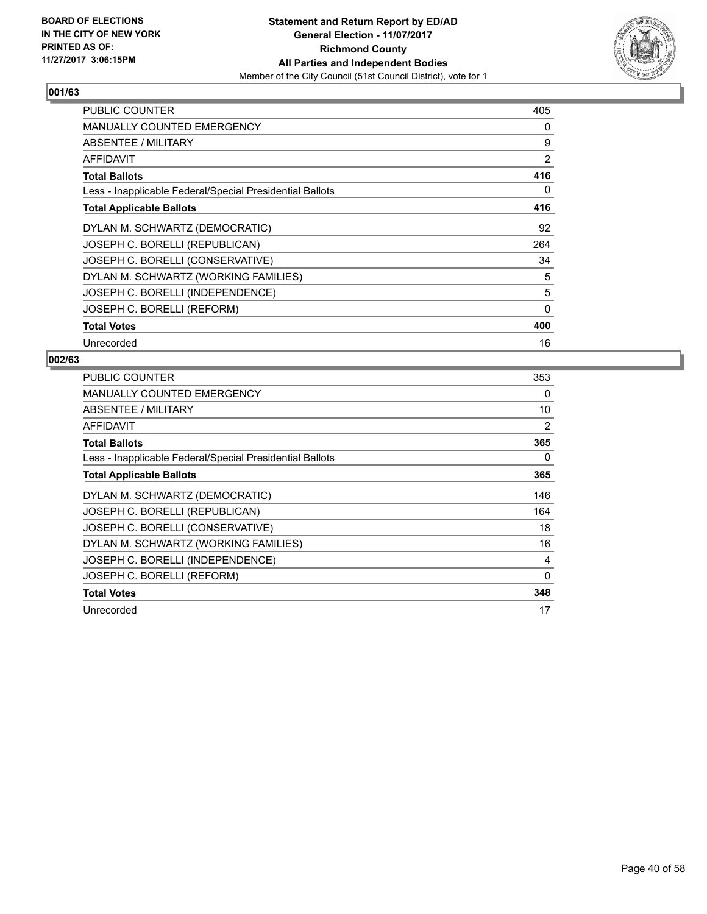BOARD OF ELECTIONS
IN THE CITY OF NEW YORK
PRINTED AS OF:
11/27/2017 3:06:15PM

**Statement and Return Report by ED/AD**
**General Election - 11/07/2017**
**Richmond County**
**All Parties and Independent Bodies**
Member of the City Council (51st Council District), vote for 1

### 001/63

| | |
|---|---|
| PUBLIC COUNTER | 405 |
| MANUALLY COUNTED EMERGENCY | 0 |
| ABSENTEE / MILITARY | 9 |
| AFFIDAVIT | 2 |
| **Total Ballots** | **416** |
| Less - Inapplicable Federal/Special Presidential Ballots | 0 |
| **Total Applicable Ballots** | **416** |
| DYLAN M. SCHWARTZ (DEMOCRATIC) | 92 |
| JOSEPH C. BORELLI (REPUBLICAN) | 264 |
| JOSEPH C. BORELLI (CONSERVATIVE) | 34 |
| DYLAN M. SCHWARTZ (WORKING FAMILIES) | 5 |
| JOSEPH C. BORELLI (INDEPENDENCE) | 5 |
| JOSEPH C. BORELLI (REFORM) | 0 |
| **Total Votes** | **400** |
| Unrecorded | 16 |

### 002/63

| | |
|---|---|
| PUBLIC COUNTER | 353 |
| MANUALLY COUNTED EMERGENCY | 0 |
| ABSENTEE / MILITARY | 10 |
| AFFIDAVIT | 2 |
| **Total Ballots** | **365** |
| Less - Inapplicable Federal/Special Presidential Ballots | 0 |
| **Total Applicable Ballots** | **365** |
| DYLAN M. SCHWARTZ (DEMOCRATIC) | 146 |
| JOSEPH C. BORELLI (REPUBLICAN) | 164 |
| JOSEPH C. BORELLI (CONSERVATIVE) | 18 |
| DYLAN M. SCHWARTZ (WORKING FAMILIES) | 16 |
| JOSEPH C. BORELLI (INDEPENDENCE) | 4 |
| JOSEPH C. BORELLI (REFORM) | 0 |
| **Total Votes** | **348** |
| Unrecorded | 17 |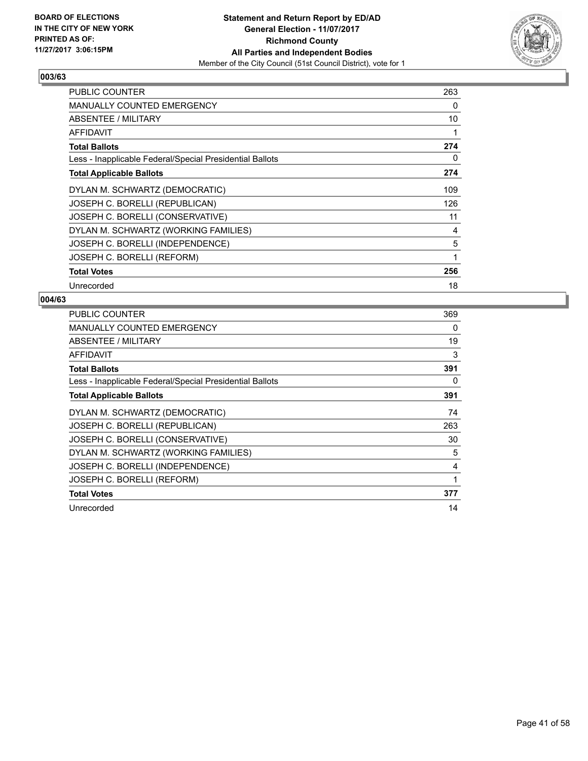BOARD OF ELECTIONS
IN THE CITY OF NEW YORK
PRINTED AS OF:
11/27/2017 3:06:15PM

**Statement and Return Report by ED/AD**
**General Election - 11/07/2017**
**Richmond County**
**All Parties and Independent Bodies**
Member of the City Council (51st Council District), vote for 1

## 003/63

| | |
|---|---|
| PUBLIC COUNTER | 263 |
| MANUALLY COUNTED EMERGENCY | 0 |
| ABSENTEE / MILITARY | 10 |
| AFFIDAVIT | 1 |
| **Total Ballots** | **274** |
| Less - Inapplicable Federal/Special Presidential Ballots | 0 |
| **Total Applicable Ballots** | **274** |
| DYLAN M. SCHWARTZ (DEMOCRATIC) | 109 |
| JOSEPH C. BORELLI (REPUBLICAN) | 126 |
| JOSEPH C. BORELLI (CONSERVATIVE) | 11 |
| DYLAN M. SCHWARTZ (WORKING FAMILIES) | 4 |
| JOSEPH C. BORELLI (INDEPENDENCE) | 5 |
| JOSEPH C. BORELLI (REFORM) | 1 |
| **Total Votes** | **256** |
| Unrecorded | 18 |

## 004/63

| | |
|---|---|
| PUBLIC COUNTER | 369 |
| MANUALLY COUNTED EMERGENCY | 0 |
| ABSENTEE / MILITARY | 19 |
| AFFIDAVIT | 3 |
| **Total Ballots** | **391** |
| Less - Inapplicable Federal/Special Presidential Ballots | 0 |
| **Total Applicable Ballots** | **391** |
| DYLAN M. SCHWARTZ (DEMOCRATIC) | 74 |
| JOSEPH C. BORELLI (REPUBLICAN) | 263 |
| JOSEPH C. BORELLI (CONSERVATIVE) | 30 |
| DYLAN M. SCHWARTZ (WORKING FAMILIES) | 5 |
| JOSEPH C. BORELLI (INDEPENDENCE) | 4 |
| JOSEPH C. BORELLI (REFORM) | 1 |
| **Total Votes** | **377** |
| Unrecorded | 14 |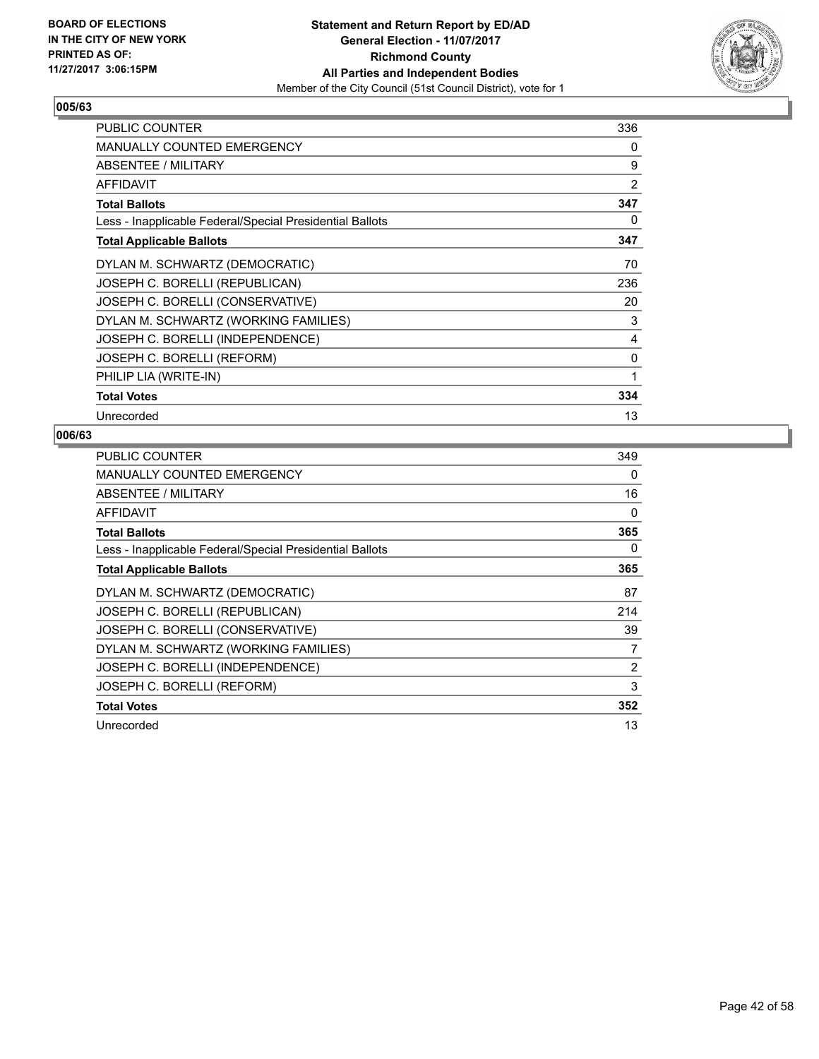BOARD OF ELECTIONS
IN THE CITY OF NEW YORK
PRINTED AS OF:
11/27/2017 3:06:15PM

**Statement and Return Report by ED/AD**
**General Election - 11/07/2017**
**Richmond County**
**All Parties and Independent Bodies**
Member of the City Council (51st Council District), vote for 1

### 005/63

| | |
|---|---|
| PUBLIC COUNTER | 336 |
| MANUALLY COUNTED EMERGENCY | 0 |
| ABSENTEE / MILITARY | 9 |
| AFFIDAVIT | 2 |
| **Total Ballots** | **347** |
| Less - Inapplicable Federal/Special Presidential Ballots | 0 |
| **Total Applicable Ballots** | **347** |
| DYLAN M. SCHWARTZ (DEMOCRATIC) | 70 |
| JOSEPH C. BORELLI (REPUBLICAN) | 236 |
| JOSEPH C. BORELLI (CONSERVATIVE) | 20 |
| DYLAN M. SCHWARTZ (WORKING FAMILIES) | 3 |
| JOSEPH C. BORELLI (INDEPENDENCE) | 4 |
| JOSEPH C. BORELLI (REFORM) | 0 |
| PHILIP LIA (WRITE-IN) | 1 |
| **Total Votes** | **334** |
| Unrecorded | 13 |

### 006/63

| | |
|---|---|
| PUBLIC COUNTER | 349 |
| MANUALLY COUNTED EMERGENCY | 0 |
| ABSENTEE / MILITARY | 16 |
| AFFIDAVIT | 0 |
| **Total Ballots** | **365** |
| Less - Inapplicable Federal/Special Presidential Ballots | 0 |
| **Total Applicable Ballots** | **365** |
| DYLAN M. SCHWARTZ (DEMOCRATIC) | 87 |
| JOSEPH C. BORELLI (REPUBLICAN) | 214 |
| JOSEPH C. BORELLI (CONSERVATIVE) | 39 |
| DYLAN M. SCHWARTZ (WORKING FAMILIES) | 7 |
| JOSEPH C. BORELLI (INDEPENDENCE) | 2 |
| JOSEPH C. BORELLI (REFORM) | 3 |
| **Total Votes** | **352** |
| Unrecorded | 13 |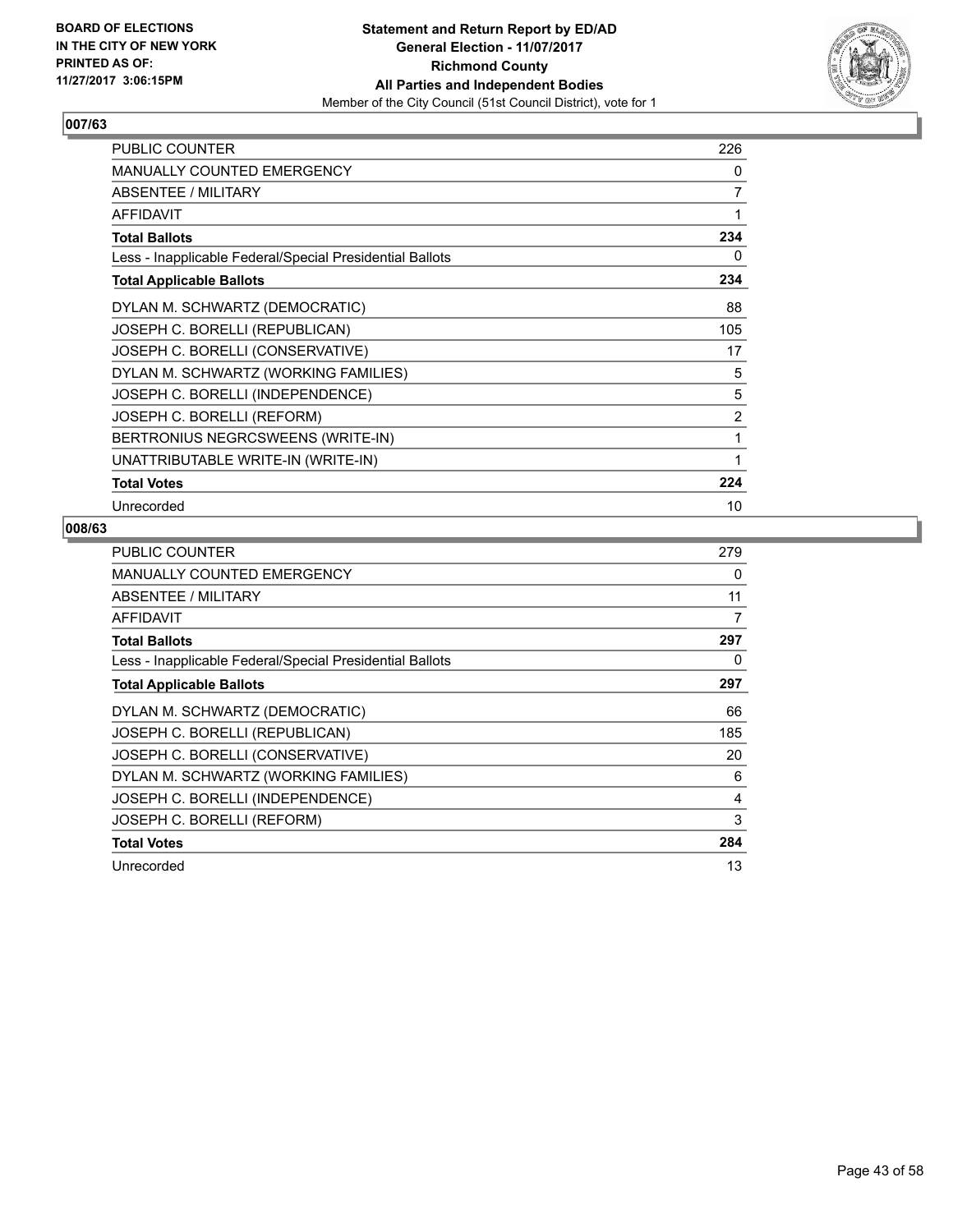BOARD OF ELECTIONS
IN THE CITY OF NEW YORK
PRINTED AS OF:
11/27/2017 3:06:15PM

**Statement and Return Report by ED/AD**
**General Election - 11/07/2017**
**Richmond County**
**All Parties and Independent Bodies**
Member of the City Council (51st Council District), vote for 1

## 007/63

| | |
|---|---|
| PUBLIC COUNTER | 226 |
| MANUALLY COUNTED EMERGENCY | 0 |
| ABSENTEE / MILITARY | 7 |
| AFFIDAVIT | 1 |
| **Total Ballots** | **234** |
| Less - Inapplicable Federal/Special Presidential Ballots | 0 |
| **Total Applicable Ballots** | **234** |
| DYLAN M. SCHWARTZ (DEMOCRATIC) | 88 |
| JOSEPH C. BORELLI (REPUBLICAN) | 105 |
| JOSEPH C. BORELLI (CONSERVATIVE) | 17 |
| DYLAN M. SCHWARTZ (WORKING FAMILIES) | 5 |
| JOSEPH C. BORELLI (INDEPENDENCE) | 5 |
| JOSEPH C. BORELLI (REFORM) | 2 |
| BERTRONIUS NEGRCSWEENS (WRITE-IN) | 1 |
| UNATTRIBUTABLE WRITE-IN (WRITE-IN) | 1 |
| **Total Votes** | **224** |
| Unrecorded | 10 |

## 008/63

| | |
|---|---|
| PUBLIC COUNTER | 279 |
| MANUALLY COUNTED EMERGENCY | 0 |
| ABSENTEE / MILITARY | 11 |
| AFFIDAVIT | 7 |
| **Total Ballots** | **297** |
| Less - Inapplicable Federal/Special Presidential Ballots | 0 |
| **Total Applicable Ballots** | **297** |
| DYLAN M. SCHWARTZ (DEMOCRATIC) | 66 |
| JOSEPH C. BORELLI (REPUBLICAN) | 185 |
| JOSEPH C. BORELLI (CONSERVATIVE) | 20 |
| DYLAN M. SCHWARTZ (WORKING FAMILIES) | 6 |
| JOSEPH C. BORELLI (INDEPENDENCE) | 4 |
| JOSEPH C. BORELLI (REFORM) | 3 |
| **Total Votes** | **284** |
| Unrecorded | 13 |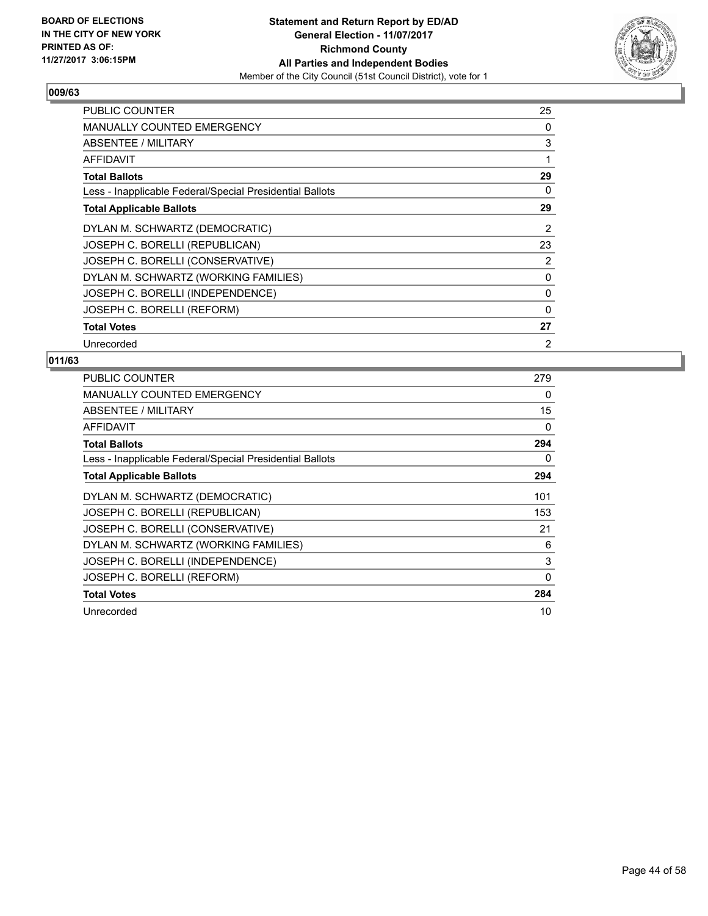**BOARD OF ELECTIONS IN THE CITY OF NEW YORK PRINTED AS OF: 11/27/2017 3:06:15PM**

**Statement and Return Report by ED/AD General Election - 11/07/2017 Richmond County All Parties and Independent Bodies**

Member of the City Council (51st Council District), vote for 1

## 009/63

| | |
|---|---|
| PUBLIC COUNTER | 25 |
| MANUALLY COUNTED EMERGENCY | 0 |
| ABSENTEE / MILITARY | 3 |
| AFFIDAVIT | 1 |
| **Total Ballots** | **29** |
| Less - Inapplicable Federal/Special Presidential Ballots | 0 |
| **Total Applicable Ballots** | **29** |
| DYLAN M. SCHWARTZ (DEMOCRATIC) | 2 |
| JOSEPH C. BORELLI (REPUBLICAN) | 23 |
| JOSEPH C. BORELLI (CONSERVATIVE) | 2 |
| DYLAN M. SCHWARTZ (WORKING FAMILIES) | 0 |
| JOSEPH C. BORELLI (INDEPENDENCE) | 0 |
| JOSEPH C. BORELLI (REFORM) | 0 |
| **Total Votes** | **27** |
| Unrecorded | 2 |

## 011/63

| | |
|---|---|
| PUBLIC COUNTER | 279 |
| MANUALLY COUNTED EMERGENCY | 0 |
| ABSENTEE / MILITARY | 15 |
| AFFIDAVIT | 0 |
| **Total Ballots** | **294** |
| Less - Inapplicable Federal/Special Presidential Ballots | 0 |
| **Total Applicable Ballots** | **294** |
| DYLAN M. SCHWARTZ (DEMOCRATIC) | 101 |
| JOSEPH C. BORELLI (REPUBLICAN) | 153 |
| JOSEPH C. BORELLI (CONSERVATIVE) | 21 |
| DYLAN M. SCHWARTZ (WORKING FAMILIES) | 6 |
| JOSEPH C. BORELLI (INDEPENDENCE) | 3 |
| JOSEPH C. BORELLI (REFORM) | 0 |
| **Total Votes** | **284** |
| Unrecorded | 10 |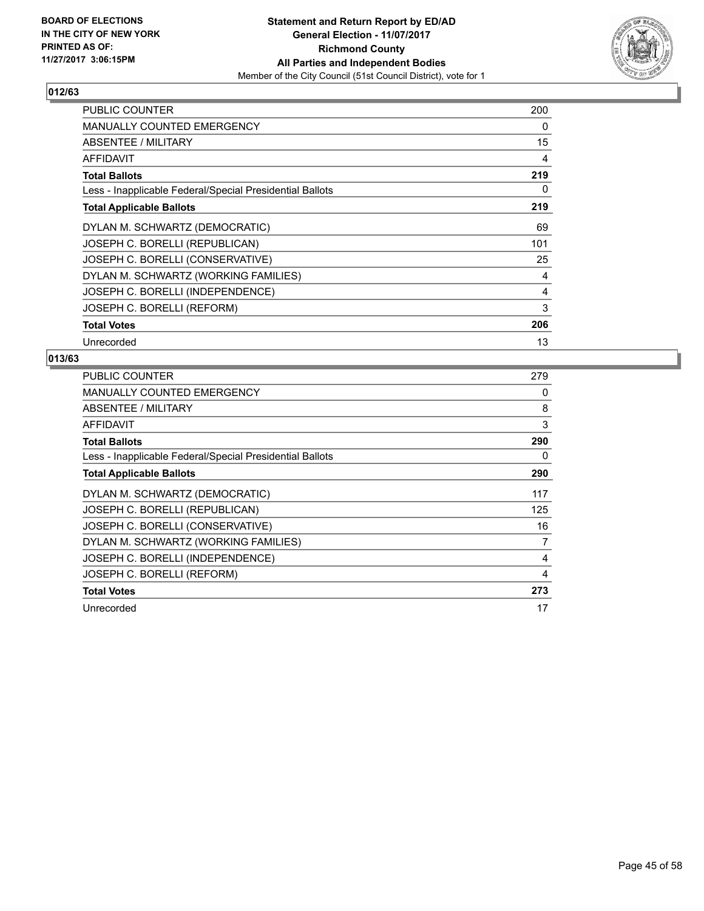**BOARD OF ELECTIONS IN THE CITY OF NEW YORK PRINTED AS OF: 11/27/2017 3:06:15PM**

**Statement and Return Report by ED/AD**
**General Election - 11/07/2017**
**Richmond County**
**All Parties and Independent Bodies**
Member of the City Council (51st Council District), vote for 1

## 012/63

| | |
|---|---|
| PUBLIC COUNTER | 200 |
| MANUALLY COUNTED EMERGENCY | 0 |
| ABSENTEE / MILITARY | 15 |
| AFFIDAVIT | 4 |
| **Total Ballots** | **219** |
| Less - Inapplicable Federal/Special Presidential Ballots | 0 |
| **Total Applicable Ballots** | **219** |
| DYLAN M. SCHWARTZ (DEMOCRATIC) | 69 |
| JOSEPH C. BORELLI (REPUBLICAN) | 101 |
| JOSEPH C. BORELLI (CONSERVATIVE) | 25 |
| DYLAN M. SCHWARTZ (WORKING FAMILIES) | 4 |
| JOSEPH C. BORELLI (INDEPENDENCE) | 4 |
| JOSEPH C. BORELLI (REFORM) | 3 |
| **Total Votes** | **206** |
| Unrecorded | 13 |

## 013/63

| | |
|---|---|
| PUBLIC COUNTER | 279 |
| MANUALLY COUNTED EMERGENCY | 0 |
| ABSENTEE / MILITARY | 8 |
| AFFIDAVIT | 3 |
| **Total Ballots** | **290** |
| Less - Inapplicable Federal/Special Presidential Ballots | 0 |
| **Total Applicable Ballots** | **290** |
| DYLAN M. SCHWARTZ (DEMOCRATIC) | 117 |
| JOSEPH C. BORELLI (REPUBLICAN) | 125 |
| JOSEPH C. BORELLI (CONSERVATIVE) | 16 |
| DYLAN M. SCHWARTZ (WORKING FAMILIES) | 7 |
| JOSEPH C. BORELLI (INDEPENDENCE) | 4 |
| JOSEPH C. BORELLI (REFORM) | 4 |
| **Total Votes** | **273** |
| Unrecorded | 17 |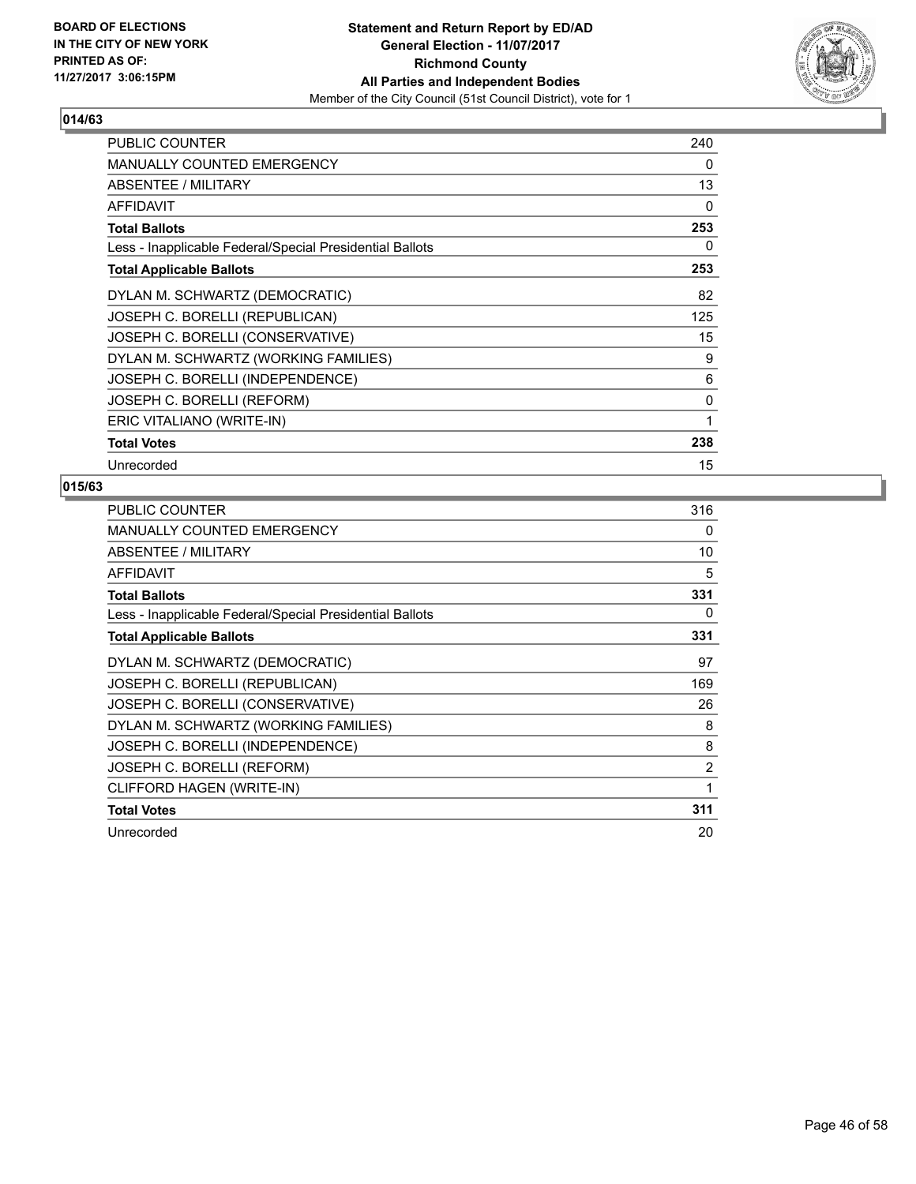BOARD OF ELECTIONS
IN THE CITY OF NEW YORK
PRINTED AS OF:
11/27/2017 3:06:15PM

**Statement and Return Report by ED/AD**
**General Election - 11/07/2017**
**Richmond County**
**All Parties and Independent Bodies**
Member of the City Council (51st Council District), vote for 1

## 014/63

| | |
|---|---|
| PUBLIC COUNTER | 240 |
| MANUALLY COUNTED EMERGENCY | 0 |
| ABSENTEE / MILITARY | 13 |
| AFFIDAVIT | 0 |
| **Total Ballots** | **253** |
| Less - Inapplicable Federal/Special Presidential Ballots | 0 |
| **Total Applicable Ballots** | **253** |
| DYLAN M. SCHWARTZ (DEMOCRATIC) | 82 |
| JOSEPH C. BORELLI (REPUBLICAN) | 125 |
| JOSEPH C. BORELLI (CONSERVATIVE) | 15 |
| DYLAN M. SCHWARTZ (WORKING FAMILIES) | 9 |
| JOSEPH C. BORELLI (INDEPENDENCE) | 6 |
| JOSEPH C. BORELLI (REFORM) | 0 |
| ERIC VITALIANO (WRITE-IN) | 1 |
| **Total Votes** | **238** |
| Unrecorded | 15 |

## 015/63

| | |
|---|---|
| PUBLIC COUNTER | 316 |
| MANUALLY COUNTED EMERGENCY | 0 |
| ABSENTEE / MILITARY | 10 |
| AFFIDAVIT | 5 |
| **Total Ballots** | **331** |
| Less - Inapplicable Federal/Special Presidential Ballots | 0 |
| **Total Applicable Ballots** | **331** |
| DYLAN M. SCHWARTZ (DEMOCRATIC) | 97 |
| JOSEPH C. BORELLI (REPUBLICAN) | 169 |
| JOSEPH C. BORELLI (CONSERVATIVE) | 26 |
| DYLAN M. SCHWARTZ (WORKING FAMILIES) | 8 |
| JOSEPH C. BORELLI (INDEPENDENCE) | 8 |
| JOSEPH C. BORELLI (REFORM) | 2 |
| CLIFFORD HAGEN (WRITE-IN) | 1 |
| **Total Votes** | **311** |
| Unrecorded | 20 |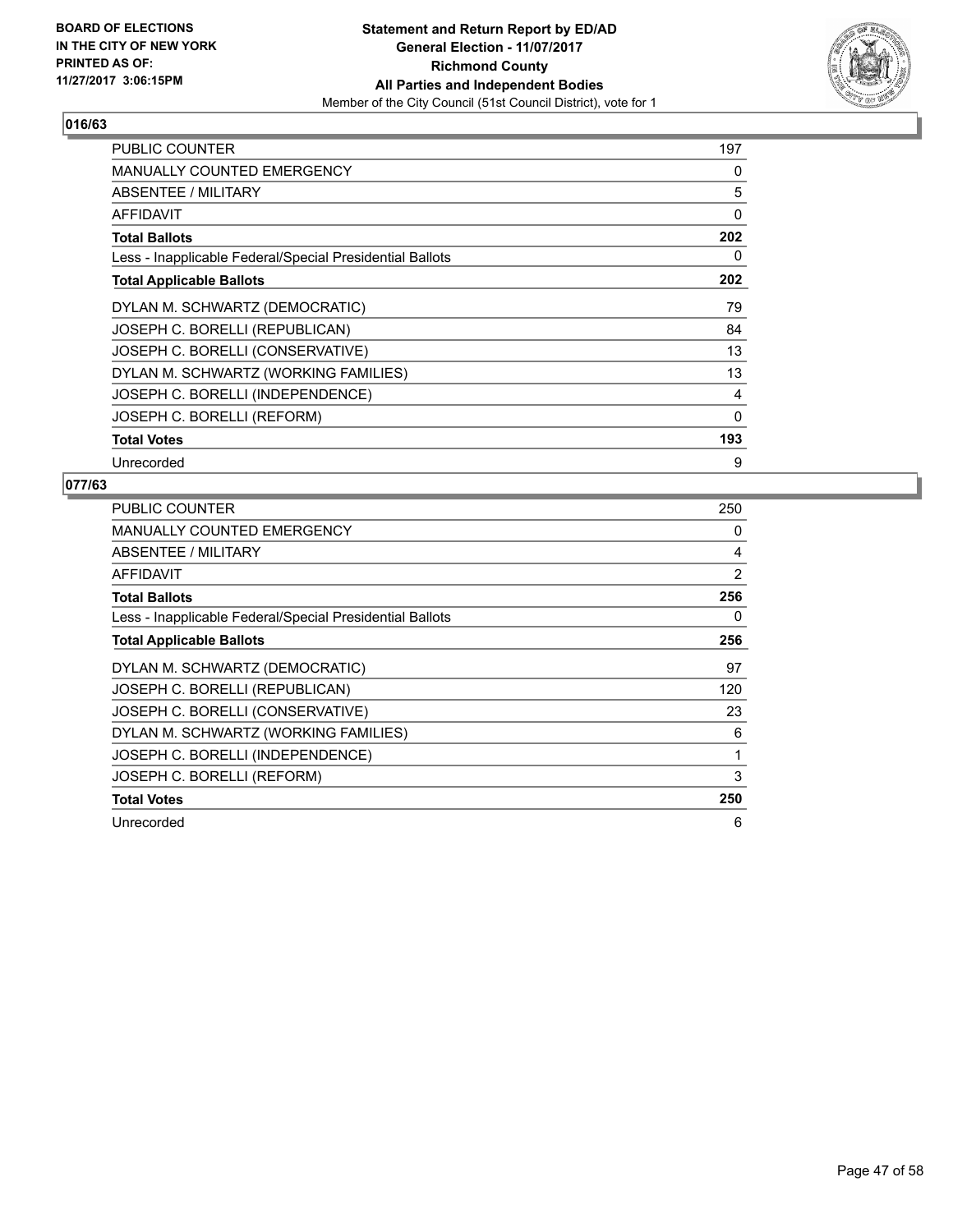BOARD OF ELECTIONS
IN THE CITY OF NEW YORK
PRINTED AS OF:
11/27/2017 3:06:15PM

**Statement and Return Report by ED/AD**
**General Election - 11/07/2017**
**Richmond County**
**All Parties and Independent Bodies**
Member of the City Council (51st Council District), vote for 1

### 016/63

| | |
|---|---|
| PUBLIC COUNTER | 197 |
| MANUALLY COUNTED EMERGENCY | 0 |
| ABSENTEE / MILITARY | 5 |
| AFFIDAVIT | 0 |
| **Total Ballots** | **202** |
| Less - Inapplicable Federal/Special Presidential Ballots | 0 |
| **Total Applicable Ballots** | **202** |
| DYLAN M. SCHWARTZ (DEMOCRATIC) | 79 |
| JOSEPH C. BORELLI (REPUBLICAN) | 84 |
| JOSEPH C. BORELLI (CONSERVATIVE) | 13 |
| DYLAN M. SCHWARTZ (WORKING FAMILIES) | 13 |
| JOSEPH C. BORELLI (INDEPENDENCE) | 4 |
| JOSEPH C. BORELLI (REFORM) | 0 |
| **Total Votes** | **193** |
| Unrecorded | 9 |

### 077/63

| | |
|---|---|
| PUBLIC COUNTER | 250 |
| MANUALLY COUNTED EMERGENCY | 0 |
| ABSENTEE / MILITARY | 4 |
| AFFIDAVIT | 2 |
| **Total Ballots** | **256** |
| Less - Inapplicable Federal/Special Presidential Ballots | 0 |
| **Total Applicable Ballots** | **256** |
| DYLAN M. SCHWARTZ (DEMOCRATIC) | 97 |
| JOSEPH C. BORELLI (REPUBLICAN) | 120 |
| JOSEPH C. BORELLI (CONSERVATIVE) | 23 |
| DYLAN M. SCHWARTZ (WORKING FAMILIES) | 6 |
| JOSEPH C. BORELLI (INDEPENDENCE) | 1 |
| JOSEPH C. BORELLI (REFORM) | 3 |
| **Total Votes** | **250** |
| Unrecorded | 6 |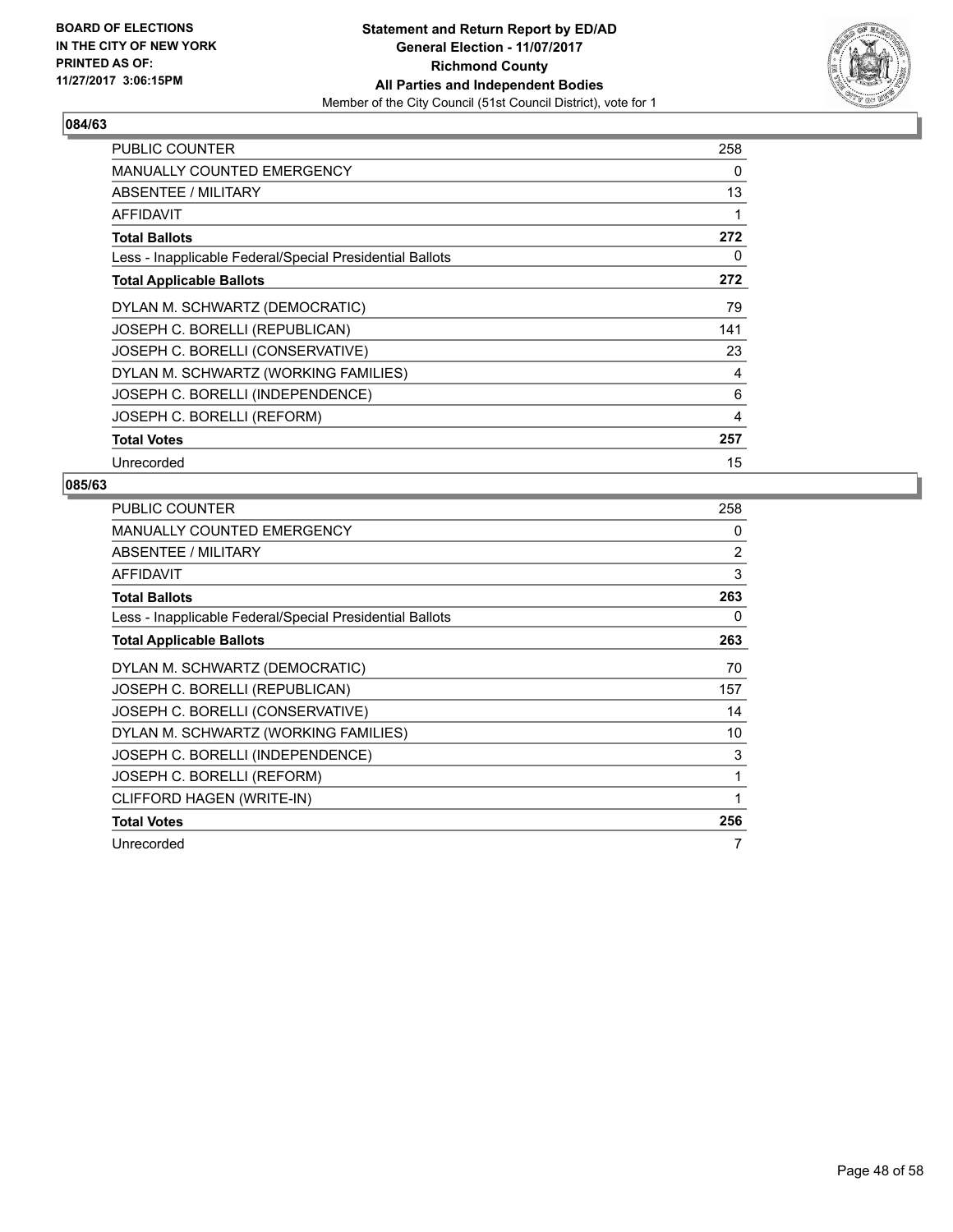BOARD OF ELECTIONS
IN THE CITY OF NEW YORK
PRINTED AS OF:
11/27/2017 3:06:15PM

**Statement and Return Report by ED/AD**
**General Election - 11/07/2017**
**Richmond County**
**All Parties and Independent Bodies**
Member of the City Council (51st Council District), vote for 1

## 084/63

| | |
|---|---|
| PUBLIC COUNTER | 258 |
| MANUALLY COUNTED EMERGENCY | 0 |
| ABSENTEE / MILITARY | 13 |
| AFFIDAVIT | 1 |
| **Total Ballots** | **272** |
| Less - Inapplicable Federal/Special Presidential Ballots | 0 |
| **Total Applicable Ballots** | **272** |
| DYLAN M. SCHWARTZ (DEMOCRATIC) | 79 |
| JOSEPH C. BORELLI (REPUBLICAN) | 141 |
| JOSEPH C. BORELLI (CONSERVATIVE) | 23 |
| DYLAN M. SCHWARTZ (WORKING FAMILIES) | 4 |
| JOSEPH C. BORELLI (INDEPENDENCE) | 6 |
| JOSEPH C. BORELLI (REFORM) | 4 |
| **Total Votes** | **257** |
| Unrecorded | 15 |

## 085/63

| | |
|---|---|
| PUBLIC COUNTER | 258 |
| MANUALLY COUNTED EMERGENCY | 0 |
| ABSENTEE / MILITARY | 2 |
| AFFIDAVIT | 3 |
| **Total Ballots** | **263** |
| Less - Inapplicable Federal/Special Presidential Ballots | 0 |
| **Total Applicable Ballots** | **263** |
| DYLAN M. SCHWARTZ (DEMOCRATIC) | 70 |
| JOSEPH C. BORELLI (REPUBLICAN) | 157 |
| JOSEPH C. BORELLI (CONSERVATIVE) | 14 |
| DYLAN M. SCHWARTZ (WORKING FAMILIES) | 10 |
| JOSEPH C. BORELLI (INDEPENDENCE) | 3 |
| JOSEPH C. BORELLI (REFORM) | 1 |
| CLIFFORD HAGEN (WRITE-IN) | 1 |
| **Total Votes** | **256** |
| Unrecorded | 7 |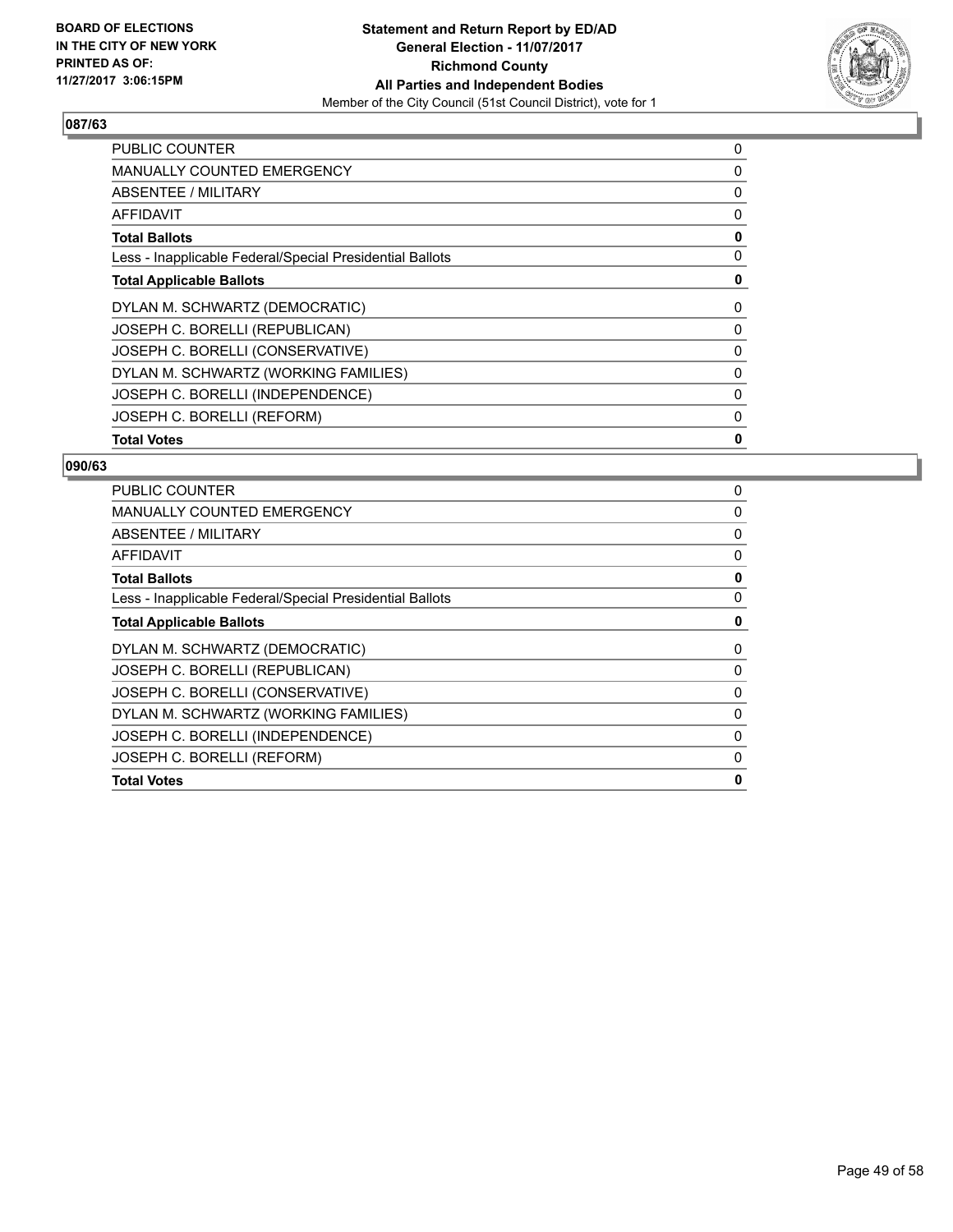BOARD OF ELECTIONS
IN THE CITY OF NEW YORK
PRINTED AS OF:
11/27/2017 3:06:15PM

**Statement and Return Report by ED/AD**
**General Election - 11/07/2017**
**Richmond County**
**All Parties and Independent Bodies**
Member of the City Council (51st Council District), vote for 1

## 087/63

| | |
|---|---|
| PUBLIC COUNTER | 0 |
| MANUALLY COUNTED EMERGENCY | 0 |
| ABSENTEE / MILITARY | 0 |
| AFFIDAVIT | 0 |
| **Total Ballots** | **0** |
| Less - Inapplicable Federal/Special Presidential Ballots | 0 |
| **Total Applicable Ballots** | **0** |
| DYLAN M. SCHWARTZ (DEMOCRATIC) | 0 |
| JOSEPH C. BORELLI (REPUBLICAN) | 0 |
| JOSEPH C. BORELLI (CONSERVATIVE) | 0 |
| DYLAN M. SCHWARTZ (WORKING FAMILIES) | 0 |
| JOSEPH C. BORELLI (INDEPENDENCE) | 0 |
| JOSEPH C. BORELLI (REFORM) | 0 |
| **Total Votes** | **0** |

## 090/63

| | |
|---|---|
| PUBLIC COUNTER | 0 |
| MANUALLY COUNTED EMERGENCY | 0 |
| ABSENTEE / MILITARY | 0 |
| AFFIDAVIT | 0 |
| **Total Ballots** | **0** |
| Less - Inapplicable Federal/Special Presidential Ballots | 0 |
| **Total Applicable Ballots** | **0** |
| DYLAN M. SCHWARTZ (DEMOCRATIC) | 0 |
| JOSEPH C. BORELLI (REPUBLICAN) | 0 |
| JOSEPH C. BORELLI (CONSERVATIVE) | 0 |
| DYLAN M. SCHWARTZ (WORKING FAMILIES) | 0 |
| JOSEPH C. BORELLI (INDEPENDENCE) | 0 |
| JOSEPH C. BORELLI (REFORM) | 0 |
| **Total Votes** | **0** |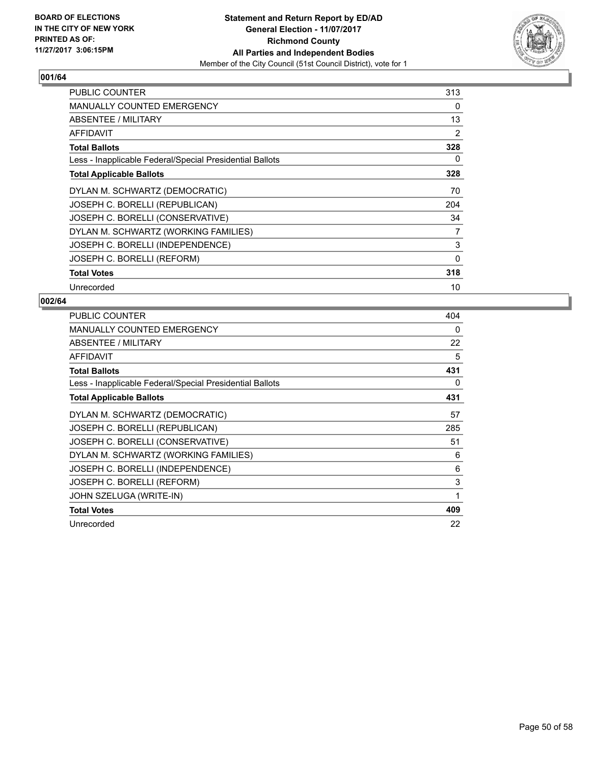BOARD OF ELECTIONS
IN THE CITY OF NEW YORK
PRINTED AS OF:
11/27/2017 3:06:15PM

**Statement and Return Report by ED/AD**
**General Election - 11/07/2017**
**Richmond County**
**All Parties and Independent Bodies**
Member of the City Council (51st Council District), vote for 1

### 001/64

| | |
|---|---|
| PUBLIC COUNTER | 313 |
| MANUALLY COUNTED EMERGENCY | 0 |
| ABSENTEE / MILITARY | 13 |
| AFFIDAVIT | 2 |
| **Total Ballots** | **328** |
| Less - Inapplicable Federal/Special Presidential Ballots | 0 |
| **Total Applicable Ballots** | **328** |
| DYLAN M. SCHWARTZ (DEMOCRATIC) | 70 |
| JOSEPH C. BORELLI (REPUBLICAN) | 204 |
| JOSEPH C. BORELLI (CONSERVATIVE) | 34 |
| DYLAN M. SCHWARTZ (WORKING FAMILIES) | 7 |
| JOSEPH C. BORELLI (INDEPENDENCE) | 3 |
| JOSEPH C. BORELLI (REFORM) | 0 |
| **Total Votes** | **318** |
| Unrecorded | 10 |

### 002/64

| | |
|---|---|
| PUBLIC COUNTER | 404 |
| MANUALLY COUNTED EMERGENCY | 0 |
| ABSENTEE / MILITARY | 22 |
| AFFIDAVIT | 5 |
| **Total Ballots** | **431** |
| Less - Inapplicable Federal/Special Presidential Ballots | 0 |
| **Total Applicable Ballots** | **431** |
| DYLAN M. SCHWARTZ (DEMOCRATIC) | 57 |
| JOSEPH C. BORELLI (REPUBLICAN) | 285 |
| JOSEPH C. BORELLI (CONSERVATIVE) | 51 |
| DYLAN M. SCHWARTZ (WORKING FAMILIES) | 6 |
| JOSEPH C. BORELLI (INDEPENDENCE) | 6 |
| JOSEPH C. BORELLI (REFORM) | 3 |
| JOHN SZELUGA (WRITE-IN) | 1 |
| **Total Votes** | **409** |
| Unrecorded | 22 |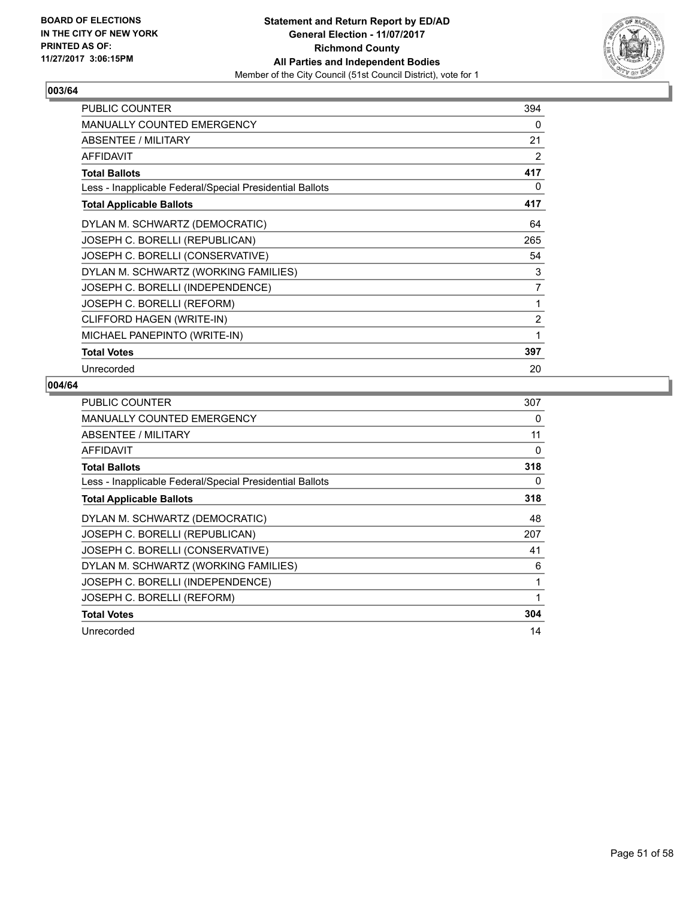BOARD OF ELECTIONS
IN THE CITY OF NEW YORK
PRINTED AS OF:
11/27/2017 3:06:15PM

**Statement and Return Report by ED/AD**
**General Election - 11/07/2017**
**Richmond County**
**All Parties and Independent Bodies**
Member of the City Council (51st Council District), vote for 1

### 003/64

| | |
|---|---|
| PUBLIC COUNTER | 394 |
| MANUALLY COUNTED EMERGENCY | 0 |
| ABSENTEE / MILITARY | 21 |
| AFFIDAVIT | 2 |
| **Total Ballots** | **417** |
| Less - Inapplicable Federal/Special Presidential Ballots | 0 |
| **Total Applicable Ballots** | **417** |
| DYLAN M. SCHWARTZ (DEMOCRATIC) | 64 |
| JOSEPH C. BORELLI (REPUBLICAN) | 265 |
| JOSEPH C. BORELLI (CONSERVATIVE) | 54 |
| DYLAN M. SCHWARTZ (WORKING FAMILIES) | 3 |
| JOSEPH C. BORELLI (INDEPENDENCE) | 7 |
| JOSEPH C. BORELLI (REFORM) | 1 |
| CLIFFORD HAGEN (WRITE-IN) | 2 |
| MICHAEL PANEPINTO (WRITE-IN) | 1 |
| **Total Votes** | **397** |
| Unrecorded | 20 |

### 004/64

| | |
|---|---|
| PUBLIC COUNTER | 307 |
| MANUALLY COUNTED EMERGENCY | 0 |
| ABSENTEE / MILITARY | 11 |
| AFFIDAVIT | 0 |
| **Total Ballots** | **318** |
| Less - Inapplicable Federal/Special Presidential Ballots | 0 |
| **Total Applicable Ballots** | **318** |
| DYLAN M. SCHWARTZ (DEMOCRATIC) | 48 |
| JOSEPH C. BORELLI (REPUBLICAN) | 207 |
| JOSEPH C. BORELLI (CONSERVATIVE) | 41 |
| DYLAN M. SCHWARTZ (WORKING FAMILIES) | 6 |
| JOSEPH C. BORELLI (INDEPENDENCE) | 1 |
| JOSEPH C. BORELLI (REFORM) | 1 |
| **Total Votes** | **304** |
| Unrecorded | 14 |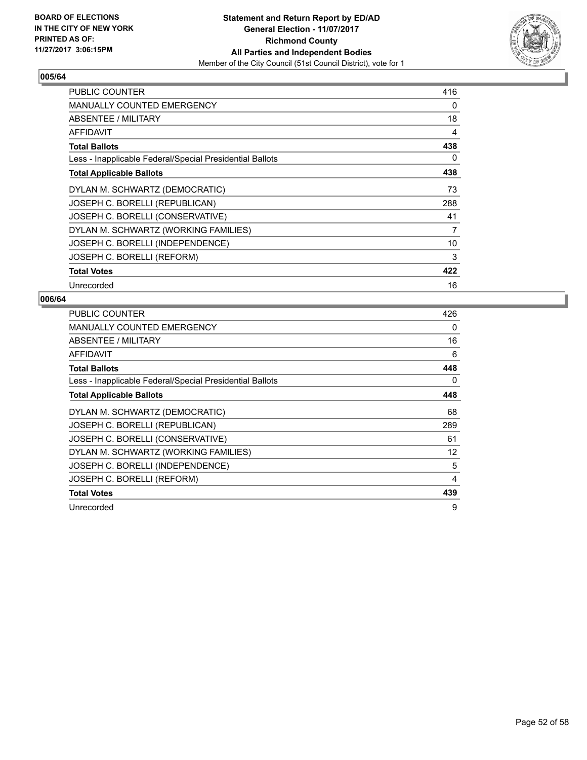**BOARD OF ELECTIONS IN THE CITY OF NEW YORK PRINTED AS OF: 11/27/2017 3:06:15PM**

**Statement and Return Report by ED/AD General Election - 11/07/2017 Richmond County All Parties and Independent Bodies**

Member of the City Council (51st Council District), vote for 1

## 005/64

| | |
|---|---|
| PUBLIC COUNTER | 416 |
| MANUALLY COUNTED EMERGENCY | 0 |
| ABSENTEE / MILITARY | 18 |
| AFFIDAVIT | 4 |
| **Total Ballots** | **438** |
| Less - Inapplicable Federal/Special Presidential Ballots | 0 |
| **Total Applicable Ballots** | **438** |
| DYLAN M. SCHWARTZ (DEMOCRATIC) | 73 |
| JOSEPH C. BORELLI (REPUBLICAN) | 288 |
| JOSEPH C. BORELLI (CONSERVATIVE) | 41 |
| DYLAN M. SCHWARTZ (WORKING FAMILIES) | 7 |
| JOSEPH C. BORELLI (INDEPENDENCE) | 10 |
| JOSEPH C. BORELLI (REFORM) | 3 |
| **Total Votes** | **422** |
| Unrecorded | 16 |

## 006/64

| | |
|---|---|
| PUBLIC COUNTER | 426 |
| MANUALLY COUNTED EMERGENCY | 0 |
| ABSENTEE / MILITARY | 16 |
| AFFIDAVIT | 6 |
| **Total Ballots** | **448** |
| Less - Inapplicable Federal/Special Presidential Ballots | 0 |
| **Total Applicable Ballots** | **448** |
| DYLAN M. SCHWARTZ (DEMOCRATIC) | 68 |
| JOSEPH C. BORELLI (REPUBLICAN) | 289 |
| JOSEPH C. BORELLI (CONSERVATIVE) | 61 |
| DYLAN M. SCHWARTZ (WORKING FAMILIES) | 12 |
| JOSEPH C. BORELLI (INDEPENDENCE) | 5 |
| JOSEPH C. BORELLI (REFORM) | 4 |
| **Total Votes** | **439** |
| Unrecorded | 9 |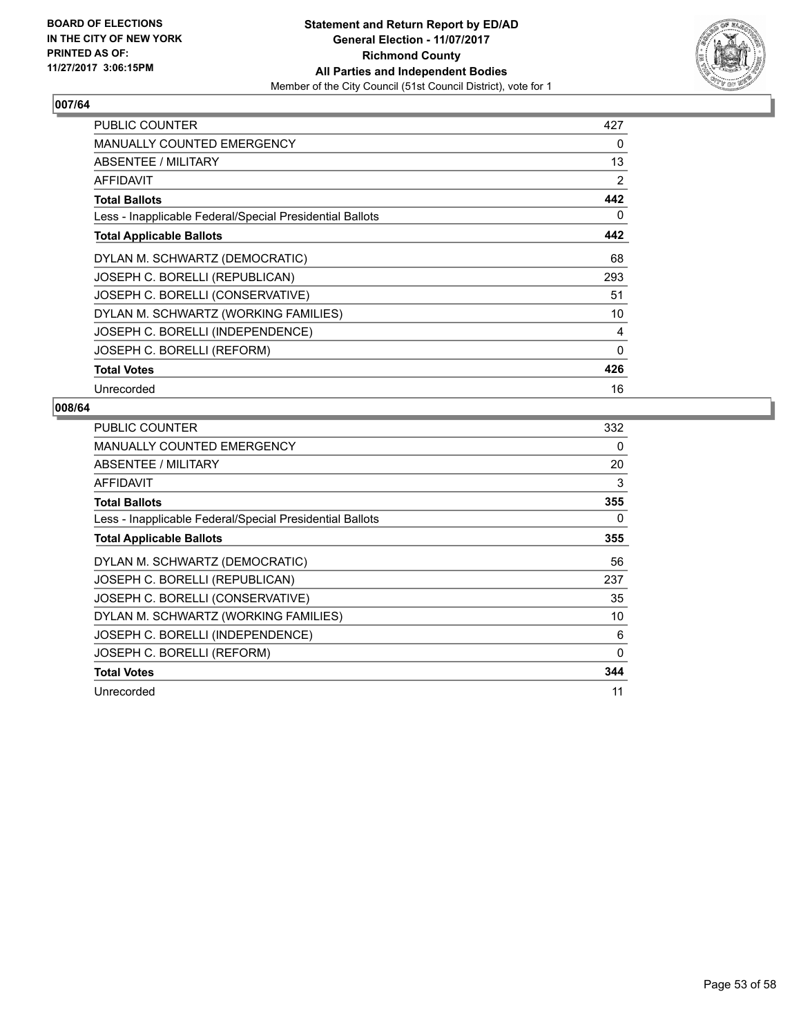BOARD OF ELECTIONS
IN THE CITY OF NEW YORK
PRINTED AS OF:
11/27/2017 3:06:15PM

**Statement and Return Report by ED/AD**
**General Election - 11/07/2017**
**Richmond County**
**All Parties and Independent Bodies**
Member of the City Council (51st Council District), vote for 1

### 007/64

| | |
|---|---|
| PUBLIC COUNTER | 427 |
| MANUALLY COUNTED EMERGENCY | 0 |
| ABSENTEE / MILITARY | 13 |
| AFFIDAVIT | 2 |
| **Total Ballots** | **442** |
| Less - Inapplicable Federal/Special Presidential Ballots | 0 |
| **Total Applicable Ballots** | **442** |
| DYLAN M. SCHWARTZ (DEMOCRATIC) | 68 |
| JOSEPH C. BORELLI (REPUBLICAN) | 293 |
| JOSEPH C. BORELLI (CONSERVATIVE) | 51 |
| DYLAN M. SCHWARTZ (WORKING FAMILIES) | 10 |
| JOSEPH C. BORELLI (INDEPENDENCE) | 4 |
| JOSEPH C. BORELLI (REFORM) | 0 |
| **Total Votes** | **426** |
| Unrecorded | 16 |

### 008/64

| | |
|---|---|
| PUBLIC COUNTER | 332 |
| MANUALLY COUNTED EMERGENCY | 0 |
| ABSENTEE / MILITARY | 20 |
| AFFIDAVIT | 3 |
| **Total Ballots** | **355** |
| Less - Inapplicable Federal/Special Presidential Ballots | 0 |
| **Total Applicable Ballots** | **355** |
| DYLAN M. SCHWARTZ (DEMOCRATIC) | 56 |
| JOSEPH C. BORELLI (REPUBLICAN) | 237 |
| JOSEPH C. BORELLI (CONSERVATIVE) | 35 |
| DYLAN M. SCHWARTZ (WORKING FAMILIES) | 10 |
| JOSEPH C. BORELLI (INDEPENDENCE) | 6 |
| JOSEPH C. BORELLI (REFORM) | 0 |
| **Total Votes** | **344** |
| Unrecorded | 11 |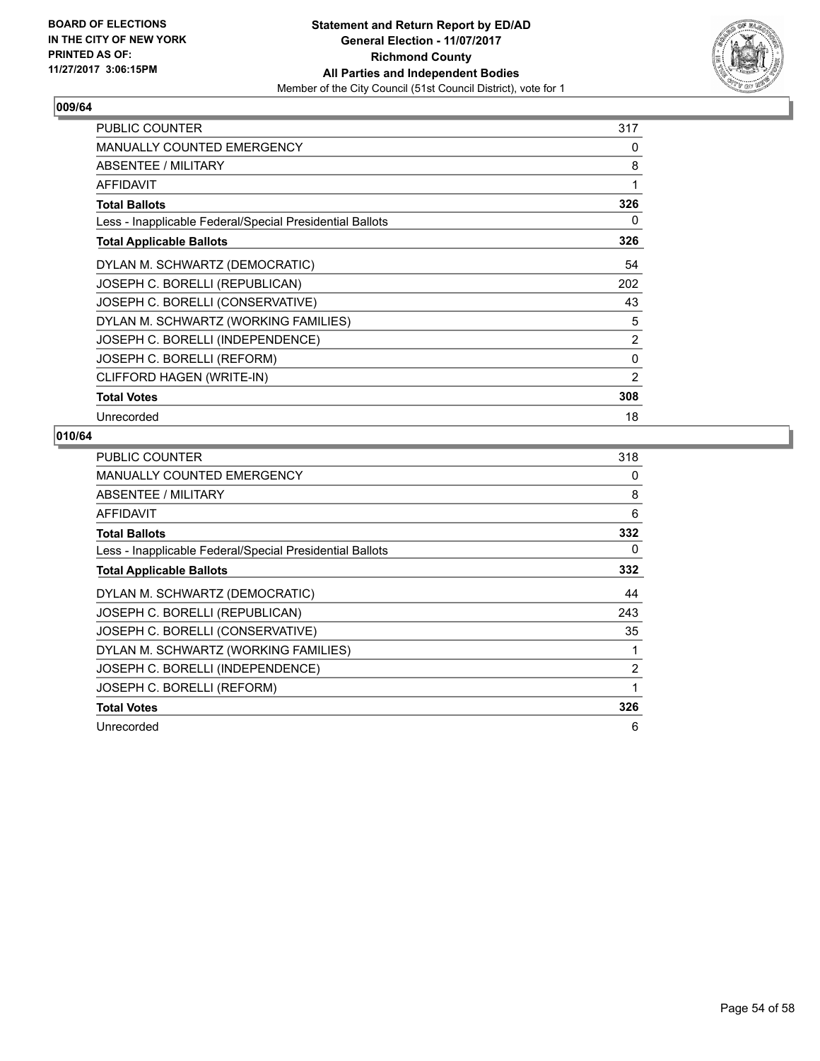BOARD OF ELECTIONS
IN THE CITY OF NEW YORK
PRINTED AS OF:
11/27/2017 3:06:15PM

**Statement and Return Report by ED/AD**
**General Election - 11/07/2017**
**Richmond County**
**All Parties and Independent Bodies**
Member of the City Council (51st Council District), vote for 1

## 009/64

| | |
|---|---|
| PUBLIC COUNTER | 317 |
| MANUALLY COUNTED EMERGENCY | 0 |
| ABSENTEE / MILITARY | 8 |
| AFFIDAVIT | 1 |
| **Total Ballots** | **326** |
| Less - Inapplicable Federal/Special Presidential Ballots | 0 |
| **Total Applicable Ballots** | **326** |
| DYLAN M. SCHWARTZ (DEMOCRATIC) | 54 |
| JOSEPH C. BORELLI (REPUBLICAN) | 202 |
| JOSEPH C. BORELLI (CONSERVATIVE) | 43 |
| DYLAN M. SCHWARTZ (WORKING FAMILIES) | 5 |
| JOSEPH C. BORELLI (INDEPENDENCE) | 2 |
| JOSEPH C. BORELLI (REFORM) | 0 |
| CLIFFORD HAGEN (WRITE-IN) | 2 |
| **Total Votes** | **308** |
| Unrecorded | 18 |

## 010/64

| | |
|---|---|
| PUBLIC COUNTER | 318 |
| MANUALLY COUNTED EMERGENCY | 0 |
| ABSENTEE / MILITARY | 8 |
| AFFIDAVIT | 6 |
| **Total Ballots** | **332** |
| Less - Inapplicable Federal/Special Presidential Ballots | 0 |
| **Total Applicable Ballots** | **332** |
| DYLAN M. SCHWARTZ (DEMOCRATIC) | 44 |
| JOSEPH C. BORELLI (REPUBLICAN) | 243 |
| JOSEPH C. BORELLI (CONSERVATIVE) | 35 |
| DYLAN M. SCHWARTZ (WORKING FAMILIES) | 1 |
| JOSEPH C. BORELLI (INDEPENDENCE) | 2 |
| JOSEPH C. BORELLI (REFORM) | 1 |
| **Total Votes** | **326** |
| Unrecorded | 6 |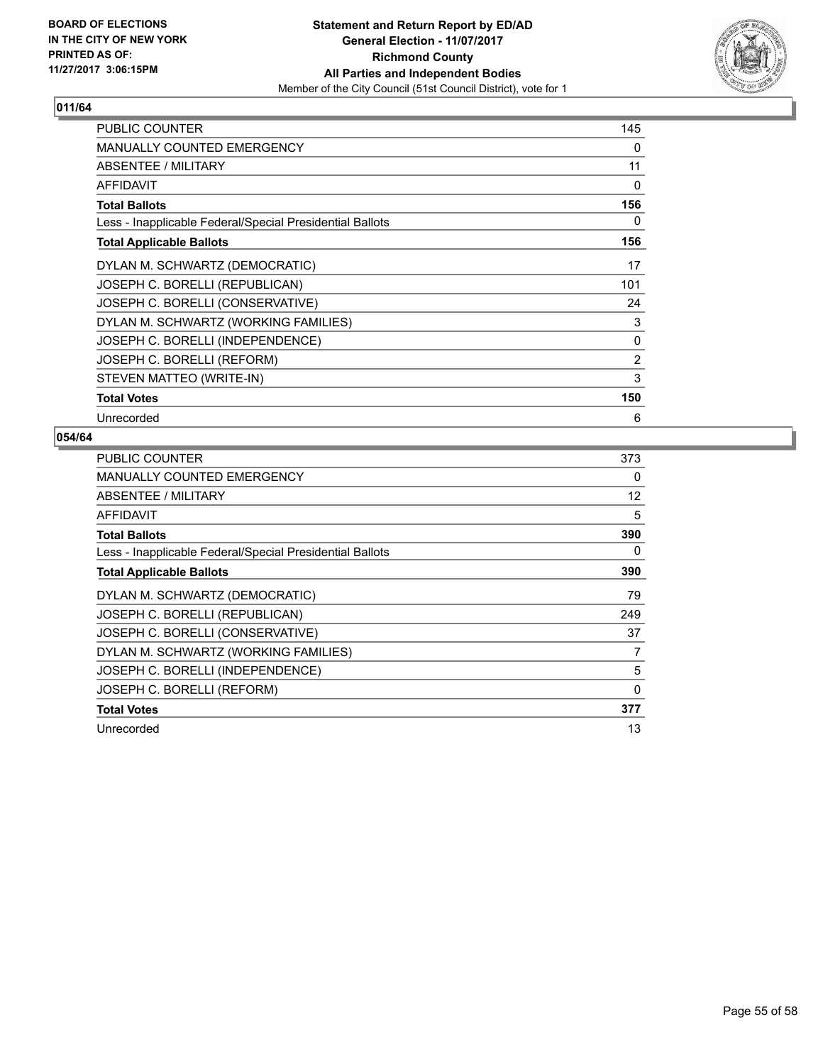**BOARD OF ELECTIONS IN THE CITY OF NEW YORK PRINTED AS OF: 11/27/2017 3:06:15PM**

**Statement and Return Report by ED/AD**
**General Election - 11/07/2017**
**Richmond County**
**All Parties and Independent Bodies**
Member of the City Council (51st Council District), vote for 1

## 011/64

| | |
|---|---|
| PUBLIC COUNTER | 145 |
| MANUALLY COUNTED EMERGENCY | 0 |
| ABSENTEE / MILITARY | 11 |
| AFFIDAVIT | 0 |
| **Total Ballots** | **156** |
| Less - Inapplicable Federal/Special Presidential Ballots | 0 |
| **Total Applicable Ballots** | **156** |
| DYLAN M. SCHWARTZ (DEMOCRATIC) | 17 |
| JOSEPH C. BORELLI (REPUBLICAN) | 101 |
| JOSEPH C. BORELLI (CONSERVATIVE) | 24 |
| DYLAN M. SCHWARTZ (WORKING FAMILIES) | 3 |
| JOSEPH C. BORELLI (INDEPENDENCE) | 0 |
| JOSEPH C. BORELLI (REFORM) | 2 |
| STEVEN MATTEO (WRITE-IN) | 3 |
| **Total Votes** | **150** |
| Unrecorded | 6 |

## 054/64

| | |
|---|---|
| PUBLIC COUNTER | 373 |
| MANUALLY COUNTED EMERGENCY | 0 |
| ABSENTEE / MILITARY | 12 |
| AFFIDAVIT | 5 |
| **Total Ballots** | **390** |
| Less - Inapplicable Federal/Special Presidential Ballots | 0 |
| **Total Applicable Ballots** | **390** |
| DYLAN M. SCHWARTZ (DEMOCRATIC) | 79 |
| JOSEPH C. BORELLI (REPUBLICAN) | 249 |
| JOSEPH C. BORELLI (CONSERVATIVE) | 37 |
| DYLAN M. SCHWARTZ (WORKING FAMILIES) | 7 |
| JOSEPH C. BORELLI (INDEPENDENCE) | 5 |
| JOSEPH C. BORELLI (REFORM) | 0 |
| **Total Votes** | **377** |
| Unrecorded | 13 |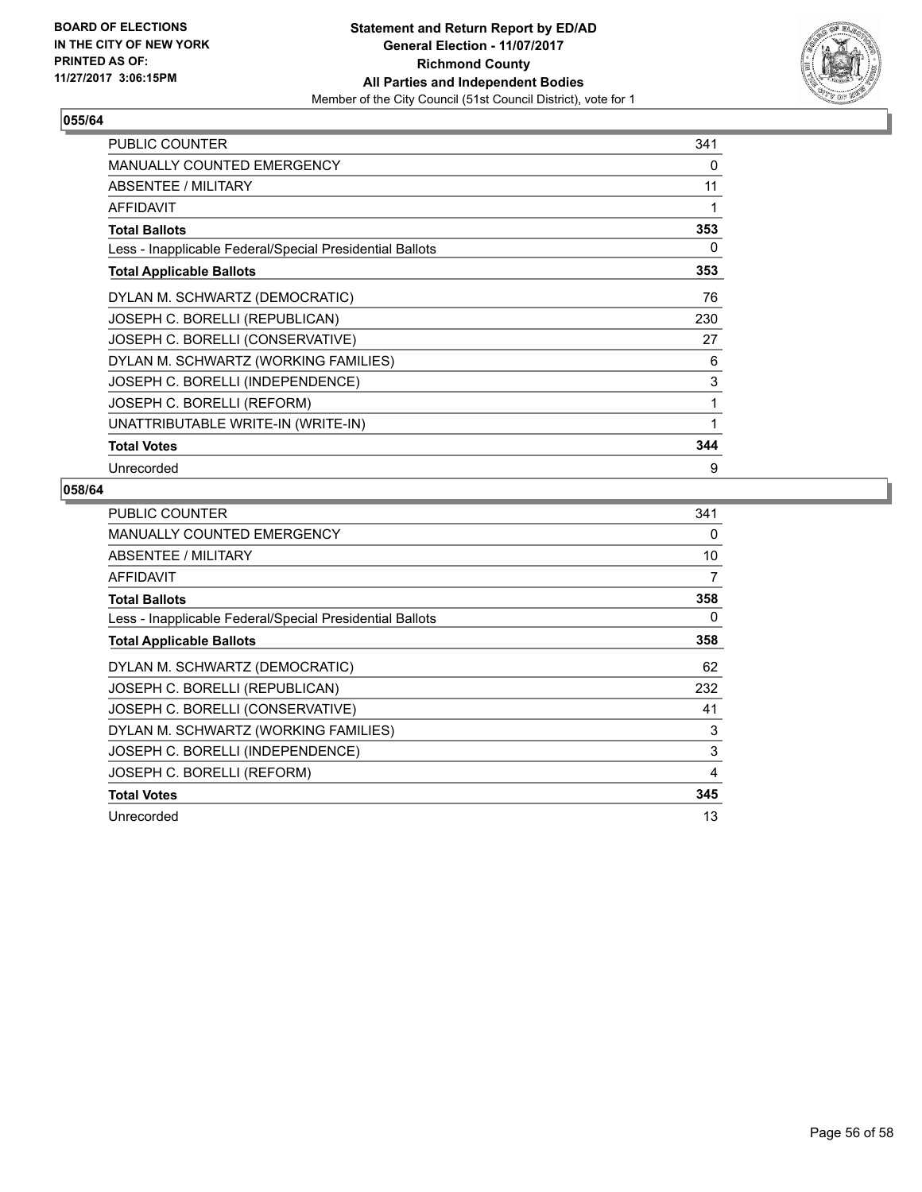**BOARD OF ELECTIONS IN THE CITY OF NEW YORK PRINTED AS OF: 11/27/2017 3:06:15PM**

**Statement and Return Report by ED/AD**
**General Election - 11/07/2017**
**Richmond County**
**All Parties and Independent Bodies**
Member of the City Council (51st Council District), vote for 1

## 055/64

| | |
|---|---|
| PUBLIC COUNTER | 341 |
| MANUALLY COUNTED EMERGENCY | 0 |
| ABSENTEE / MILITARY | 11 |
| AFFIDAVIT | 1 |
| **Total Ballots** | **353** |
| Less - Inapplicable Federal/Special Presidential Ballots | 0 |
| **Total Applicable Ballots** | **353** |
| DYLAN M. SCHWARTZ (DEMOCRATIC) | 76 |
| JOSEPH C. BORELLI (REPUBLICAN) | 230 |
| JOSEPH C. BORELLI (CONSERVATIVE) | 27 |
| DYLAN M. SCHWARTZ (WORKING FAMILIES) | 6 |
| JOSEPH C. BORELLI (INDEPENDENCE) | 3 |
| JOSEPH C. BORELLI (REFORM) | 1 |
| UNATTRIBUTABLE WRITE-IN (WRITE-IN) | 1 |
| **Total Votes** | **344** |
| Unrecorded | 9 |

## 058/64

| | |
|---|---|
| PUBLIC COUNTER | 341 |
| MANUALLY COUNTED EMERGENCY | 0 |
| ABSENTEE / MILITARY | 10 |
| AFFIDAVIT | 7 |
| **Total Ballots** | **358** |
| Less - Inapplicable Federal/Special Presidential Ballots | 0 |
| **Total Applicable Ballots** | **358** |
| DYLAN M. SCHWARTZ (DEMOCRATIC) | 62 |
| JOSEPH C. BORELLI (REPUBLICAN) | 232 |
| JOSEPH C. BORELLI (CONSERVATIVE) | 41 |
| DYLAN M. SCHWARTZ (WORKING FAMILIES) | 3 |
| JOSEPH C. BORELLI (INDEPENDENCE) | 3 |
| JOSEPH C. BORELLI (REFORM) | 4 |
| **Total Votes** | **345** |
| Unrecorded | 13 |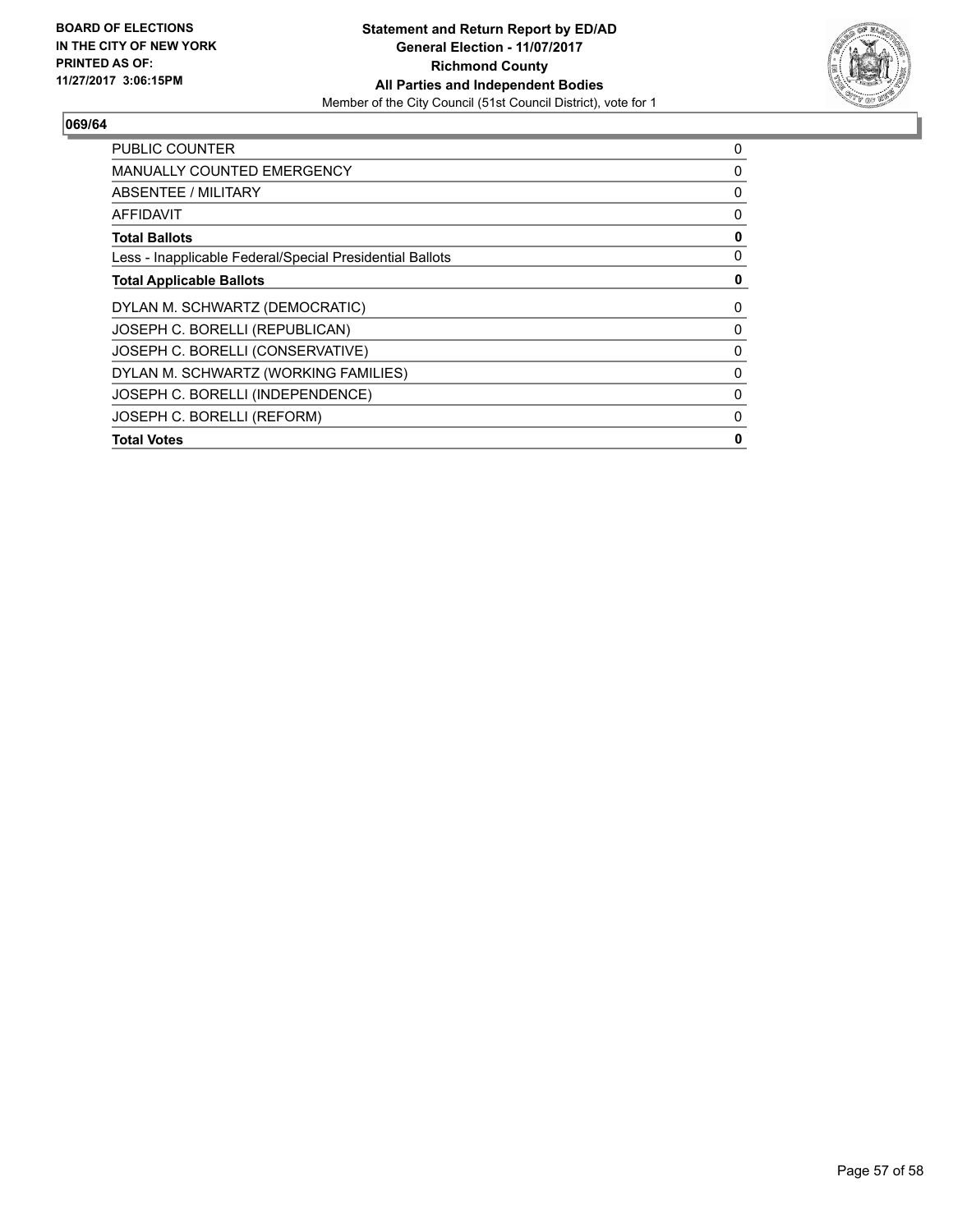BOARD OF ELECTIONS
IN THE CITY OF NEW YORK
PRINTED AS OF:
11/27/2017 3:06:15PM

**Statement and Return Report by ED/AD**
**General Election - 11/07/2017**
**Richmond County**
**All Parties and Independent Bodies**
Member of the City Council (51st Council District), vote for 1

## 069/64

| | |
|---|---|
| PUBLIC COUNTER | 0 |
| MANUALLY COUNTED EMERGENCY | 0 |
| ABSENTEE / MILITARY | 0 |
| AFFIDAVIT | 0 |
| **Total Ballots** | **0** |
| Less - Inapplicable Federal/Special Presidential Ballots | 0 |
| **Total Applicable Ballots** | **0** |
| DYLAN M. SCHWARTZ (DEMOCRATIC) | 0 |
| JOSEPH C. BORELLI (REPUBLICAN) | 0 |
| JOSEPH C. BORELLI (CONSERVATIVE) | 0 |
| DYLAN M. SCHWARTZ (WORKING FAMILIES) | 0 |
| JOSEPH C. BORELLI (INDEPENDENCE) | 0 |
| JOSEPH C. BORELLI (REFORM) | 0 |
| **Total Votes** | **0** |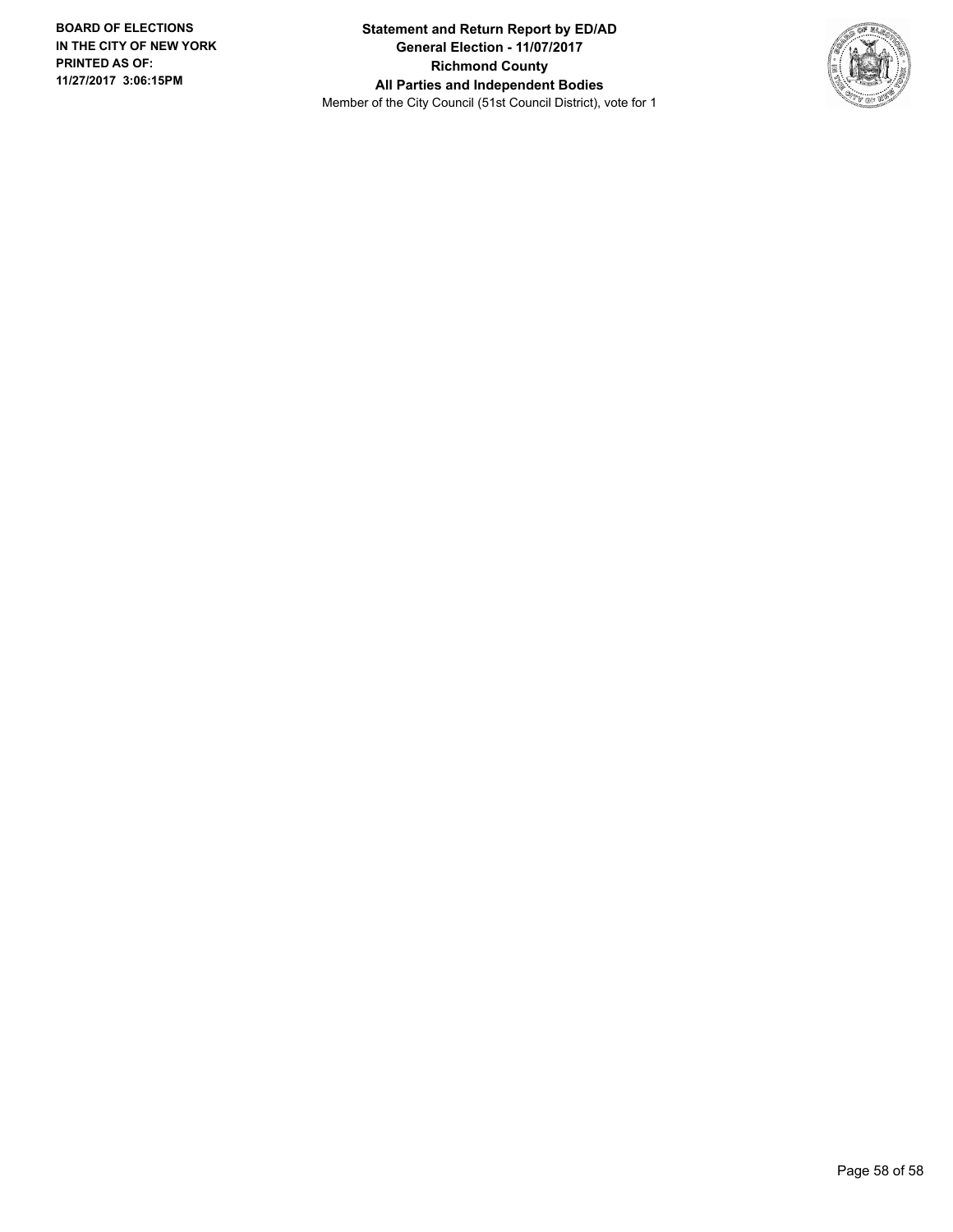**BOARD OF ELECTIONS**
**IN THE CITY OF NEW YORK**
**PRINTED AS OF:**
**11/27/2017 3:06:15PM**

**Statement and Return Report by ED/AD**
**General Election - 11/07/2017**
**Richmond County**
**All Parties and Independent Bodies**
Member of the City Council (51st Council District), vote for 1